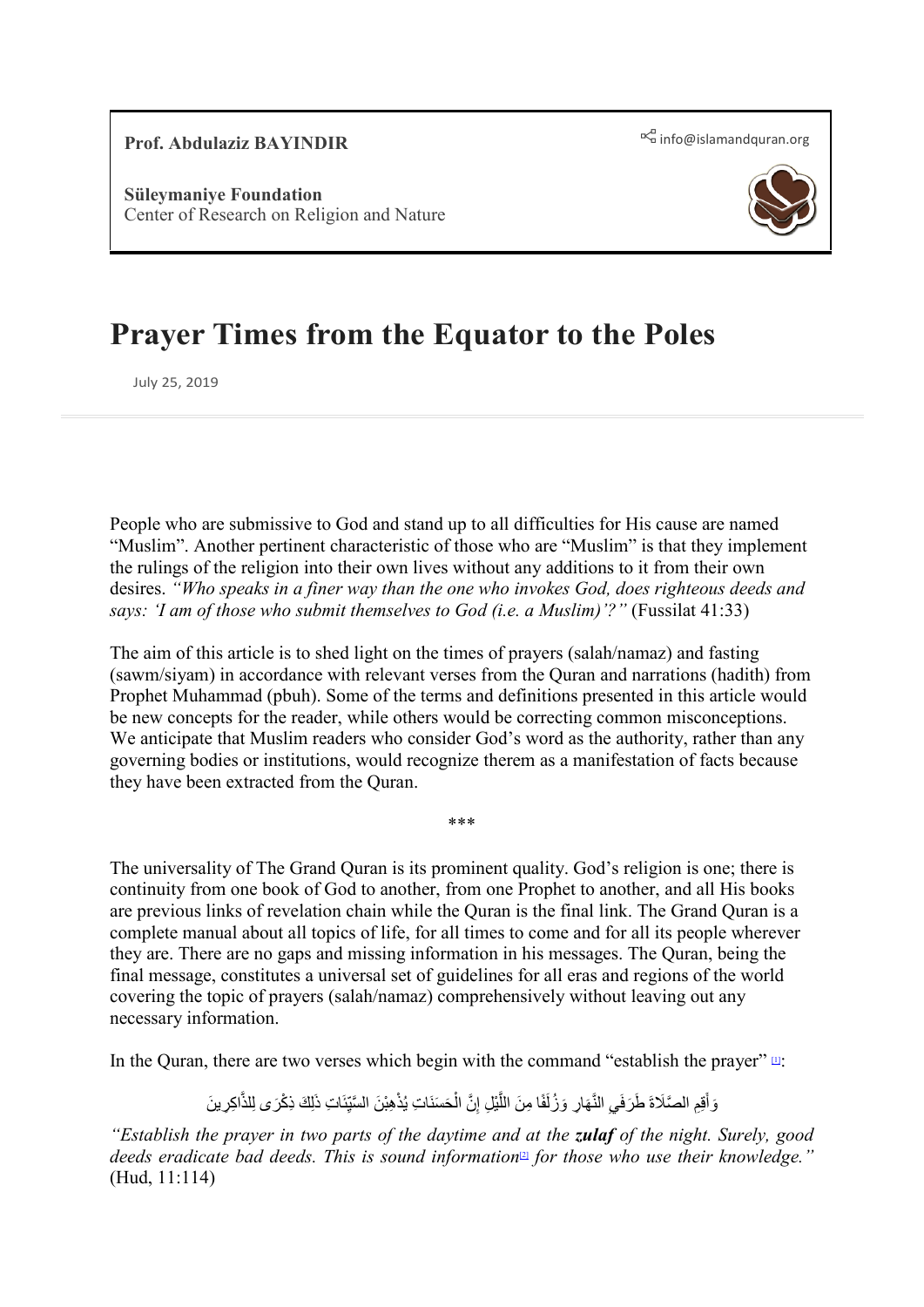**Prof. Abdulaziz BAYINDIR**

info@islamandquran.org

**Süleymaniye Foundation**
Center of Research on Religion and Nature

# Prayer Times from the Equator to the Poles

July 25, 2019

People who are submissive to God and stand up to all difficulties for His cause are named "Muslim". Another pertinent characteristic of those who are "Muslim" is that they implement the rulings of the religion into their own lives without any additions to it from their own desires. *"Who speaks in a finer way than the one who invokes God, does righteous deeds and says: 'I am of those who submit themselves to God (i.e. a Muslim)'?"* (Fussilat 41:33)

The aim of this article is to shed light on the times of prayers (salah/namaz) and fasting (sawm/siyam) in accordance with relevant verses from the Quran and narrations (hadith) from Prophet Muhammad (pbuh). Some of the terms and definitions presented in this article would be new concepts for the reader, while others would be correcting common misconceptions. We anticipate that Muslim readers who consider God's word as the authority, rather than any governing bodies or institutions, would recognize therem as a manifestation of facts because they have been extracted from the Quran.

\*\*\*

The universality of The Grand Quran is its prominent quality. God's religion is one; there is continuity from one book of God to another, from one Prophet to another, and all His books are previous links of revelation chain while the Quran is the final link. The Grand Quran is a complete manual about all topics of life, for all times to come and for all its people wherever they are. There are no gaps and missing information in his messages. The Quran, being the final message, constitutes a universal set of guidelines for all eras and regions of the world covering the topic of prayers (salah/namaz) comprehensively without leaving out any necessary information.

In the Quran, there are two verses which begin with the command "establish the prayer" [1]:

وَأَقِمِ الصَّلَاةَ طَرَفَيِ النَّهَارِ وَزُلَفًا مِنَ اللَّيْلِ إِنَّ الْحَسَنَاتِ يُذْهِبْنَ السَّيِّئَاتِ ذَلِكَ ذِكْرَى لِلذَّاكِرِينَ

*"Establish the prayer in two parts of the daytime and at the **zulaf** of the night. Surely, good deeds eradicate bad deeds. This is sound information*[2] *for those who use their knowledge."* (Hud, 11:114)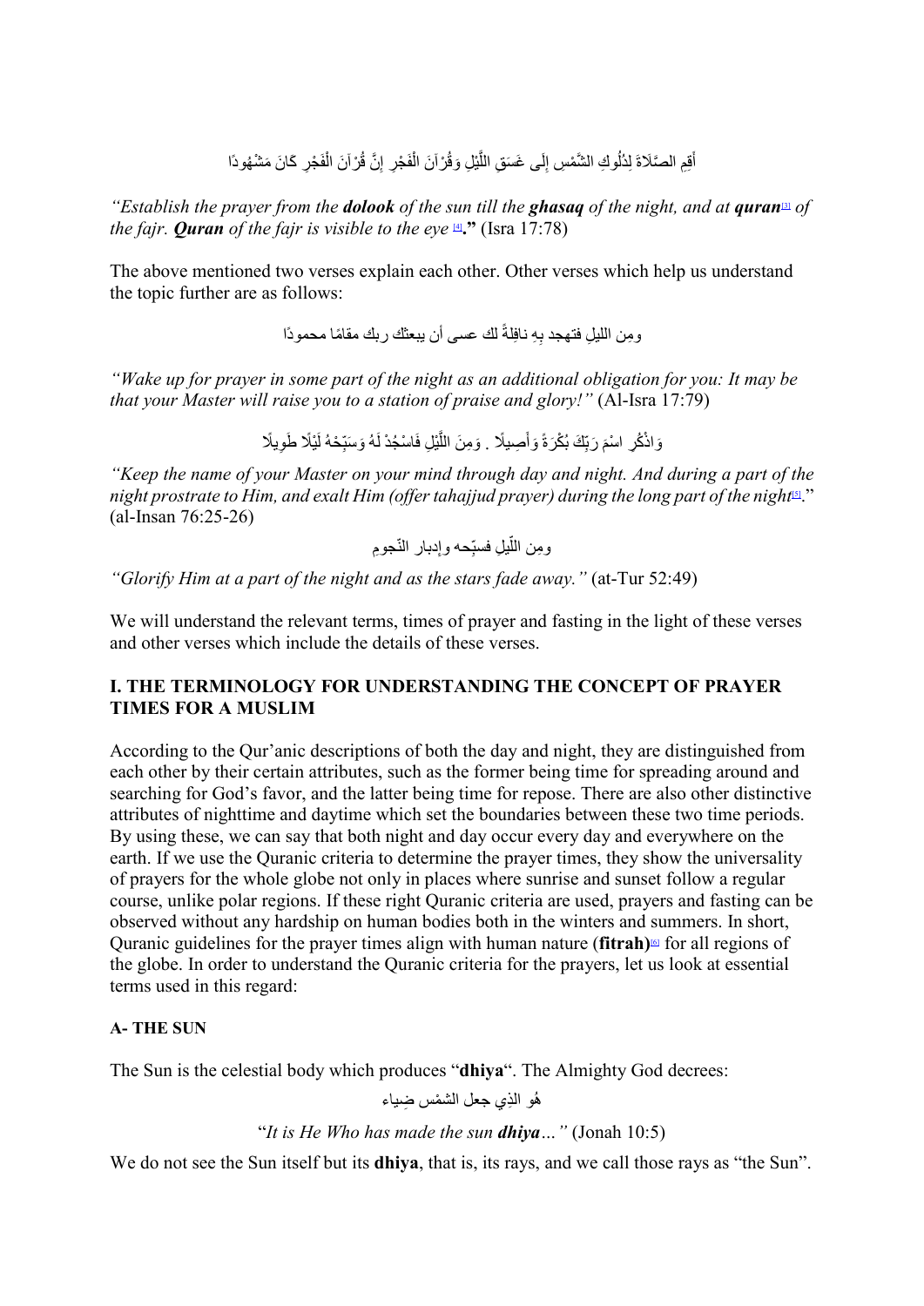أَقِمِ الصَّلَاةَ لِدُلُوكِ الشَّمْسِ إِلَى غَسَقِ اللَّيْلِ وَقُرْآنَ الْفَجْرِ إِنَّ قُرْآنَ الْفَجْرِ كَانَ مَشْهُودًا

*"Establish the prayer from the **dolook** of the sun till the **ghasaq** of the night, and at **quran**[3] of the fajr. **Quran** of the fajr is visible to the eye* [4]**."** (Isra 17:78)

The above mentioned two verses explain each other. Other verses which help us understand the topic further are as follows:

ومِن الليلِ فتهجد بهِ نافِلةً لك عسى أن يبعثك ربك مقامًا محمودًا

*"Wake up for prayer in some part of the night as an additional obligation for you: It may be that your Master will raise you to a station of praise and glory!"* (Al-Isra 17:79)

وَاذْكُرِ اسْمَ رَبِّكَ بُكْرَةً وَأَصِيلًا . وَمِنَ اللَّيْلِ فَاسْجُدْ لَهُ وَسَبِّحْهُ لَيْلًا طَوِيلًا

*"Keep the name of your Master on your mind through day and night. And during a part of the night prostrate to Him, and exalt Him (offer tahajjud prayer) during the long part of the night*[5]." (al-Insan 76:25-26)

ومِن اللّيلِ فسبِّحه وإدبار النّجومِ

*"Glorify Him at a part of the night and as the stars fade away."* (at-Tur 52:49)

We will understand the relevant terms, times of prayer and fasting in the light of these verses and other verses which include the details of these verses.

## I. THE TERMINOLOGY FOR UNDERSTANDING THE CONCEPT OF PRAYER TIMES FOR A MUSLIM

According to the Qur'anic descriptions of both the day and night, they are distinguished from each other by their certain attributes, such as the former being time for spreading around and searching for God's favor, and the latter being time for repose. There are also other distinctive attributes of nighttime and daytime which set the boundaries between these two time periods. By using these, we can say that both night and day occur every day and everywhere on the earth. If we use the Quranic criteria to determine the prayer times, they show the universality of prayers for the whole globe not only in places where sunrise and sunset follow a regular course, unlike polar regions. If these right Quranic criteria are used, prayers and fasting can be observed without any hardship on human bodies both in the winters and summers. In short, Quranic guidelines for the prayer times align with human nature (**fitrah**)[6] for all regions of the globe. In order to understand the Quranic criteria for the prayers, let us look at essential terms used in this regard:

### A- THE SUN

The Sun is the celestial body which produces "**dhiya**". The Almighty God decrees:

هُو الذِي جعل الشمْس ضِياء

"*It is He Who has made the sun **dhiya**…"* (Jonah 10:5)

We do not see the Sun itself but its **dhiya**, that is, its rays, and we call those rays as "the Sun".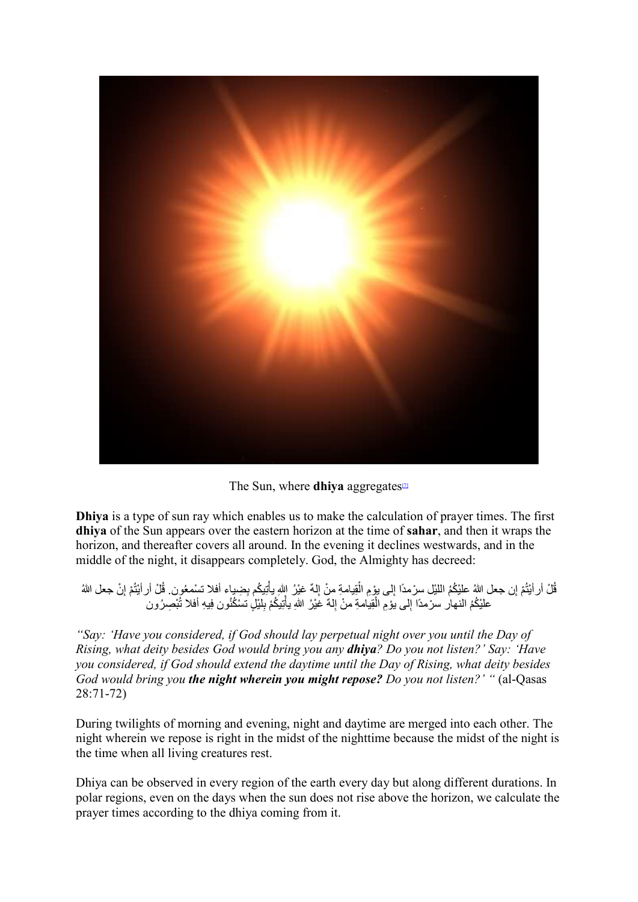The Sun, where **dhiya** aggregates[7]

**Dhiya** is a type of sun ray which enables us to make the calculation of prayer times. The first **dhiya** of the Sun appears over the eastern horizon at the time of **sahar**, and then it wraps the horizon, and thereafter covers all around. In the evening it declines westwards, and in the middle of the night, it disappears completely. God, the Almighty has decreed:

قُلْ أرأيْتُمْ إن جعل اللهُ عليْكُمُ الليْل سرْمدًا إلى يوْمِ الْقِيامةِ منْ إلهٌ غيْرُ اللهِ يأْتِيكُم بِضِياء أفلا تسْمعُون. قُلْ أرأيْتُمْ إنْ جعل اللهُ عليْكُمُ النهار سرْمدًا إلى يوْمِ الْقِيامةِ منْ إلهٌ غيْرُ اللهِ يأْتِيكُمْ بِليْلٍ تسْكُنُون فِيهِ أفلا تُبْصِرُون

*"Say: 'Have you considered, if God should lay perpetual night over you until the Day of Rising, what deity besides God would bring you any **dhiya**? Do you not listen?' Say: 'Have you considered, if God should extend the daytime until the Day of Rising, what deity besides God would bring you **the night wherein you might repose?** Do you not listen?' "* (al-Qasas 28:71-72)

During twilights of morning and evening, night and daytime are merged into each other. The night wherein we repose is right in the midst of the nighttime because the midst of the night is the time when all living creatures rest.

Dhiya can be observed in every region of the earth every day but along different durations. In polar regions, even on the days when the sun does not rise above the horizon, we calculate the prayer times according to the dhiya coming from it.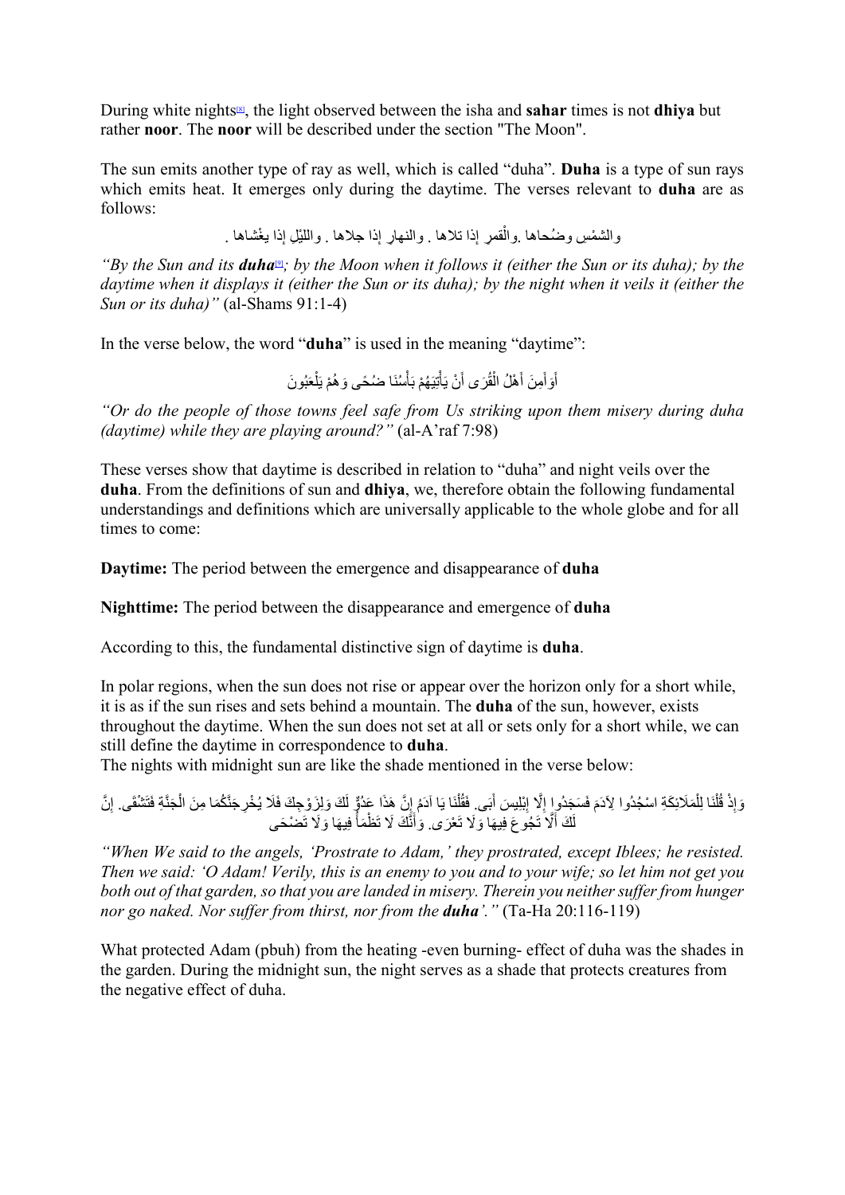During white nights[8], the light observed between the isha and **sahar** times is not **dhiya** but rather **noor**. The **noor** will be described under the section "The Moon".

The sun emits another type of ray as well, which is called "duha". **Duha** is a type of sun rays which emits heat. It emerges only during the daytime. The verses relevant to **duha** are as follows:

والشمْسِ وضُحاها .والْقمرِ إذا تلاها . والنهارِ إذا جلاها . والليْلِ إذا يغْشاها .

*"By the Sun and its **duha**[9]; by the Moon when it follows it (either the Sun or its duha); by the daytime when it displays it (either the Sun or its duha); by the night when it veils it (either the Sun or its duha)"* (al-Shams 91:1-4)

In the verse below, the word "**duha**" is used in the meaning "daytime":

أَوَأَمِنَ أَهْلُ الْقُرَى أَنْ يَأْتِيَهُمْ بَأْسُنَا ضُحًى وَهُمْ يَلْعَبُونَ

*"Or do the people of those towns feel safe from Us striking upon them misery during duha (daytime) while they are playing around?"* (al-A'raf 7:98)

These verses show that daytime is described in relation to "duha" and night veils over the **duha**. From the definitions of sun and **dhiya**, we, therefore obtain the following fundamental understandings and definitions which are universally applicable to the whole globe and for all times to come:

**Daytime:** The period between the emergence and disappearance of **duha**

**Nighttime:** The period between the disappearance and emergence of **duha**

According to this, the fundamental distinctive sign of daytime is **duha**.

In polar regions, when the sun does not rise or appear over the horizon only for a short while, it is as if the sun rises and sets behind a mountain. The **duha** of the sun, however, exists throughout the daytime. When the sun does not set at all or sets only for a short while, we can still define the daytime in correspondence to **duha**.

The nights with midnight sun are like the shade mentioned in the verse below:

وَإِذْ قُلْنَا لِلْمَلَائِكَةِ اسْجُدُوا لِآدَمَ فَسَجَدُوا إِلَّا إِبْلِيسَ أَبَى. فَقُلْنَا يَا آدَمُ إِنَّ هَذَا عَدُوٌّ لَكَ وَلِزَوْجِكَ فَلَا يُخْرِجَنَّكُمَا مِنَ الْجَنَّةِ فَتَشْقَى. إِنَّ لَكَ أَلَّا تَجُوعَ فِيهَا وَلَا تَعْرَى. وَأَنَّكَ لَا تَظْمَأُ فِيهَا وَلَا تَضْحَى

*"When We said to the angels, 'Prostrate to Adam,' they prostrated, except Iblees; he resisted. Then we said: 'O Adam! Verily, this is an enemy to you and to your wife; so let him not get you both out of that garden, so that you are landed in misery. Therein you neither suffer from hunger nor go naked. Nor suffer from thirst, nor from the **duha**'."* (Ta-Ha 20:116-119)

What protected Adam (pbuh) from the heating -even burning- effect of duha was the shades in the garden. During the midnight sun, the night serves as a shade that protects creatures from the negative effect of duha.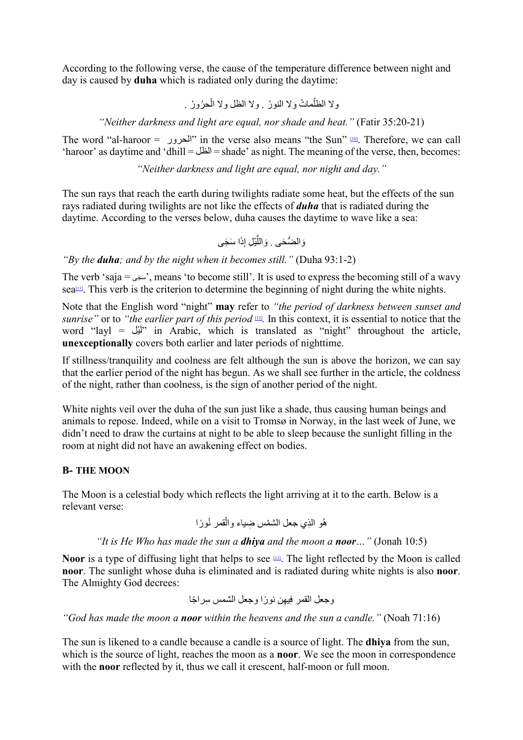According to the following verse, the cause of the temperature difference between night and day is caused by **duha** which is radiated only during the daytime:

ولا الظُلُماتُ ولا النورُ . ولا الظل ولا الْحرُورُ .

*"Neither darkness and light are equal, nor shade and heat."* (Fatir 35:20-21)

The word "al-haroor = الحرور" in the verse also means "the Sun" [10]. Therefore, we can call 'haroor' as daytime and 'dhill = الظل = shade' as night. The meaning of the verse, then, becomes:

*"Neither darkness and light are equal, nor night and day."*

The sun rays that reach the earth during twilights radiate some heat, but the effects of the sun rays radiated during twilights are not like the effects of ***duha*** that is radiated during the daytime. According to the verses below, duha causes the daytime to wave like a sea:

وَالضُّحَى . وَاللَّيْلِ إذَا سَجَى

*"By the **duha**; and by the night when it becomes still."* (Duha 93:1-2)

The verb 'saja = سَجَى', means 'to become still'. It is used to express the becoming still of a wavy sea[11]. This verb is the criterion to determine the beginning of night during the white nights.

Note that the English word "night" **may** refer to *"the period of darkness between sunset and sunrise"* or to *"the earlier part of this period* [12]*.* In this context, it is essential to notice that the word "layl = لَيْل" in Arabic, which is translated as "night" throughout the article, **unexceptionally** covers both earlier and later periods of nighttime.

If stillness/tranquility and coolness are felt although the sun is above the horizon, we can say that the earlier period of the night has begun. As we shall see further in the article, the coldness of the night, rather than coolness, is the sign of another period of the night.

White nights veil over the duha of the sun just like a shade, thus causing human beings and animals to repose. Indeed, while on a visit to Tromsø in Norway, in the last week of June, we didn't need to draw the curtains at night to be able to sleep because the sunlight filling in the room at night did not have an awakening effect on bodies.

## B- THE MOON

The Moon is a celestial body which reflects the light arriving at it to the earth. Below is a relevant verse:

هُو الذِي جعل الشمْس ضِياء والْقمر نُورًا

*"It is He Who has made the sun a **dhiya** and the moon a **noor**…"* (Jonah 10:5)

**Noor** is a type of diffusing light that helps to see [13]. The light reflected by the Moon is called **noor**. The sunlight whose duha is eliminated and is radiated during white nights is also **noor**. The Almighty God decrees:

وجعل القمر فِيهِن نورًا وجعل الشمس سِراجًا

*"God has made the moon a **noor** within the heavens and the sun a candle."* (Noah 71:16)

The sun is likened to a candle because a candle is a source of light. The **dhiya** from the sun, which is the source of light, reaches the moon as a **noor**. We see the moon in correspondence with the **noor** reflected by it, thus we call it crescent, half-moon or full moon.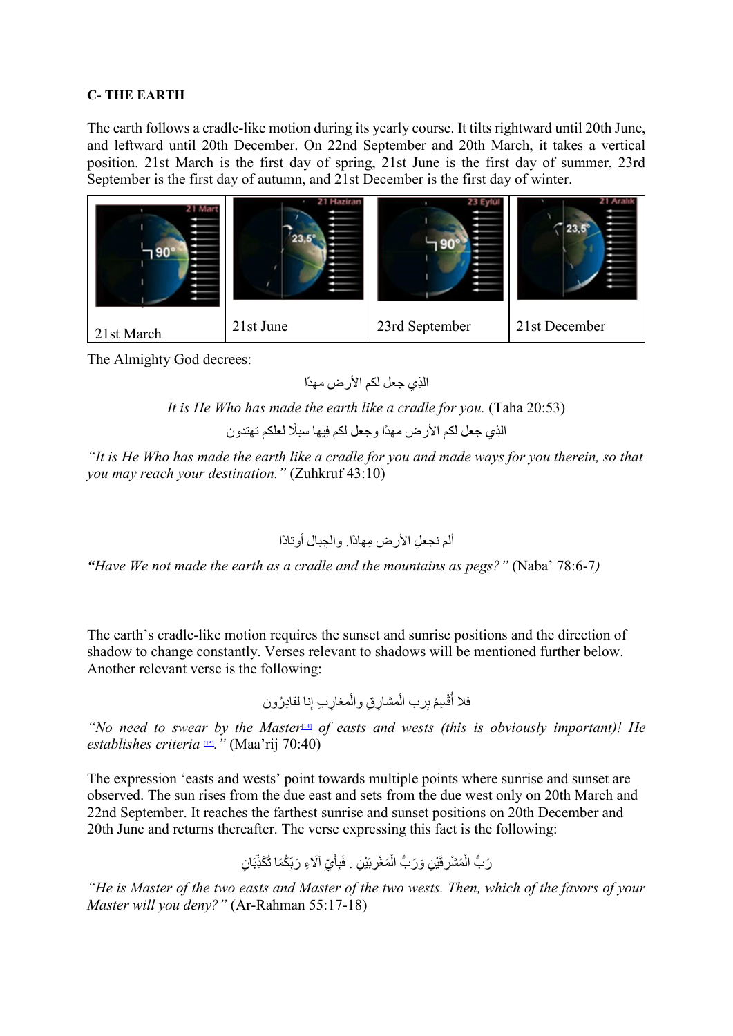**C- THE EARTH**

The earth follows a cradle-like motion during its yearly course. It tilts rightward until 20th June, and leftward until 20th December. On 22nd September and 20th March, it takes a vertical position. 21st March is the first day of spring, 21st June is the first day of summer, 23rd September is the first day of autumn, and 21st December is the first day of winter.

| 21st March | 21st June | 23rd September | 21st December |
|---|---|---|---|

The Almighty God decrees:

الذِي جعل لكم الأرض مهدًا

*It is He Who has made the earth like a cradle for you.* (Taha 20:53)

الذِي جعل لكم الأرض مهدًا وجعل لكم فيها سبلًا لعلكم تهتدون

*"It is He Who has made the earth like a cradle for you and made ways for you therein, so that you may reach your destination."* (Zuhkruf 43:10)

ألم نجعلِ الأرض مِهادًا. والجبال أوتادًا

***"****Have We not made the earth as a cradle and the mountains as pegs?"* (Naba' 78:6-7*)*

The earth's cradle-like motion requires the sunset and sunrise positions and the direction of shadow to change constantly. Verses relevant to shadows will be mentioned further below. Another relevant verse is the following:

فلا أُقْسِمُ بِرب الْمشارِقِ والْمغارِبِ إنا لقادِرُون

*"No need to swear by the Master*[14] *of easts and wests (this is obviously important)! He establishes criteria* [15]*."* (Maa'rij 70:40)

The expression 'easts and wests' point towards multiple points where sunrise and sunset are observed. The sun rises from the due east and sets from the due west only on 20th March and 22nd September. It reaches the farthest sunrise and sunset positions on 20th December and 20th June and returns thereafter. The verse expressing this fact is the following:

رَبُّ الْمَشْرِقَيْنِ وَرَبُّ الْمَغْرِبَيْنِ . فَبِأَيِّ آلَاءِ رَبِّكُمَا تُكَذِّبَانِ

*"He is Master of the two easts and Master of the two wests. Then, which of the favors of your Master will you deny?"* (Ar-Rahman 55:17-18)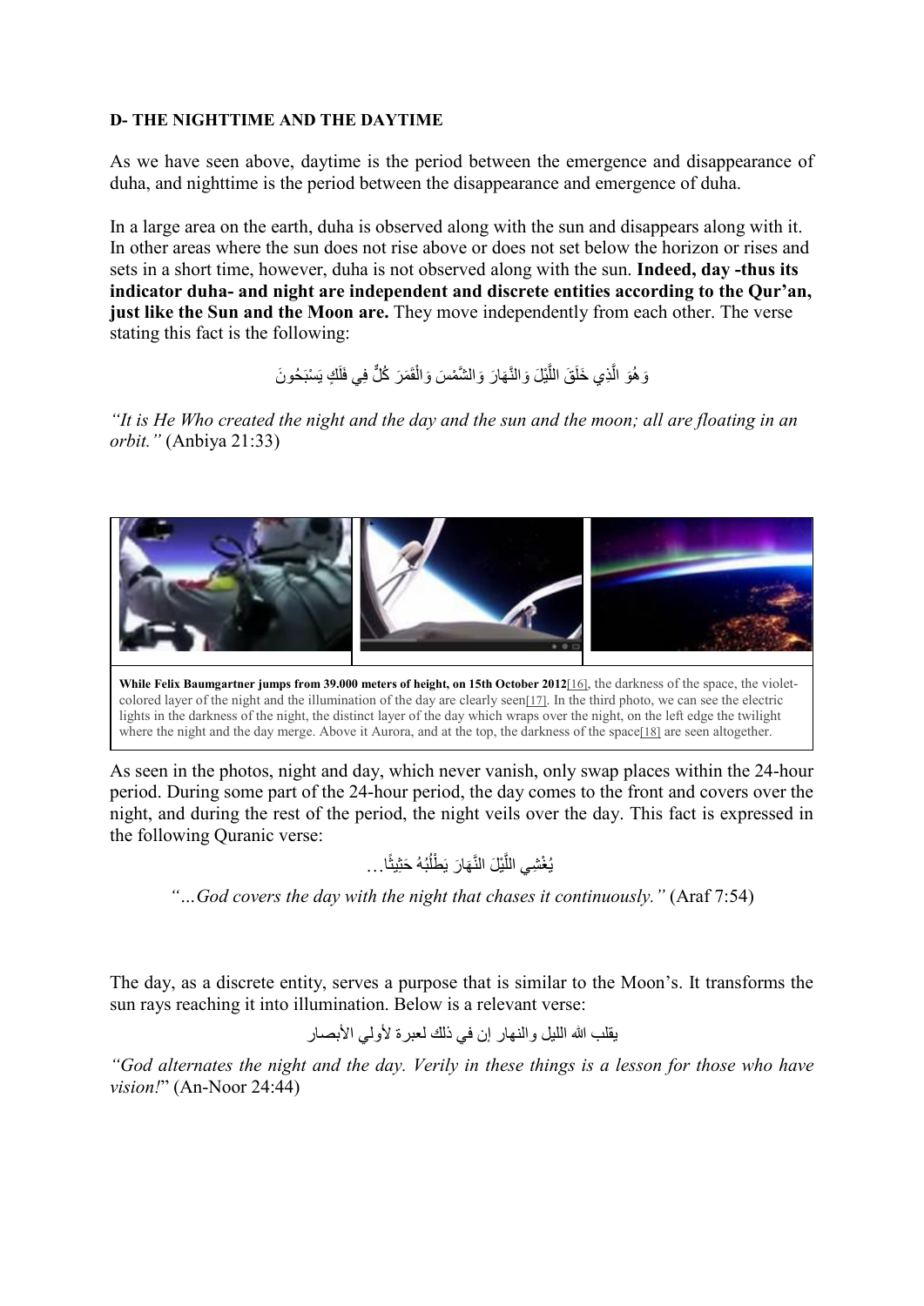**D- THE NIGHTTIME AND THE DAYTIME**

As we have seen above, daytime is the period between the emergence and disappearance of duha, and nighttime is the period between the disappearance and emergence of duha.

In a large area on the earth, duha is observed along with the sun and disappears along with it. In other areas where the sun does not rise above or does not set below the horizon or rises and sets in a short time, however, duha is not observed along with the sun. **Indeed, day -thus its indicator duha- and night are independent and discrete entities according to the Qur'an, just like the Sun and the Moon are.** They move independently from each other. The verse stating this fact is the following:

وَهُوَ الَّذِي خَلَقَ اللَّيْلَ وَالنَّهَارَ وَالشَّمْسَ وَالْقَمَرَ كُلٌّ فِي فَلَكٍ يَسْبَحُونَ

*"It is He Who created the night and the day and the sun and the moon; all are floating in an orbit."* (Anbiya 21:33)

**While Felix Baumgartner jumps from 39.000 meters of height, on 15th October 2012**[16], the darkness of the space, the violet-colored layer of the night and the illumination of the day are clearly seen[17]. In the third photo, we can see the electric lights in the darkness of the night, the distinct layer of the day which wraps over the night, on the left edge the twilight where the night and the day merge. Above it Aurora, and at the top, the darkness of the space[18] are seen altogether.

As seen in the photos, night and day, which never vanish, only swap places within the 24-hour period. During some part of the 24-hour period, the day comes to the front and covers over the night, and during the rest of the period, the night veils over the day. This fact is expressed in the following Quranic verse:

يُغْشِي اللَّيْلَ النَّهَارَ يَطْلُبُهُ حَثِيثًا...

*"…God covers the day with the night that chases it continuously."* (Araf 7:54)

The day, as a discrete entity, serves a purpose that is similar to the Moon's. It transforms the sun rays reaching it into illumination. Below is a relevant verse:

يقلب الله الليل والنهار إن في ذلك لعبرة لأولي الأبصار

*"God alternates the night and the day. Verily in these things is a lesson for those who have vision!"* (An-Noor 24:44)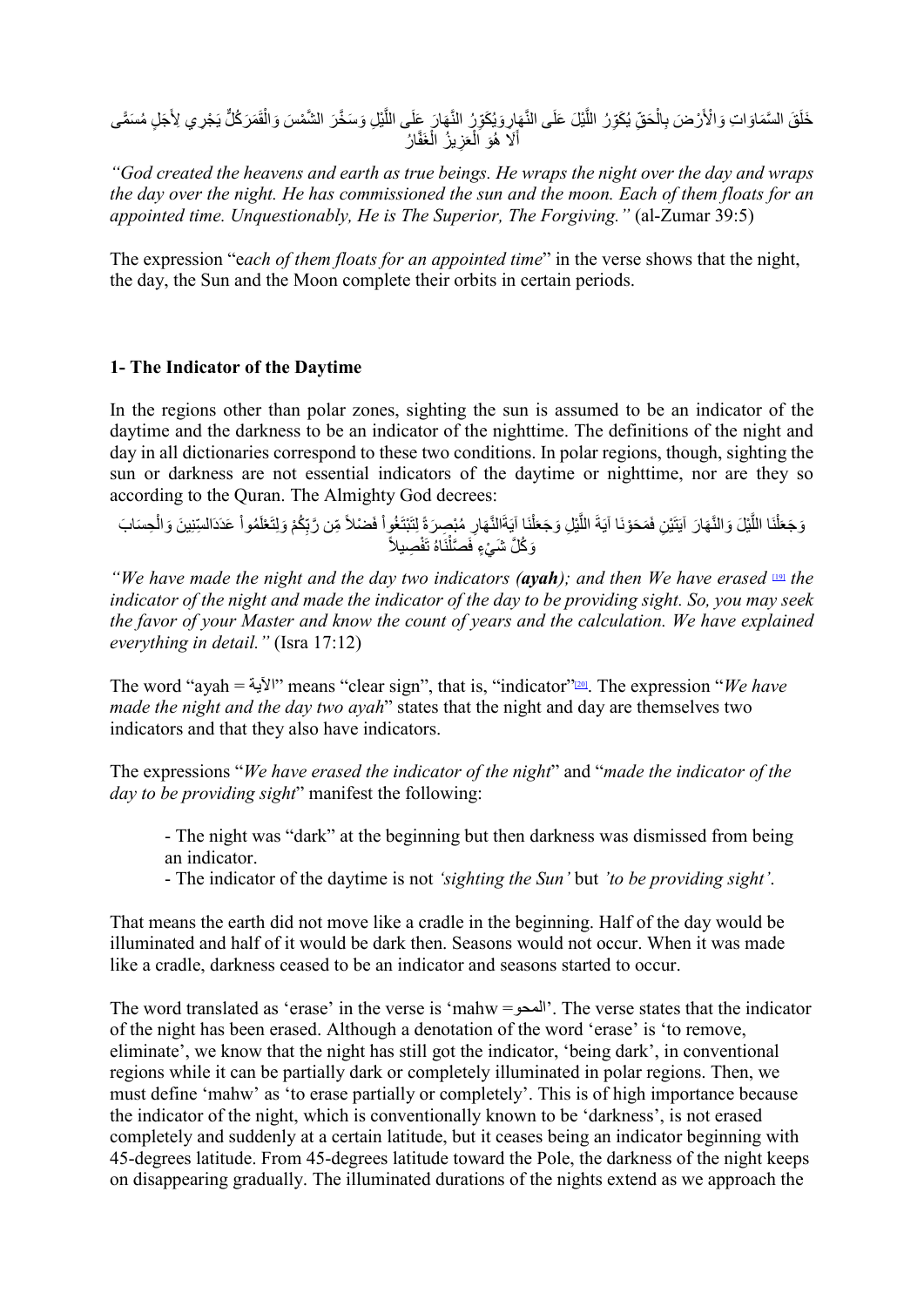خَلَقَ السَّمَاوَاتِ وَالْأَرْضَ بِالْحَقِّ يُكَوِّرُ اللَّيْلَ عَلَى النَّهَارِ وَيُكَوِّرُ النَّهَارَ عَلَى اللَّيْلِ وَسَخَّرَ الشَّمْسَ وَالْقَمَرَ كُلٌّ يَجْرِي لِأَجَلٍ مُسَمًّى أَلَا هُوَ الْعَزِيزُ الْغَفَّارُ

*"God created the heavens and earth as true beings. He wraps the night over the day and wraps the day over the night. He has commissioned the sun and the moon. Each of them floats for an appointed time. Unquestionably, He is The Superior, The Forgiving."* (al-Zumar 39:5)

The expression "e*ach of them floats for an appointed time*" in the verse shows that the night, the day, the Sun and the Moon complete their orbits in certain periods.

## 1- The Indicator of the Daytime

In the regions other than polar zones, sighting the sun is assumed to be an indicator of the daytime and the darkness to be an indicator of the nighttime. The definitions of the night and day in all dictionaries correspond to these two conditions. In polar regions, though, sighting the sun or darkness are not essential indicators of the daytime or nighttime, nor are they so according to the Quran. The Almighty God decrees:

وَجَعَلْنَا اللَّيْلَ وَالنَّهَارَ آيَتَيْنِ فَمَحَوْنَا آيَةَ اللَّيْلِ وَجَعَلْنَا آيَةَالنَّهَارِ مُبْصِرَةً لِتَبْتَغُواْ فَضْلاً مِّن رَّبِّكُمْ وَلِتَعْلَمُواْ عَدَدَالسِّنِينَ وَالْحِسَابَ وَكُلَّ شَيْءٍ فَصَّلْنَاهُ تَفْصِيلاً

*"We have made the night and the day two indicators **(ayah)**; and then We have erased* [19] *the indicator of the night and made the indicator of the day to be providing sight. So, you may seek the favor of your Master and know the count of years and the calculation. We have explained everything in detail."* (Isra 17:12)

The word "ayah = الآية" means "clear sign", that is, "indicator"[20]. The expression "*We have made the night and the day two ayah*" states that the night and day are themselves two indicators and that they also have indicators.

The expressions "*We have erased the indicator of the night*" and "*made the indicator of the day to be providing sight*" manifest the following:

- The night was "dark" at the beginning but then darkness was dismissed from being an indicator.
- The indicator of the daytime is not *'sighting the Sun'* but *'to be providing sight'*.

That means the earth did not move like a cradle in the beginning. Half of the day would be illuminated and half of it would be dark then. Seasons would not occur. When it was made like a cradle, darkness ceased to be an indicator and seasons started to occur.

The word translated as 'erase' in the verse is 'mahw =المحو'. The verse states that the indicator of the night has been erased. Although a denotation of the word 'erase' is 'to remove, eliminate', we know that the night has still got the indicator, 'being dark', in conventional regions while it can be partially dark or completely illuminated in polar regions. Then, we must define 'mahw' as 'to erase partially or completely'. This is of high importance because the indicator of the night, which is conventionally known to be 'darkness', is not erased completely and suddenly at a certain latitude, but it ceases being an indicator beginning with 45-degrees latitude. From 45-degrees latitude toward the Pole, the darkness of the night keeps on disappearing gradually. The illuminated durations of the nights extend as we approach the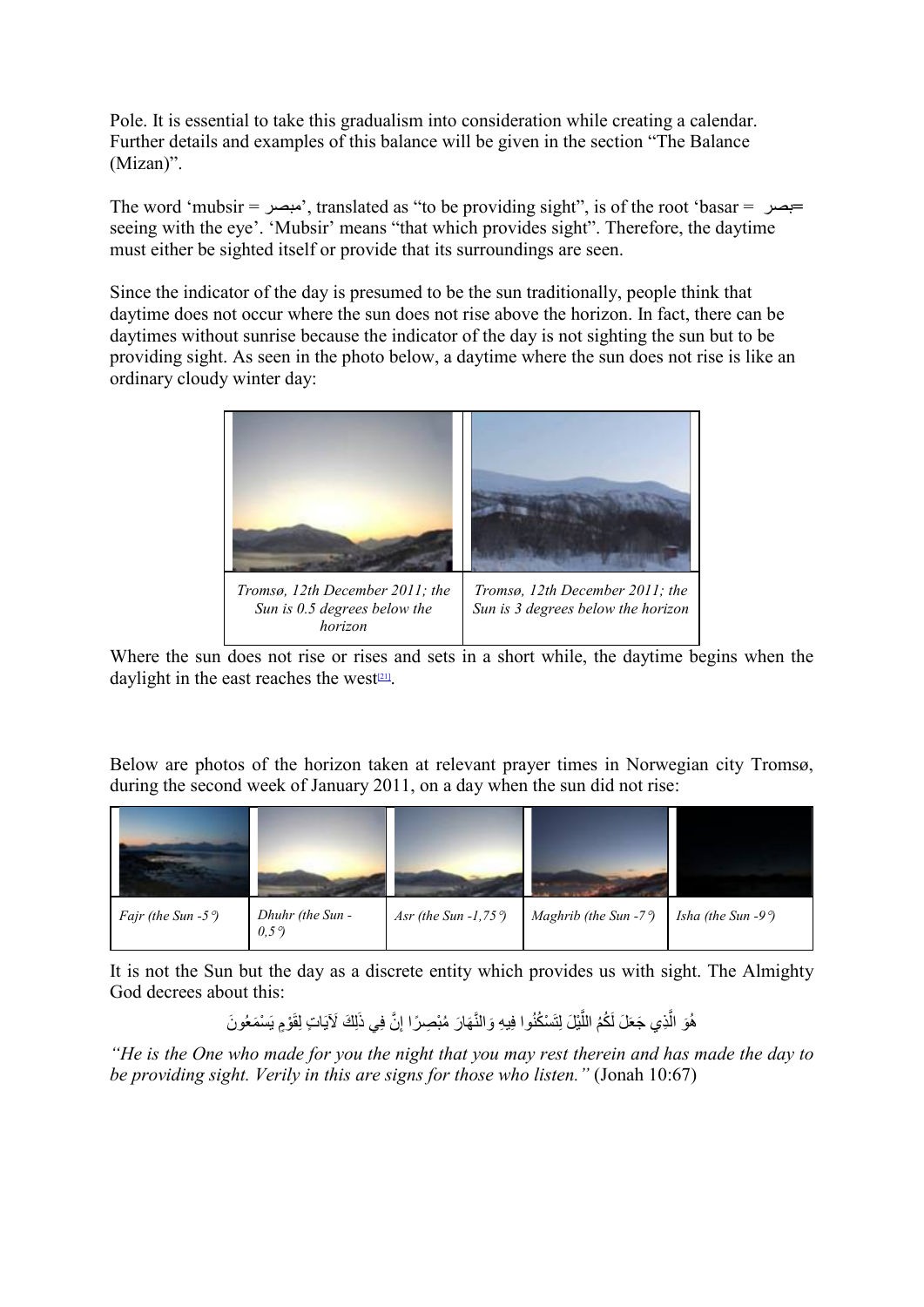Pole. It is essential to take this gradualism into consideration while creating a calendar. Further details and examples of this balance will be given in the section "The Balance (Mizan)".

The word 'mubsir = مبصر', translated as "to be providing sight", is of the root 'basar = بصر= seeing with the eye'. 'Mubsir' means "that which provides sight". Therefore, the daytime must either be sighted itself or provide that its surroundings are seen.

Since the indicator of the day is presumed to be the sun traditionally, people think that daytime does not occur where the sun does not rise above the horizon. In fact, there can be daytimes without sunrise because the indicator of the day is not sighting the sun but to be providing sight. As seen in the photo below, a daytime where the sun does not rise is like an ordinary cloudy winter day:

| | |
|---|---|
| *Tromsø, 12th December 2011; the Sun is 0.5 degrees below the horizon* | *Tromsø, 12th December 2011; the Sun is 3 degrees below the horizon* |

Where the sun does not rise or rises and sets in a short while, the daytime begins when the daylight in the east reaches the west[21].

Below are photos of the horizon taken at relevant prayer times in Norwegian city Tromsø, during the second week of January 2011, on a day when the sun did not rise:

| | | | | |
|---|---|---|---|---|
| *Fajr (the Sun -5°)* | *Dhuhr (the Sun -0,5°)* | *Asr (the Sun -1,75°)* | *Maghrib (the Sun -7°)* | *Isha (the Sun -9°)* |

It is not the Sun but the day as a discrete entity which provides us with sight. The Almighty God decrees about this:

هُوَ الَّذِي جَعَلَ لَكُمُ اللَّيْلَ لِتَسْكُنُوا فِيهِ وَالنَّهَارَ مُبْصِرًا إِنَّ فِي ذَلِكَ لَآيَاتٍ لِقَوْمٍ يَسْمَعُونَ

*"He is the One who made for you the night that you may rest therein and has made the day to be providing sight. Verily in this are signs for those who listen."* (Jonah 10:67)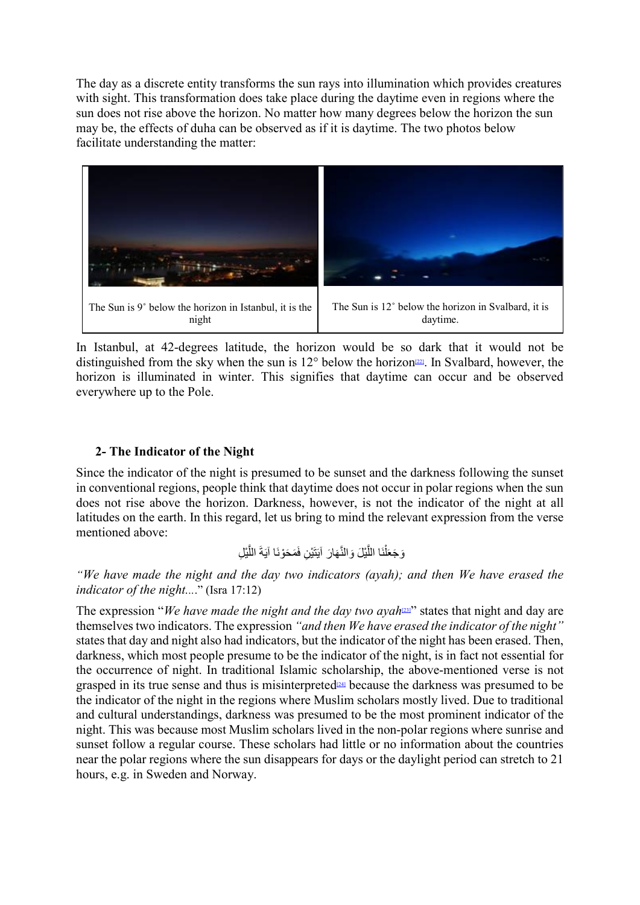The day as a discrete entity transforms the sun rays into illumination which provides creatures with sight. This transformation does take place during the daytime even in regions where the sun does not rise above the horizon. No matter how many degrees below the horizon the sun may be, the effects of duha can be observed as if it is daytime. The two photos below facilitate understanding the matter:

| The Sun is 9˚ below the horizon in Istanbul, it is the night | The Sun is 12˚ below the horizon in Svalbard, it is daytime. |
| --- | --- |

In Istanbul, at 42-degrees latitude, the horizon would be so dark that it would not be distinguished from the sky when the sun is 12° below the horizon[22]. In Svalbard, however, the horizon is illuminated in winter. This signifies that daytime can occur and be observed everywhere up to the Pole.

## 2- The Indicator of the Night

Since the indicator of the night is presumed to be sunset and the darkness following the sunset in conventional regions, people think that daytime does not occur in polar regions when the sun does not rise above the horizon. Darkness, however, is not the indicator of the night at all latitudes on the earth. In this regard, let us bring to mind the relevant expression from the verse mentioned above:

وَجَعَلْنَا اللَّيْلَ وَالنَّهَارَ آيَتَيْنِ فَمَحَوْنَا آيَةَ اللَّيْلِ

*"We have made the night and the day two indicators (ayah); and then We have erased the indicator of the night...."* (Isra 17:12)

The expression "*We have made the night and the day two ayah*[23]" states that night and day are themselves two indicators. The expression *"and then We have erased the indicator of the night"* states that day and night also had indicators, but the indicator of the night has been erased. Then, darkness, which most people presume to be the indicator of the night, is in fact not essential for the occurrence of night. In traditional Islamic scholarship, the above-mentioned verse is not grasped in its true sense and thus is misinterpreted[24] because the darkness was presumed to be the indicator of the night in the regions where Muslim scholars mostly lived. Due to traditional and cultural understandings, darkness was presumed to be the most prominent indicator of the night. This was because most Muslim scholars lived in the non-polar regions where sunrise and sunset follow a regular course. These scholars had little or no information about the countries near the polar regions where the sun disappears for days or the daylight period can stretch to 21 hours, e.g. in Sweden and Norway.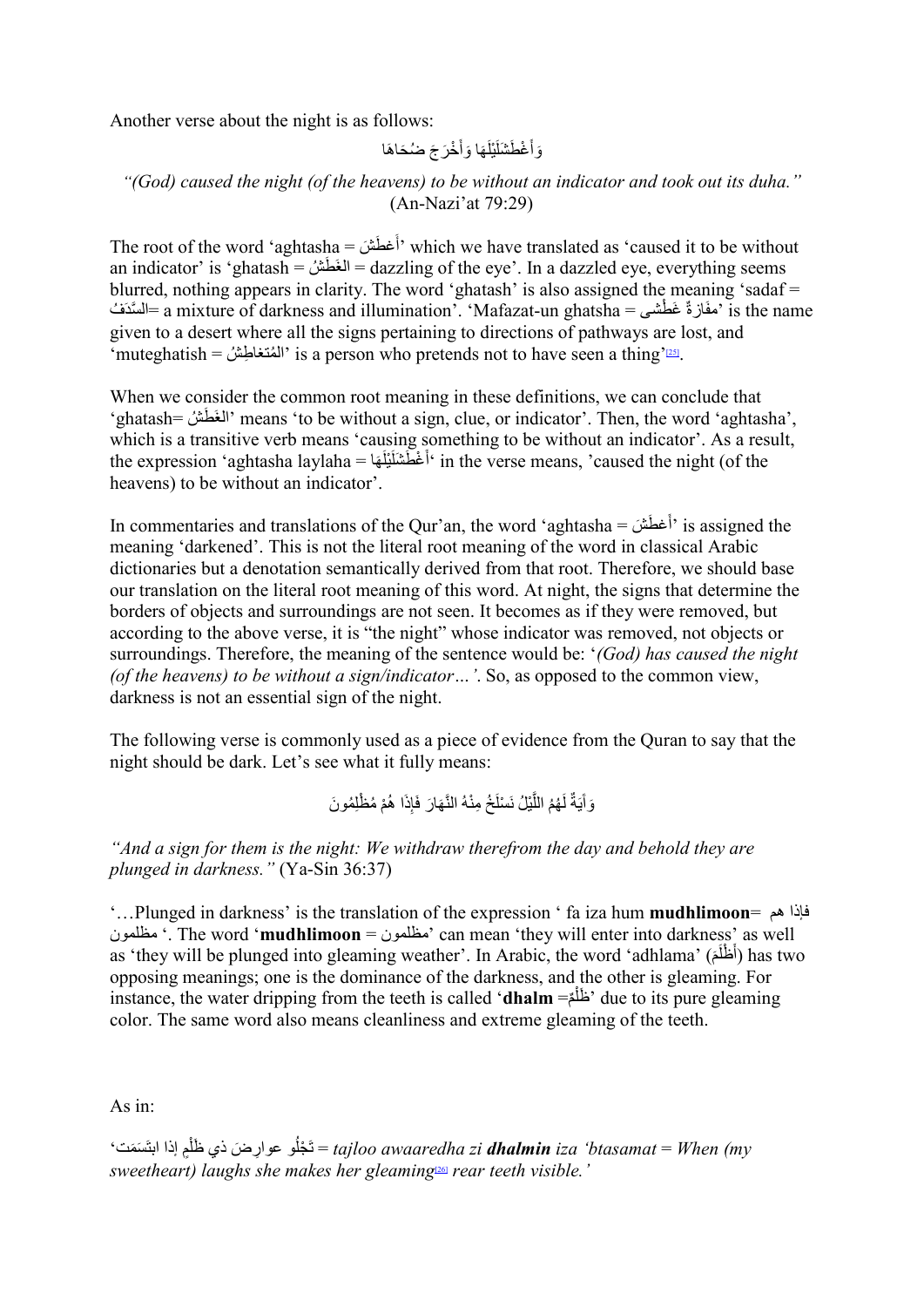Another verse about the night is as follows:

وَأَغْطَشَلَيْلَهَا وَأَخْرَجَ ضُحَاهَا

*"(God) caused the night (of the heavens) to be without an indicator and took out its duha."* (An-Nazi'at 79:29)

The root of the word 'aghtasha = أَغطَشَ' which we have translated as 'caused it to be without an indicator' is 'ghatash = الغَطَشُ = dazzling of the eye'. In a dazzled eye, everything seems blurred, nothing appears in clarity. The word 'ghatash' is also assigned the meaning 'sadaf = السَّدَفُ= a mixture of darkness and illumination'. 'Mafazat-un ghatsha = مفَازةٌ غَطْشى' is the name given to a desert where all the signs pertaining to directions of pathways are lost, and 'muteghatish = المُتغاطِشُ' is a person who pretends not to have seen a thing'[25].

When we consider the common root meaning in these definitions, we can conclude that 'ghatash= الغَطَشُ' means 'to be without a sign, clue, or indicator'. Then, the word 'aghtasha', which is a transitive verb means 'causing something to be without an indicator'. As a result, the expression 'aghtasha laylaha = أَغْطَشَلَيْلَهَا' in the verse means, 'caused the night (of the heavens) to be without an indicator'.

In commentaries and translations of the Qur'an, the word 'aghtasha = أغطَشَ' is assigned the meaning 'darkened'. This is not the literal root meaning of the word in classical Arabic dictionaries but a denotation semantically derived from that root. Therefore, we should base our translation on the literal root meaning of this word. At night, the signs that determine the borders of objects and surroundings are not seen. It becomes as if they were removed, but according to the above verse, it is "the night" whose indicator was removed, not objects or surroundings. Therefore, the meaning of the sentence would be: '*(God) has caused the night (of the heavens) to be without a sign/indicator…'*. So, as opposed to the common view, darkness is not an essential sign of the night.

The following verse is commonly used as a piece of evidence from the Quran to say that the night should be dark. Let's see what it fully means:

وَآيَةٌ لَهُمُ اللَّيْلُ نَسْلَخُ مِنْهُ النَّهَارَ فَإِذَا هُمْ مُظْلِمُونَ

*"And a sign for them is the night: We withdraw therefrom the day and behold they are plunged in darkness."* (Ya-Sin 36:37)

'…Plunged in darkness' is the translation of the expression ' fa iza hum **mudhlimoon**= فإذا هم مظلمون '. The word '**mudhlimoon** = مظلمون' can mean 'they will enter into darkness' as well as 'they will be plunged into gleaming weather'. In Arabic, the word 'adhlama' (أَظْلَمَ) has two opposing meanings; one is the dominance of the darkness, and the other is gleaming. For instance, the water dripping from the teeth is called '**dhalm** =ظَلْمٌ' due to its pure gleaming color. The same word also means cleanliness and extreme gleaming of the teeth.

As in:

'تَجْلُو عوارضَ ذي ظَلْمٍ إذا ابتَسَمَت = *tajloo awaaredha zi **dhalmin** iza 'btasamat = When (my sweetheart) laughs she makes her gleaming*[26] *rear teeth visible.'*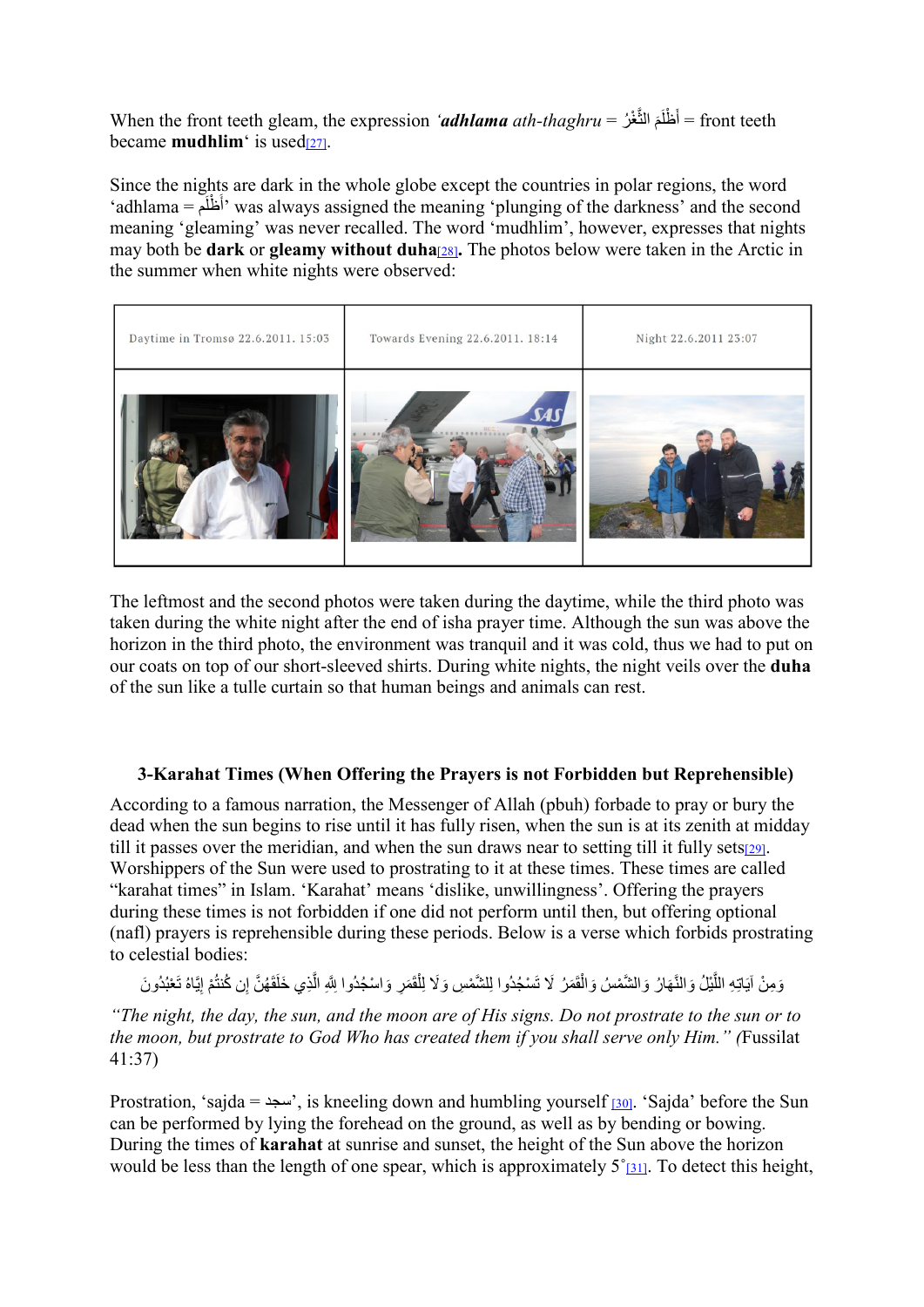When the front teeth gleam, the expression *'**adhlama** ath-thaghru* = أَظْلَمَ الثَّغْرُ = front teeth became **mudhlim**' is used[27].

Since the nights are dark in the whole globe except the countries in polar regions, the word 'adhlama = أظْلَمَ' was always assigned the meaning 'plunging of the darkness' and the second meaning 'gleaming' was never recalled. The word 'mudhlim', however, expresses that nights may both be **dark** or **gleamy without duha**[28]. The photos below were taken in the Arctic in the summer when white nights were observed:

| Daytime in Tromsø 22.6.2011. 15:03 | Towards Evening 22.6.2011. 18:14 | Night 22.6.2011 23:07 |
| --- | --- | --- |
| | | |

The leftmost and the second photos were taken during the daytime, while the third photo was taken during the white night after the end of isha prayer time. Although the sun was above the horizon in the third photo, the environment was tranquil and it was cold, thus we had to put on our coats on top of our short-sleeved shirts. During white nights, the night veils over the **duha** of the sun like a tulle curtain so that human beings and animals can rest.

### 3-Karahat Times (When Offering the Prayers is not Forbidden but Reprehensible)

According to a famous narration, the Messenger of Allah (pbuh) forbade to pray or bury the dead when the sun begins to rise until it has fully risen, when the sun is at its zenith at midday till it passes over the meridian, and when the sun draws near to setting till it fully sets[29]. Worshippers of the Sun were used to prostrating to it at these times. These times are called "karahat times" in Islam. 'Karahat' means 'dislike, unwillingness'. Offering the prayers during these times is not forbidden if one did not perform until then, but offering optional (nafl) prayers is reprehensible during these periods. Below is a verse which forbids prostrating to celestial bodies:

وَمِنْ آيَاتِهِ اللَّيْلُ وَالنَّهَارُ وَالشَّمْسُ وَالْقَمَرُ لَا تَسْجُدُوا لِلشَّمْسِ وَلَا لِلْقَمَرِ وَاسْجُدُوا لِلَّهِ الَّذِي خَلَقَهُنَّ إِن كُنتُمْ إِيَّاهُ تَعْبُدُونَ

*"The night, the day, the sun, and the moon are of His signs. Do not prostrate to the sun or to the moon, but prostrate to God Who has created them if you shall serve only Him." (*Fussilat 41:37)

Prostration, 'sajda = سجد', is kneeling down and humbling yourself [30]. 'Sajda' before the Sun can be performed by lying the forehead on the ground, as well as by bending or bowing. During the times of **karahat** at sunrise and sunset, the height of the Sun above the horizon would be less than the length of one spear, which is approximately 5˚[31]. To detect this height,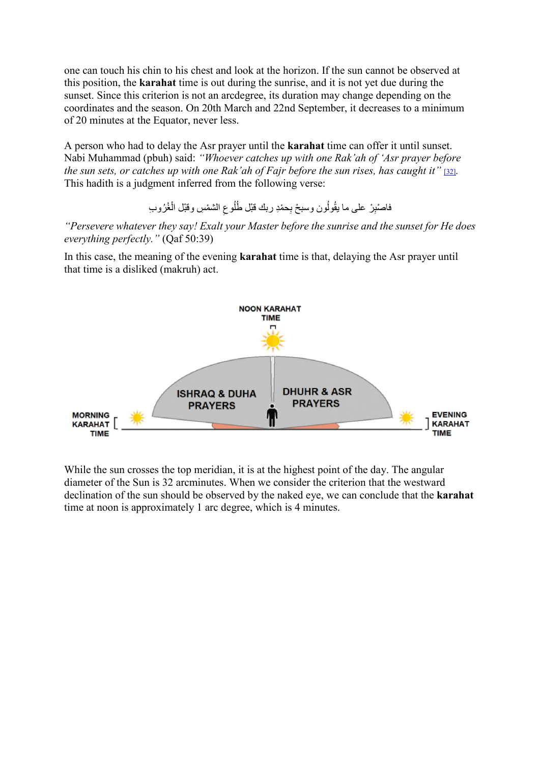one can touch his chin to his chest and look at the horizon. If the sun cannot be observed at this position, the **karahat** time is out during the sunrise, and it is not yet due during the sunset. Since this criterion is not an arcdegree, its duration may change depending on the coordinates and the season. On 20th March and 22nd September, it decreases to a minimum of 20 minutes at the Equator, never less.

A person who had to delay the Asr prayer until the **karahat** time can offer it until sunset. Nabi Muhammad (pbuh) said: *"Whoever catches up with one Rak'ah of 'Asr prayer before the sun sets, or catches up with one Rak'ah of Fajr before the sun rises, has caught it"* [32]. This hadith is a judgment inferred from the following verse:

فاصْبِرْ على ما يقُولُون وسبحْ بِحمْدِ ربك قبْل طُلُوعِ الشمْسِ وقبْل الْغُرُوبِ

*"Persevere whatever they say! Exalt your Master before the sunrise and the sunset for He does everything perfectly."* (Qaf 50:39)

In this case, the meaning of the evening **karahat** time is that, delaying the Asr prayer until that time is a disliked (makruh) act.

NOON KARAHAT TIME

ISHRAQ & DUHA PRAYERS | DHUHR & ASR PRAYERS

MORNING KARAHAT TIME | EVENING KARAHAT TIME

While the sun crosses the top meridian, it is at the highest point of the day. The angular diameter of the Sun is 32 arcminutes. When we consider the criterion that the westward declination of the sun should be observed by the naked eye, we can conclude that the **karahat** time at noon is approximately 1 arc degree, which is 4 minutes.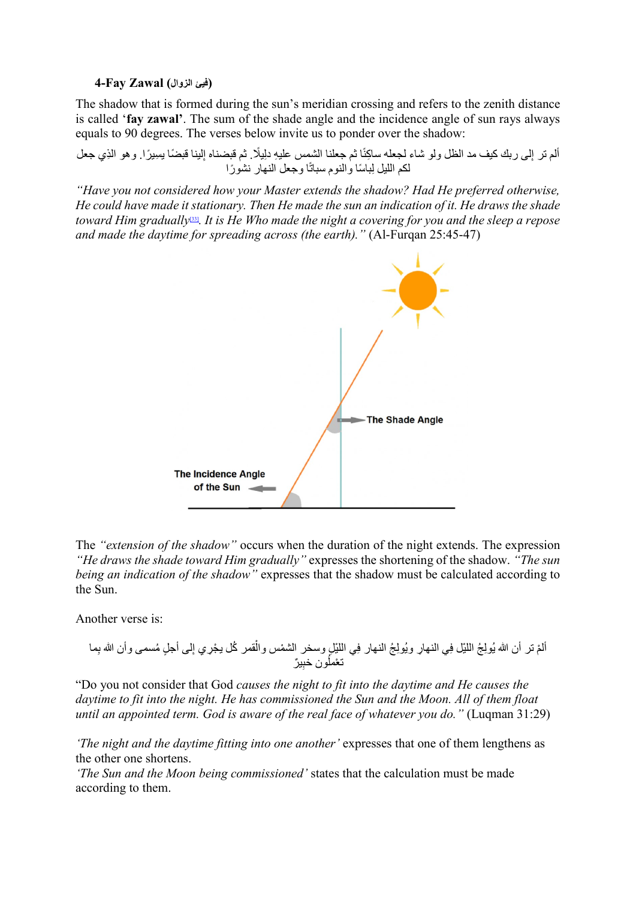**4-Fay Zawal (فيئ الزوال)**

The shadow that is formed during the sun's meridian crossing and refers to the zenith distance is called '**fay zawal**'. The sum of the shade angle and the incidence angle of sun rays always equals to 90 degrees. The verses below invite us to ponder over the shadow:

ألم تر إلى ربك كيف مد الظل ولو شاء لجعله ساكنًا ثم جعلنا الشمس عليهِ دليلًا. ثم قبضناه إلينا قبضًا يسيرًا. وهو الذي جعل لكم الليل لِباسًا والنوم سباتًا وجعل النهار نشورًا

*"Have you not considered how your Master extends the shadow? Had He preferred otherwise, He could have made it stationary. Then He made the sun an indication of it. He draws the shade toward Him gradually*[33]*. It is He Who made the night a covering for you and the sleep a repose and made the daytime for spreading across (the earth)."* (Al-Furqan 25:45-47)

The Shade Angle

The Incidence Angle of the Sun

The *"extension of the shadow"* occurs when the duration of the night extends. The expression *"He draws the shade toward Him gradually"* expresses the shortening of the shadow. *"The sun being an indication of the shadow"* expresses that the shadow must be calculated according to the Sun.

Another verse is:

ألمْ تر أن الله يُولِجُ الليْل فِي النهار ويُولِجُ النهار فِي الليْلِ وسخر الشمْس والْقمر كُل يجْرِي إلى أجلٍ مُسمى وأن الله بِما تعْملُون خبِيرٌ

"Do you not consider that God *causes the night to fit into the daytime and He causes the daytime to fit into the night. He has commissioned the Sun and the Moon. All of them float until an appointed term. God is aware of the real face of whatever you do."* (Luqman 31:29)

*'The night and the daytime fitting into one another'* expresses that one of them lengthens as the other one shortens.
*'The Sun and the Moon being commissioned'* states that the calculation must be made according to them.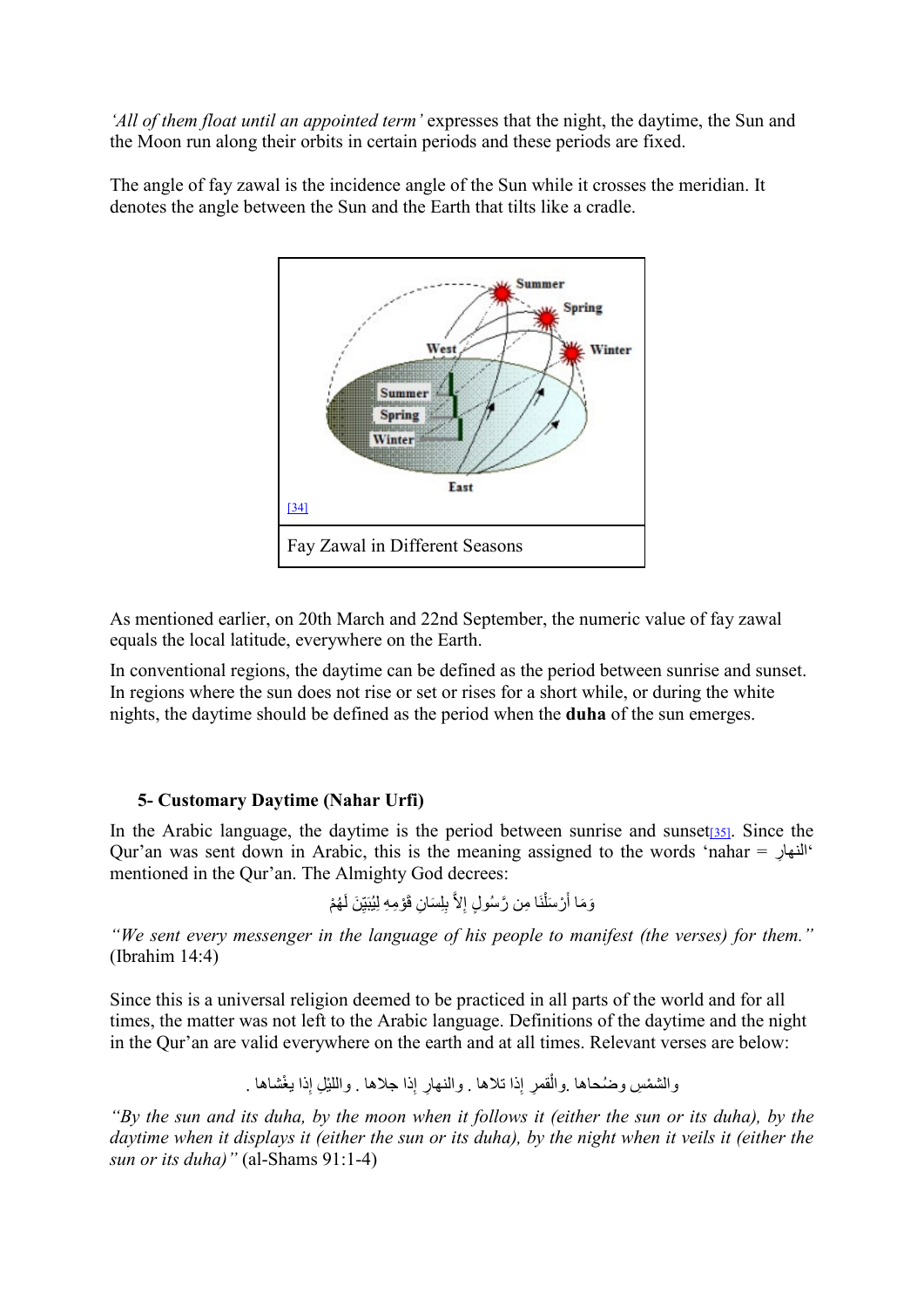*'All of them float until an appointed term'* expresses that the night, the daytime, the Sun and the Moon run along their orbits in certain periods and these periods are fixed.

The angle of fay zawal is the incidence angle of the Sun while it crosses the meridian. It denotes the angle between the Sun and the Earth that tilts like a cradle.

[34]

Fay Zawal in Different Seasons

As mentioned earlier, on 20th March and 22nd September, the numeric value of fay zawal equals the local latitude, everywhere on the Earth.

In conventional regions, the daytime can be defined as the period between sunrise and sunset. In regions where the sun does not rise or set or rises for a short while, or during the white nights, the daytime should be defined as the period when the **duha** of the sun emerges.

### 5- Customary Daytime (Nahar Urfi)

In the Arabic language, the daytime is the period between sunrise and sunset[35]. Since the Qur'an was sent down in Arabic, this is the meaning assigned to the words 'nahar = النهار' mentioned in the Qur'an. The Almighty God decrees:

وَمَا أَرْسَلْنَا مِن رَّسُولٍ إِلاَّ بِلِسَانِ قَوْمِهِ لِيُبَيِّنَ لَهُمْ

*"We sent every messenger in the language of his people to manifest (the verses) for them."* (Ibrahim 14:4)

Since this is a universal religion deemed to be practiced in all parts of the world and for all times, the matter was not left to the Arabic language. Definitions of the daytime and the night in the Qur'an are valid everywhere on the earth and at all times. Relevant verses are below:

والشمْسِ وضُحاها .والْقمرِ إذا تلاها . والنهارِ إذا جلاها . والليْلِ إذا يغْشاها .

*"By the sun and its duha, by the moon when it follows it (either the sun or its duha), by the daytime when it displays it (either the sun or its duha), by the night when it veils it (either the sun or its duha)"* (al-Shams 91:1-4)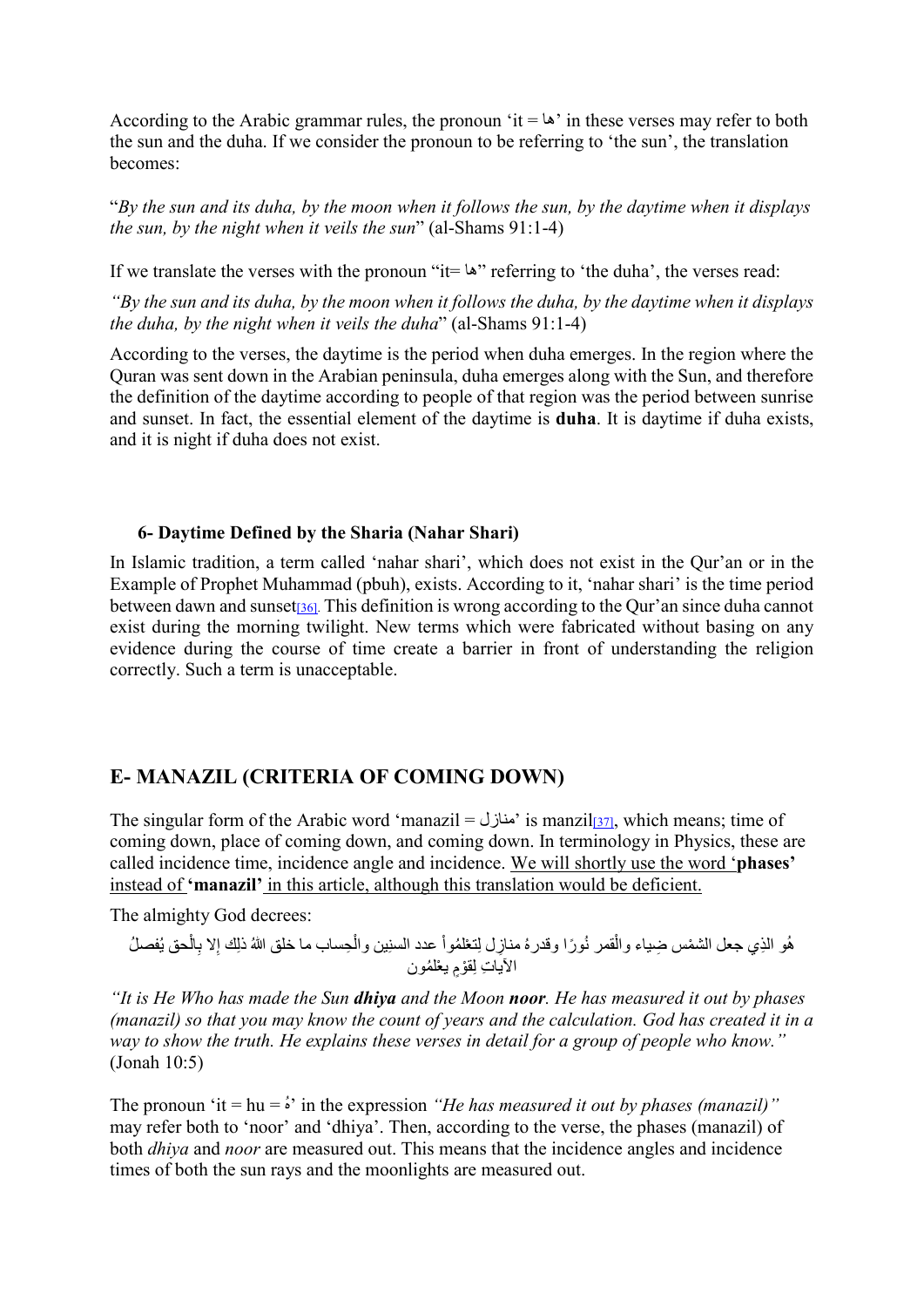According to the Arabic grammar rules, the pronoun 'it = ها' in these verses may refer to both the sun and the duha. If we consider the pronoun to be referring to 'the sun', the translation becomes:

"*By the sun and its duha, by the moon when it follows the sun, by the daytime when it displays the sun, by the night when it veils the sun*" (al-Shams 91:1-4)

If we translate the verses with the pronoun "it= ها" referring to 'the duha', the verses read:

*"By the sun and its duha, by the moon when it follows the duha, by the daytime when it displays the duha, by the night when it veils the duha*" (al-Shams 91:1-4)

According to the verses, the daytime is the period when duha emerges. In the region where the Quran was sent down in the Arabian peninsula, duha emerges along with the Sun, and therefore the definition of the daytime according to people of that region was the period between sunrise and sunset. In fact, the essential element of the daytime is **duha**. It is daytime if duha exists, and it is night if duha does not exist.

### 6- Daytime Defined by the Sharia (Nahar Shari)

In Islamic tradition, a term called 'nahar shari', which does not exist in the Qur'an or in the Example of Prophet Muhammad (pbuh), exists. According to it, 'nahar shari' is the time period between dawn and sunset[36]. This definition is wrong according to the Qur'an since duha cannot exist during the morning twilight. New terms which were fabricated without basing on any evidence during the course of time create a barrier in front of understanding the religion correctly. Such a term is unacceptable.

## E- MANAZIL (CRITERIA OF COMING DOWN)

The singular form of the Arabic word 'manazil = منازل' is manzil[37], which means; time of coming down, place of coming down, and coming down. In terminology in Physics, these are called incidence time, incidence angle and incidence. We will shortly use the word '**phases'** instead of **'manazil'** in this article, although this translation would be deficient.

The almighty God decrees:

هُو الذِي جعل الشمْس ضِياء والْقمر نُورًا وقدرهُ منازِل لِتعْلمُواْ عدد السنِين والْحِساب ما خلق اللهُ ذلِك إِلا بِالْحق يُفصلُ الآياتِ لِقوْمٍ يعْلمُون

*"It is He Who has made the Sun **dhiya** and the Moon **noor**. He has measured it out by phases (manazil) so that you may know the count of years and the calculation. God has created it in a way to show the truth. He explains these verses in detail for a group of people who know."* (Jonah 10:5)

The pronoun 'it = hu = هُ' in the expression *"He has measured it out by phases (manazil)"* may refer both to 'noor' and 'dhiya'. Then, according to the verse, the phases (manazil) of both *dhiya* and *noor* are measured out. This means that the incidence angles and incidence times of both the sun rays and the moonlights are measured out.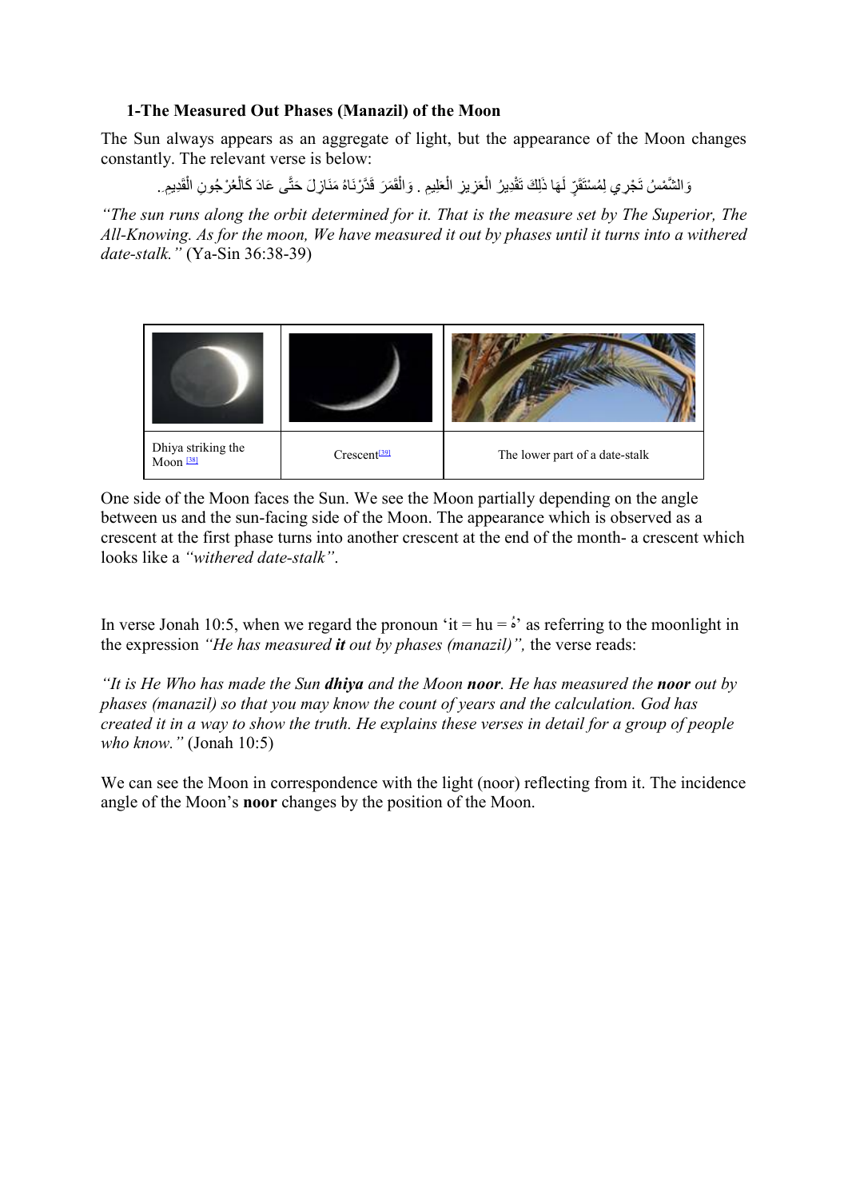### 1-The Measured Out Phases (Manazil) of the Moon

The Sun always appears as an aggregate of light, but the appearance of the Moon changes constantly. The relevant verse is below:

وَالشَّمْسُ تَجْرِي لِمُسْتَقَرٍّ لَهَا ذَلِكَ تَقْدِيرُ الْعَزِيزِ الْعَلِيمِ . وَالْقَمَرَ قَدَّرْنَاهُ مَنَازِلَ حَتَّى عَادَ كَالْعُرْجُونِ الْقَدِيمِ.

*"The sun runs along the orbit determined for it. That is the measure set by The Superior, The All-Knowing. As for the moon, We have measured it out by phases until it turns into a withered date-stalk."* (Ya-Sin 36:38-39)

| | | |
|---|---|---|
| Dhiya striking the Moon [38] | Crescent[39] | The lower part of a date-stalk |

One side of the Moon faces the Sun. We see the Moon partially depending on the angle between us and the sun-facing side of the Moon. The appearance which is observed as a crescent at the first phase turns into another crescent at the end of the month- a crescent which looks like a *"withered date-stalk"*.

In verse Jonah 10:5, when we regard the pronoun 'it = hu = هُ' as referring to the moonlight in the expression *"He has measured **it** out by phases (manazil)"*, the verse reads:

*"It is He Who has made the Sun **dhiya** and the Moon **noor**. He has measured the **noor** out by phases (manazil) so that you may know the count of years and the calculation. God has created it in a way to show the truth. He explains these verses in detail for a group of people who know."* (Jonah 10:5)

We can see the Moon in correspondence with the light (noor) reflecting from it. The incidence angle of the Moon's **noor** changes by the position of the Moon.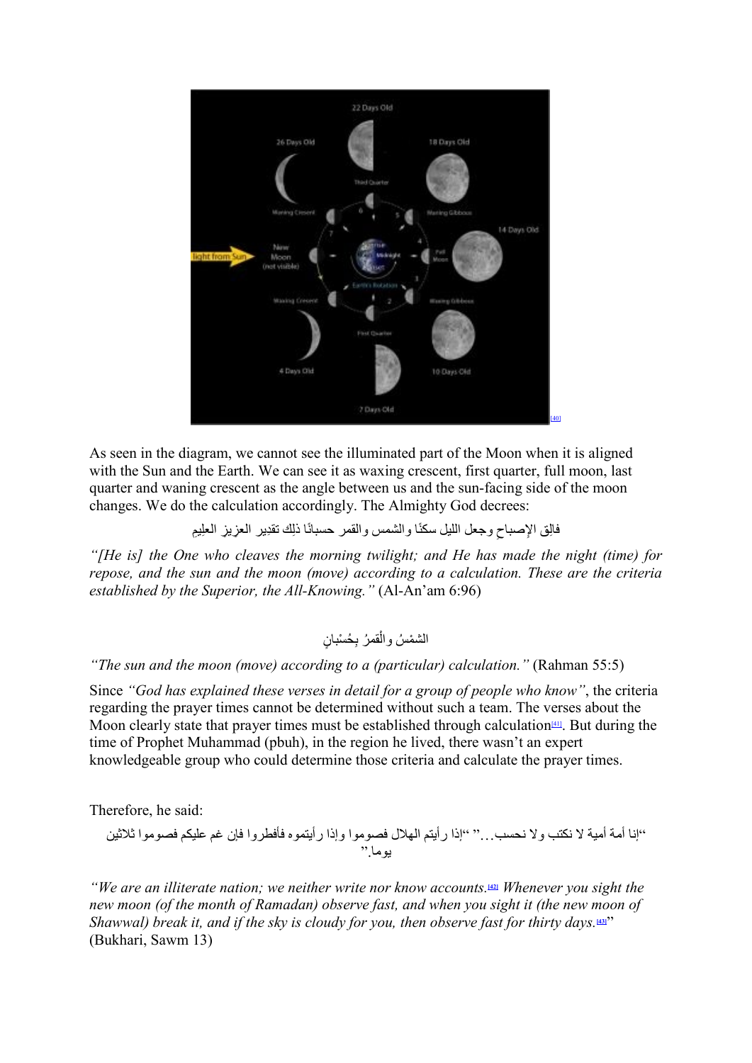[40]

As seen in the diagram, we cannot see the illuminated part of the Moon when it is aligned with the Sun and the Earth. We can see it as waxing crescent, first quarter, full moon, last quarter and waning crescent as the angle between us and the sun-facing side of the moon changes. We do the calculation accordingly. The Almighty God decrees:

فالِقِ الإصباحِ وجعل الليل سكنًا والشمس والقمر حسبانًا ذلِك تقدِير العزيز العلِيمِ

*"[He is] the One who cleaves the morning twilight; and He has made the night (time) for repose, and the sun and the moon (move) according to a calculation. These are the criteria established by the Superior, the All-Knowing."* (Al-An'am 6:96)

الشمْسُ والْقمرُ بِحُسْبانٍ

*"The sun and the moon (move) according to a (particular) calculation."* (Rahman 55:5)

Since *"God has explained these verses in detail for a group of people who know"*, the criteria regarding the prayer times cannot be determined without such a team. The verses about the Moon clearly state that prayer times must be established through calculation[41]. But during the time of Prophet Muhammad (pbuh), in the region he lived, there wasn't an expert knowledgeable group who could determine those criteria and calculate the prayer times.

Therefore, he said:

"إنا أمة أمية لا نكتب ولا نحسب..." "إذا رأيتم الهلال فصوموا وإذا رأيتموه فأفطروا فإن غم عليكم فصوموا ثلاثين يوما."

*"We are an illiterate nation; we neither write nor know accounts.[42] Whenever you sight the new moon (of the month of Ramadan) observe fast, and when you sight it (the new moon of Shawwal) break it, and if the sky is cloudy for you, then observe fast for thirty days.[43]"* (Bukhari, Sawm 13)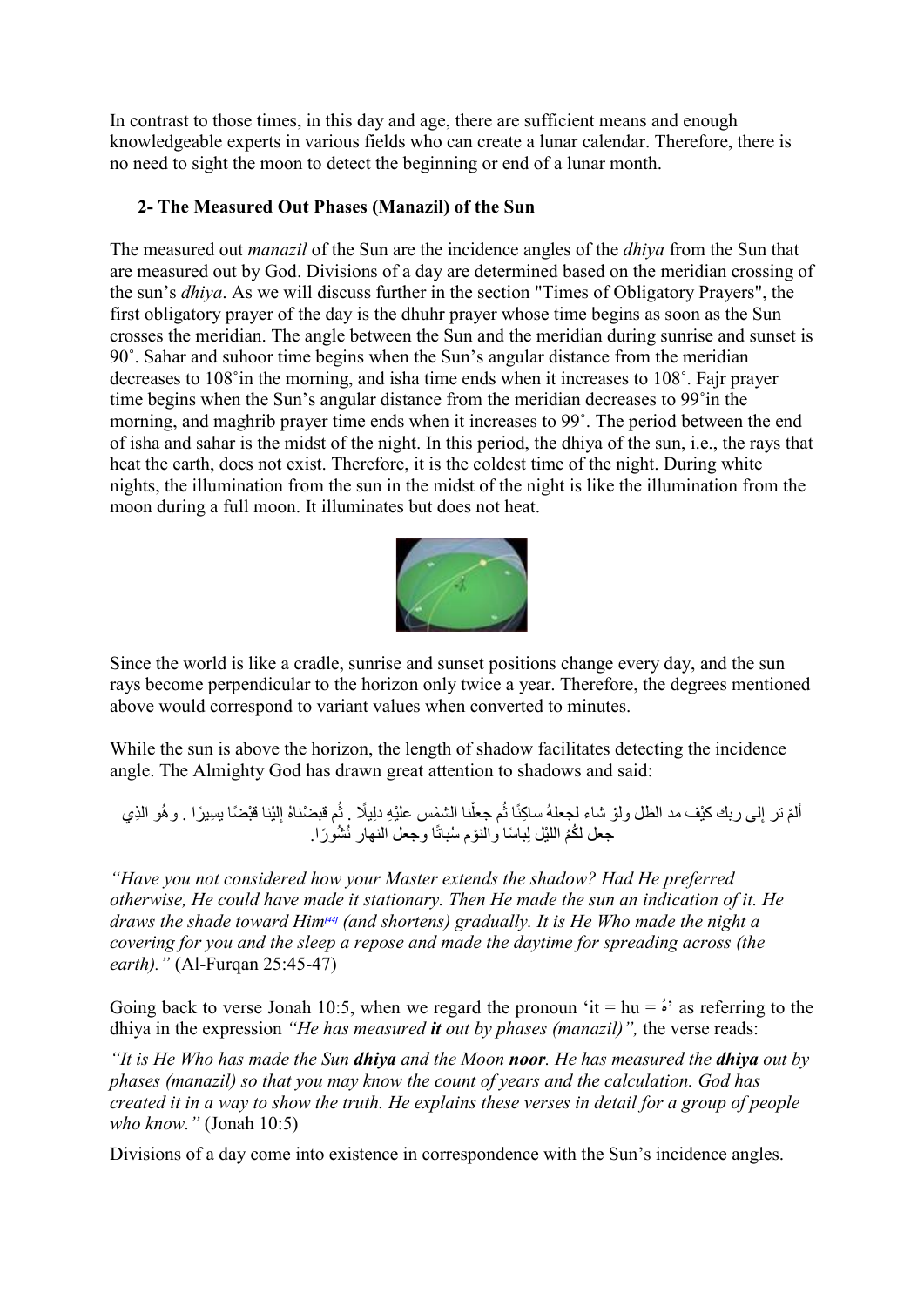In contrast to those times, in this day and age, there are sufficient means and enough knowledgeable experts in various fields who can create a lunar calendar. Therefore, there is no need to sight the moon to detect the beginning or end of a lunar month.

**2- The Measured Out Phases (Manazil) of the Sun**

The measured out *manazil* of the Sun are the incidence angles of the *dhiya* from the Sun that are measured out by God. Divisions of a day are determined based on the meridian crossing of the sun's *dhiya*. As we will discuss further in the section "Times of Obligatory Prayers", the first obligatory prayer of the day is the dhuhr prayer whose time begins as soon as the Sun crosses the meridian. The angle between the Sun and the meridian during sunrise and sunset is 90˚. Sahar and suhoor time begins when the Sun's angular distance from the meridian decreases to 108˚in the morning, and isha time ends when it increases to 108˚. Fajr prayer time begins when the Sun's angular distance from the meridian decreases to 99˚in the morning, and maghrib prayer time ends when it increases to 99˚. The period between the end of isha and sahar is the midst of the night. In this period, the dhiya of the sun, i.e., the rays that heat the earth, does not exist. Therefore, it is the coldest time of the night. During white nights, the illumination from the sun in the midst of the night is like the illumination from the moon during a full moon. It illuminates but does not heat.

Since the world is like a cradle, sunrise and sunset positions change every day, and the sun rays become perpendicular to the horizon only twice a year. Therefore, the degrees mentioned above would correspond to variant values when converted to minutes.

While the sun is above the horizon, the length of shadow facilitates detecting the incidence angle. The Almighty God has drawn great attention to shadows and said:

أَلَمْ تَرَ إِلَى رَبِّكَ كَيْفَ مَدَّ الظِّلَّ وَلَوْ شَاءَ لَجَعَلَهُ سَاكِنًا ثُمَّ جَعَلْنَا الشَّمْسَ عَلَيْهِ دَلِيلًا . ثُمَّ قَبَضْنَاهُ إِلَيْنَا قَبْضًا يَسِيرًا . وَهُوَ الَّذِي جَعَلَ لَكُمُ اللَّيْلَ لِبَاسًا وَالنَّوْمَ سُبَاتًا وَجَعَلَ النَّهَارَ نُشُورًا.

*"Have you not considered how your Master extends the shadow? Had He preferred otherwise, He could have made it stationary. Then He made the sun an indication of it. He draws the shade toward Him*[44] *(and shortens) gradually. It is He Who made the night a covering for you and the sleep a repose and made the daytime for spreading across (the earth)."* (Al-Furqan 25:45-47)

Going back to verse Jonah 10:5, when we regard the pronoun 'it = hu = هُ' as referring to the dhiya in the expression *"He has measured **it** out by phases (manazil)",* the verse reads:

*"It is He Who has made the Sun **dhiya** and the Moon **noor**. He has measured the **dhiya** out by phases (manazil) so that you may know the count of years and the calculation. God has created it in a way to show the truth. He explains these verses in detail for a group of people who know."* (Jonah 10:5)

Divisions of a day come into existence in correspondence with the Sun's incidence angles.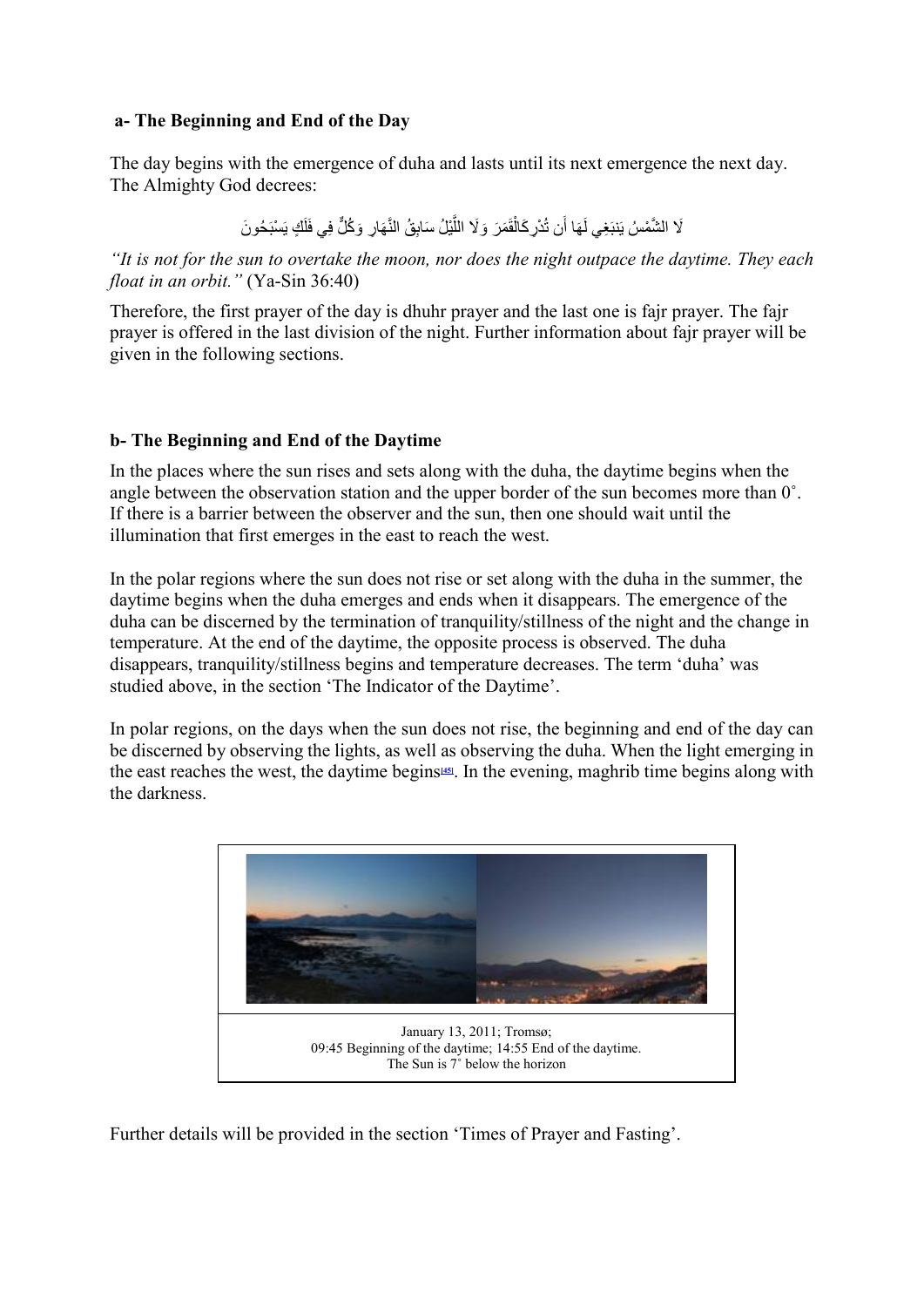**a- The Beginning and End of the Day**

The day begins with the emergence of duha and lasts until its next emergence the next day. The Almighty God decrees:

لَا الشَّمْسُ يَنبَغِي لَهَا أَن تُدْرِكَالْقَمَرَ وَلَا اللَّيْلُ سَابِقُ النَّهَارِ وَكُلٌّ فِي فَلَكٍ يَسْبَحُونَ

*"It is not for the sun to overtake the moon, nor does the night outpace the daytime. They each float in an orbit."* (Ya-Sin 36:40)

Therefore, the first prayer of the day is dhuhr prayer and the last one is fajr prayer. The fajr prayer is offered in the last division of the night. Further information about fajr prayer will be given in the following sections.

**b- The Beginning and End of the Daytime**

In the places where the sun rises and sets along with the duha, the daytime begins when the angle between the observation station and the upper border of the sun becomes more than 0˚. If there is a barrier between the observer and the sun, then one should wait until the illumination that first emerges in the east to reach the west.

In the polar regions where the sun does not rise or set along with the duha in the summer, the daytime begins when the duha emerges and ends when it disappears. The emergence of the duha can be discerned by the termination of tranquility/stillness of the night and the change in temperature. At the end of the daytime, the opposite process is observed. The duha disappears, tranquility/stillness begins and temperature decreases. The term 'duha' was studied above, in the section 'The Indicator of the Daytime'.

In polar regions, on the days when the sun does not rise, the beginning and end of the day can be discerned by observing the lights, as well as observing the duha. When the light emerging in the east reaches the west, the daytime begins[45]. In the evening, maghrib time begins along with the darkness.

January 13, 2011; Tromsø;
09:45 Beginning of the daytime; 14:55 End of the daytime.
The Sun is 7˚ below the horizon

Further details will be provided in the section 'Times of Prayer and Fasting'.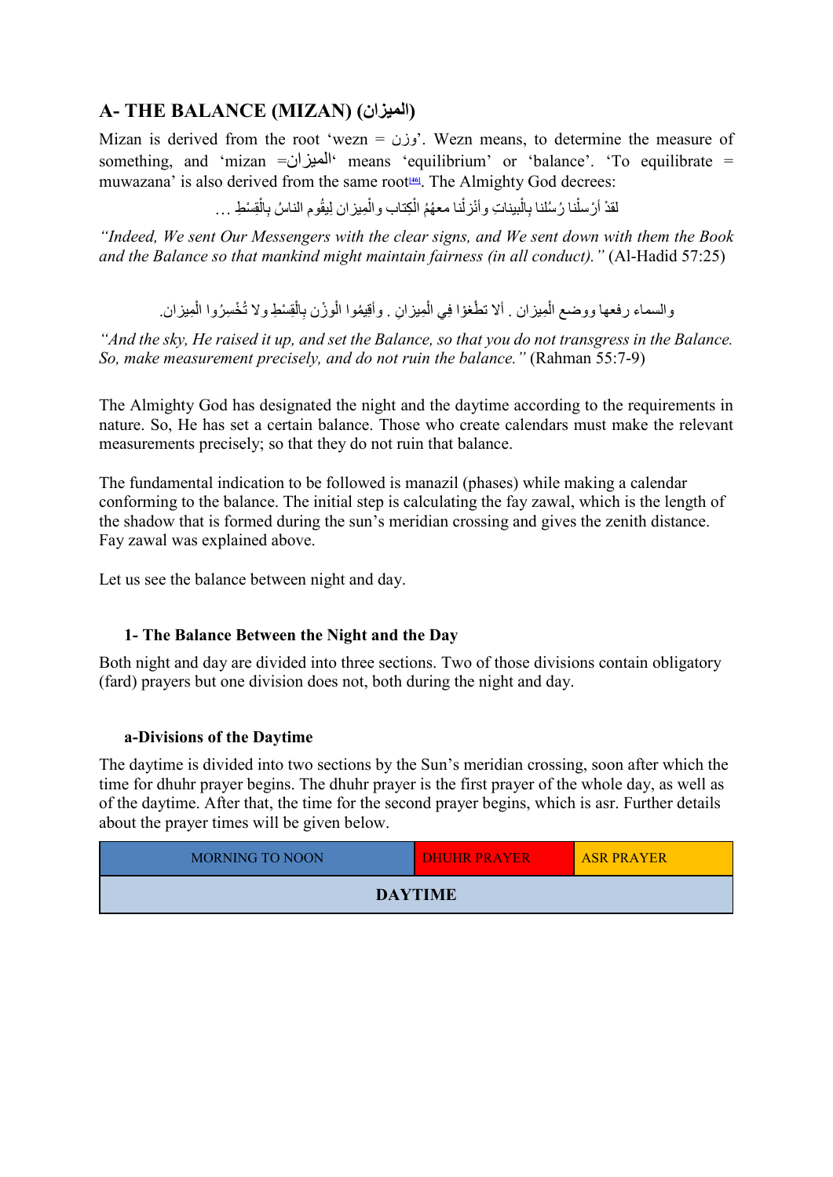## A- THE BALANCE (MIZAN) (الميزان)

Mizan is derived from the root 'wezn = وزن'. Wezn means, to determine the measure of something, and 'mizan =الميزان' means 'equilibrium' or 'balance'. 'To equilibrate = muwazana' is also derived from the same root[46]. The Almighty God decrees:

لقدْ أرْسلْنا رُسُلنا بِالْبيناتِ وأنْزلْنا معهُمُ الْكِتاب والْمِيزان ليقُوم الناسُ بِالْقِسْطِ ...

*"Indeed, We sent Our Messengers with the clear signs, and We sent down with them the Book and the Balance so that mankind might maintain fairness (in all conduct)."* (Al-Hadid 57:25)

والسماء رفعها ووضع الْمِيزان . ألا تطْغوْا في الْمِيزانِ . وأقِيمُوا الْوزْن بِالْقِسْطِ ولا تُخْسِرُوا الْمِيزان.

*"And the sky, He raised it up, and set the Balance, so that you do not transgress in the Balance. So, make measurement precisely, and do not ruin the balance."* (Rahman 55:7-9)

The Almighty God has designated the night and the daytime according to the requirements in nature. So, He has set a certain balance. Those who create calendars must make the relevant measurements precisely; so that they do not ruin that balance.

The fundamental indication to be followed is manazil (phases) while making a calendar conforming to the balance. The initial step is calculating the fay zawal, which is the length of the shadow that is formed during the sun's meridian crossing and gives the zenith distance. Fay zawal was explained above.

Let us see the balance between night and day.

### 1- The Balance Between the Night and the Day

Both night and day are divided into three sections. Two of those divisions contain obligatory (fard) prayers but one division does not, both during the night and day.

#### a-Divisions of the Daytime

The daytime is divided into two sections by the Sun's meridian crossing, soon after which the time for dhuhr prayer begins. The dhuhr prayer is the first prayer of the whole day, as well as of the daytime. After that, the time for the second prayer begins, which is asr. Further details about the prayer times will be given below.

| MORNING TO NOON | DHUHR PRAYER | ASR PRAYER |
|---|---|---|
| **DAYTIME** | | |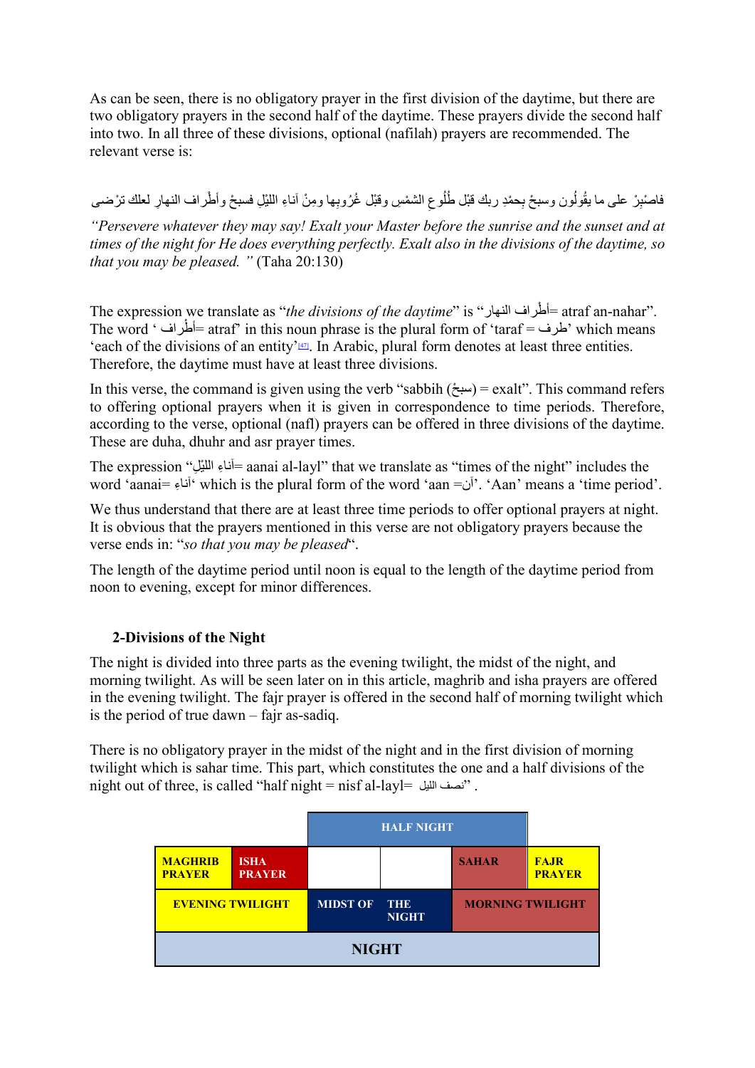As can be seen, there is no obligatory prayer in the first division of the daytime, but there are two obligatory prayers in the second half of the daytime. These prayers divide the second half into two. In all three of these divisions, optional (nafilah) prayers are recommended. The relevant verse is:

فاصْبِرْ على ما يقُولُون وسبحْ بِحمْدِ ربك قبْل طُلُوعِ الشمْسِ وقبْل غُرُوبِها ومِنْ آناءِ الليْلِ فسبحْ وأطْراف النهارِ لعلك ترْضى

*"Persevere whatever they may say! Exalt your Master before the sunrise and the sunset and at times of the night for He does everything perfectly. Exalt also in the divisions of the daytime, so that you may be pleased. "* (Taha 20:130)

The expression we translate as "*the divisions of the daytime*" is "أطْراف النهار= atraf an-nahar". The word ' أطْراف= atraf' in this noun phrase is the plural form of 'taraf = طرف' which means 'each of the divisions of an entity'[47]. In Arabic, plural form denotes at least three entities. Therefore, the daytime must have at least three divisions.

In this verse, the command is given using the verb "sabbih (سبحْ) = exalt". This command refers to offering optional prayers when it is given in correspondence to time periods. Therefore, according to the verse, optional (nafl) prayers can be offered in three divisions of the daytime. These are duha, dhuhr and asr prayer times.

The expression "آناءِ الليْلِ= aanai al-layl" that we translate as "times of the night" includes the word 'aanai= آناء' which is the plural form of the word 'aan =آن'. 'Aan' means a 'time period'.

We thus understand that there are at least three time periods to offer optional prayers at night. It is obvious that the prayers mentioned in this verse are not obligatory prayers because the verse ends in: "*so that you may be pleased*".

The length of the daytime period until noon is equal to the length of the daytime period from noon to evening, except for minor differences.

### 2-Divisions of the Night

The night is divided into three parts as the evening twilight, the midst of the night, and morning twilight. As will be seen later on in this article, maghrib and isha prayers are offered in the evening twilight. The fajr prayer is offered in the second half of morning twilight which is the period of true dawn – fajr as-sadiq.

There is no obligatory prayer in the midst of the night and in the first division of morning twilight which is sahar time. This part, which constitutes the one and a half divisions of the night out of three, is called "half night = nisf al-layl= نصف الليل" .

| | | HALF NIGHT | | | |
|---|---|---|---|---|---|
| MAGHRIB PRAYER | ISHA PRAYER | | | SAHAR | FAJR PRAYER |
| EVENING TWILIGHT | | MIDST OF THE NIGHT | | MORNING TWILIGHT | |
| NIGHT | | | | | |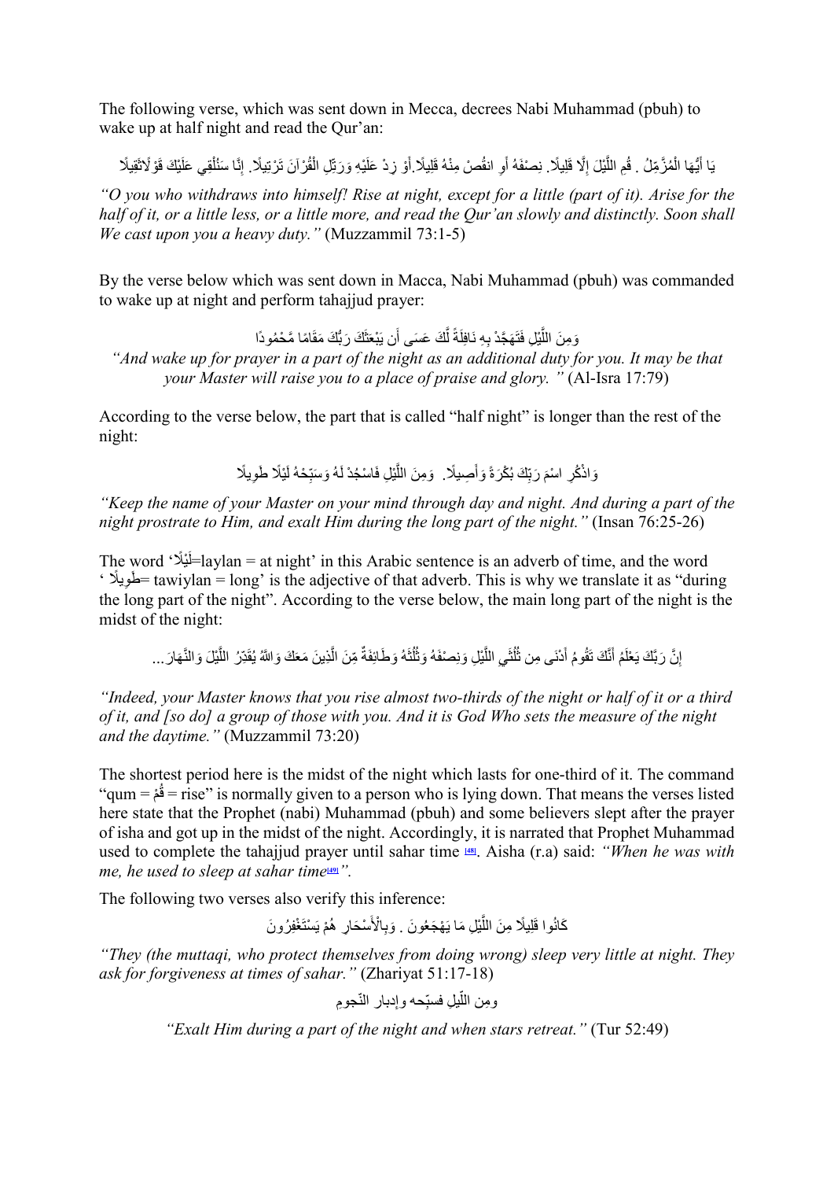The following verse, which was sent down in Mecca, decrees Nabi Muhammad (pbuh) to wake up at half night and read the Qur'an:

يَا أَيُّهَا الْمُزَّمِّلُ . قُمِ اللَّيْلَ إِلَّا قَلِيلًا. نِصْفَهُ أَوِ انقُصْ مِنْهُ قَلِيلًا.أَوْ زِدْ عَلَيْهِ وَرَتِّلِ الْقُرْآنَ تَرْتِيلًا. إِنَّا سَنُلْقِي عَلَيْكَ قَوْلًاثَقِيلًا

*"O you who withdraws into himself! Rise at night, except for a little (part of it). Arise for the half of it, or a little less, or a little more, and read the Qur'an slowly and distinctly. Soon shall We cast upon you a heavy duty."* (Muzzammil 73:1-5)

By the verse below which was sent down in Macca, Nabi Muhammad (pbuh) was commanded to wake up at night and perform tahajjud prayer:

وَمِنَ اللَّيْلِ فَتَهَجَّدْ بِهِ نَافِلَةً لَّكَ عَسَى أَن يَبْعَثَكَ رَبُّكَ مَقَامًا مَّحْمُودًا

*"And wake up for prayer in a part of the night as an additional duty for you. It may be that your Master will raise you to a place of praise and glory. "* (Al-Isra 17:79)

According to the verse below, the part that is called "half night" is longer than the rest of the night:

وَاذْكُرِ اسْمَ رَبِّكَ بُكْرَةً وَأَصِيلًا. وَمِنَ اللَّيْلِ فَاسْجُدْ لَهُ وَسَبِّحْهُ لَيْلًا طَوِيلًا

*"Keep the name of your Master on your mind through day and night. And during a part of the night prostrate to Him, and exalt Him during the long part of the night."* (Insan 76:25-26)

The word 'لَيْلًا=laylan = at night' in this Arabic sentence is an adverb of time, and the word ' طَوِيلًا= tawiylan = long' is the adjective of that adverb. This is why we translate it as "during the long part of the night". According to the verse below, the main long part of the night is the midst of the night:

إِنَّ رَبَّكَ يَعْلَمُ أَنَّكَ تَقُومُ أَدْنَى مِن ثُلُثَيِ اللَّيْلِ وَنِصْفَهُ وَثُلُثَهُ وَطَائِفَةٌ مِّنَ الَّذِينَ مَعَكَ وَاللَّهُ يُقَدِّرُ اللَّيْلَ وَالنَّهَارَ...

*"Indeed, your Master knows that you rise almost two-thirds of the night or half of it or a third of it, and [so do] a group of those with you. And it is God Who sets the measure of the night and the daytime."* (Muzzammil 73:20)

The shortest period here is the midst of the night which lasts for one-third of it. The command "qum = قُمْ = rise" is normally given to a person who is lying down. That means the verses listed here state that the Prophet (nabi) Muhammad (pbuh) and some believers slept after the prayer of isha and got up in the midst of the night. Accordingly, it is narrated that Prophet Muhammad used to complete the tahajjud prayer until sahar time [48]. Aisha (r.a) said: *"When he was with me, he used to sleep at sahar time[49]".*

The following two verses also verify this inference:

كَانُوا قَلِيلًا مِنَ اللَّيْلِ مَا يَهْجَعُونَ . وَبِالْأَسْحَارِ هُمْ يَسْتَغْفِرُونَ

*"They (the muttaqi, who protect themselves from doing wrong) sleep very little at night. They ask for forgiveness at times of sahar."* (Zhariyat 51:17-18)

ومِن اللّيلِ فسبّحه وإدبار النّجومِ

*"Exalt Him during a part of the night and when stars retreat."* (Tur 52:49)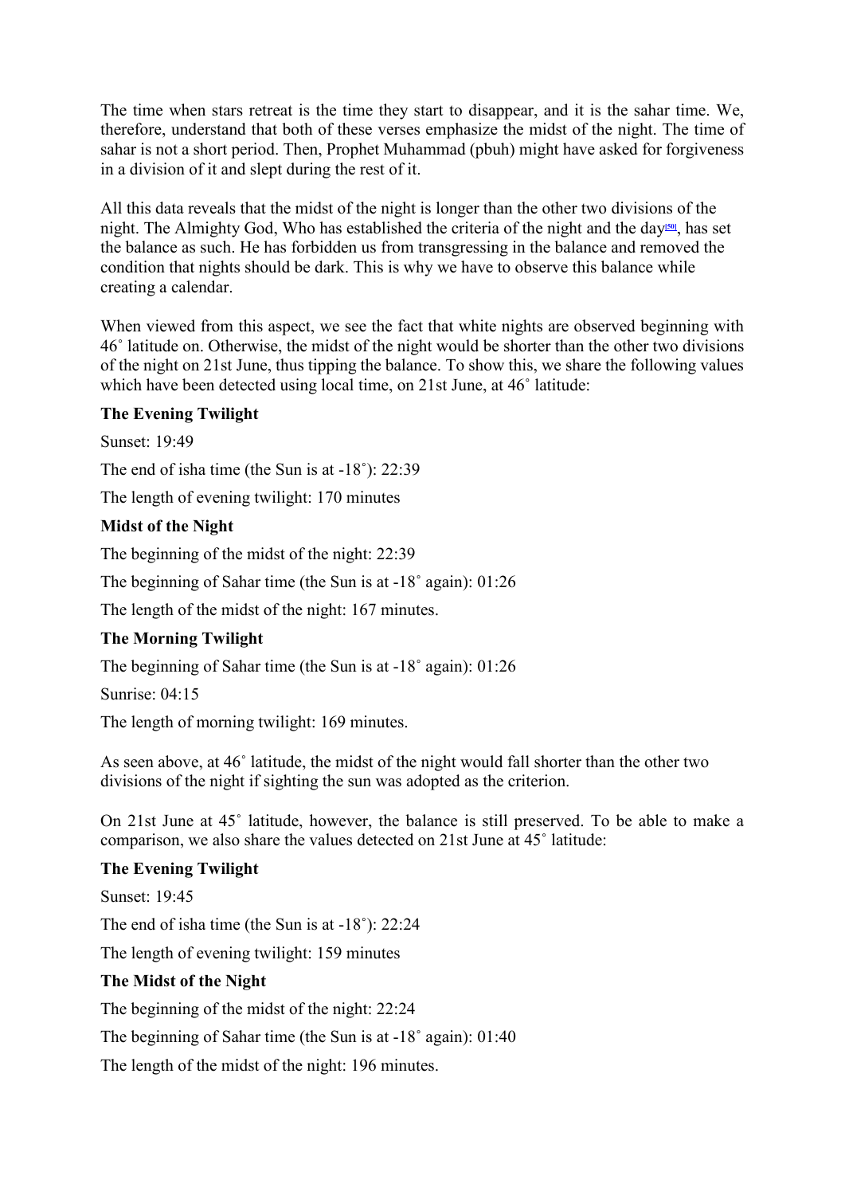The time when stars retreat is the time they start to disappear, and it is the sahar time. We, therefore, understand that both of these verses emphasize the midst of the night. The time of sahar is not a short period. Then, Prophet Muhammad (pbuh) might have asked for forgiveness in a division of it and slept during the rest of it.

All this data reveals that the midst of the night is longer than the other two divisions of the night. The Almighty God, Who has established the criteria of the night and the day[50], has set the balance as such. He has forbidden us from transgressing in the balance and removed the condition that nights should be dark. This is why we have to observe this balance while creating a calendar.

When viewed from this aspect, we see the fact that white nights are observed beginning with 46˚ latitude on. Otherwise, the midst of the night would be shorter than the other two divisions of the night on 21st June, thus tipping the balance. To show this, we share the following values which have been detected using local time, on 21st June, at 46˚ latitude:

**The Evening Twilight**

Sunset: 19:49

The end of isha time (the Sun is at -18˚): 22:39

The length of evening twilight: 170 minutes

**Midst of the Night**

The beginning of the midst of the night: 22:39

The beginning of Sahar time (the Sun is at -18˚ again): 01:26

The length of the midst of the night: 167 minutes.

**The Morning Twilight**

The beginning of Sahar time (the Sun is at -18˚ again): 01:26

Sunrise: 04:15

The length of morning twilight: 169 minutes.

As seen above, at 46˚ latitude, the midst of the night would fall shorter than the other two divisions of the night if sighting the sun was adopted as the criterion.

On 21st June at 45˚ latitude, however, the balance is still preserved. To be able to make a comparison, we also share the values detected on 21st June at 45˚ latitude:

**The Evening Twilight**

Sunset: 19:45

The end of isha time (the Sun is at -18˚): 22:24

The length of evening twilight: 159 minutes

**The Midst of the Night**

The beginning of the midst of the night: 22:24

The beginning of Sahar time (the Sun is at -18˚ again): 01:40

The length of the midst of the night: 196 minutes.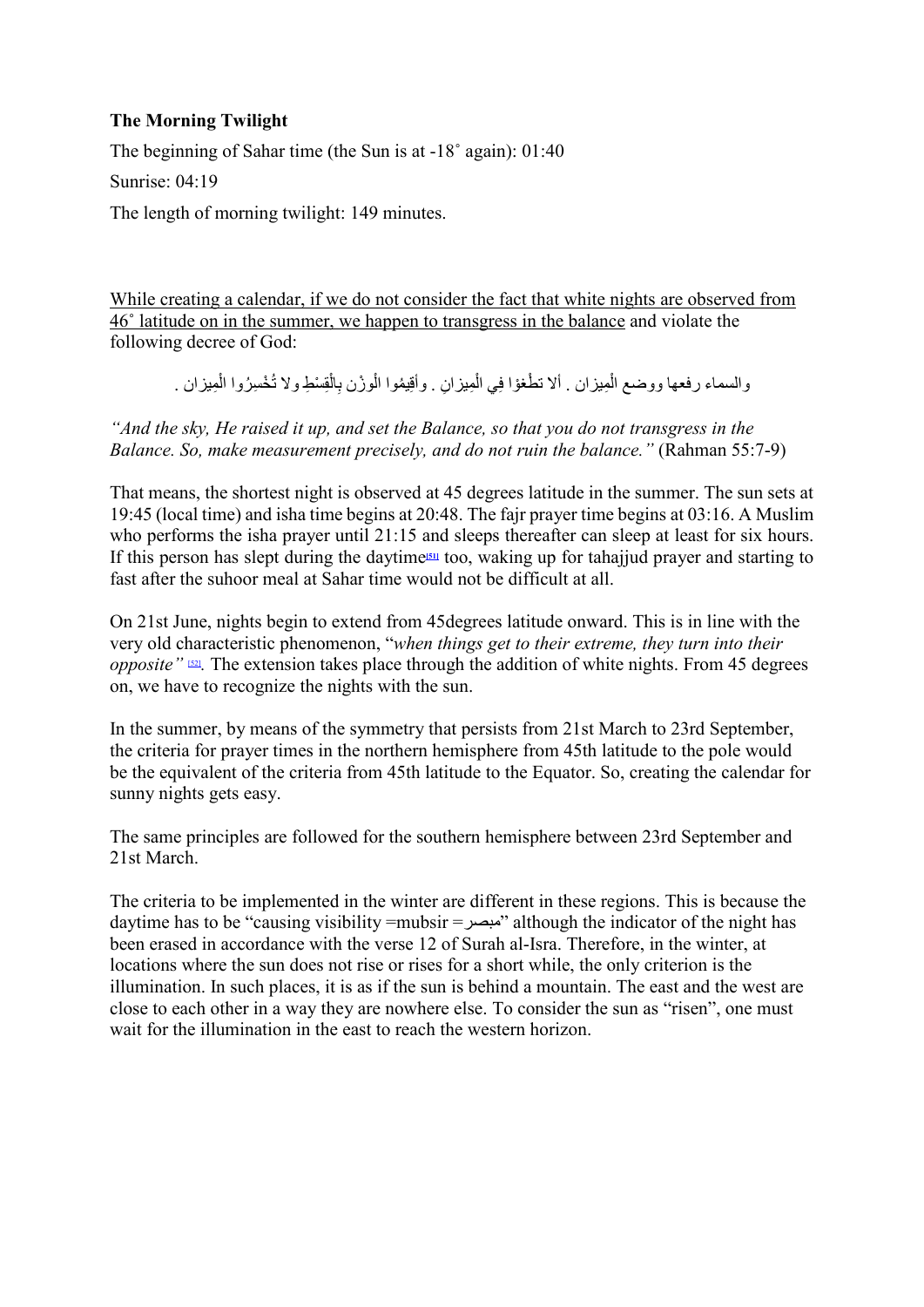**The Morning Twilight**

The beginning of Sahar time (the Sun is at -18˚ again): 01:40

Sunrise: 04:19

The length of morning twilight: 149 minutes.

While creating a calendar, if we do not consider the fact that white nights are observed from 46˚ latitude on in the summer, we happen to transgress in the balance and violate the following decree of God:

والسماء رفعها ووضع الْمِيزان . ألا تطْغوْا فِي الْمِيزانِ . وأقِيمُوا الْوزْن بِالْقِسْطِ ولا تُخْسِرُوا الْمِيزان .

*"And the sky, He raised it up, and set the Balance, so that you do not transgress in the Balance. So, make measurement precisely, and do not ruin the balance."* (Rahman 55:7-9)

That means, the shortest night is observed at 45 degrees latitude in the summer. The sun sets at 19:45 (local time) and isha time begins at 20:48. The fajr prayer time begins at 03:16. A Muslim who performs the isha prayer until 21:15 and sleeps thereafter can sleep at least for six hours. If this person has slept during the daytime[51] too, waking up for tahajjud prayer and starting to fast after the suhoor meal at Sahar time would not be difficult at all.

On 21st June, nights begin to extend from 45degrees latitude onward. This is in line with the very old characteristic phenomenon, "*when things get to their extreme, they turn into their opposite"* [52]. The extension takes place through the addition of white nights. From 45 degrees on, we have to recognize the nights with the sun.

In the summer, by means of the symmetry that persists from 21st March to 23rd September, the criteria for prayer times in the northern hemisphere from 45th latitude to the pole would be the equivalent of the criteria from 45th latitude to the Equator. So, creating the calendar for sunny nights gets easy.

The same principles are followed for the southern hemisphere between 23rd September and 21st March.

The criteria to be implemented in the winter are different in these regions. This is because the daytime has to be "causing visibility =mubsir =مبصر" although the indicator of the night has been erased in accordance with the verse 12 of Surah al-Isra. Therefore, in the winter, at locations where the sun does not rise or rises for a short while, the only criterion is the illumination. In such places, it is as if the sun is behind a mountain. The east and the west are close to each other in a way they are nowhere else. To consider the sun as "risen", one must wait for the illumination in the east to reach the western horizon.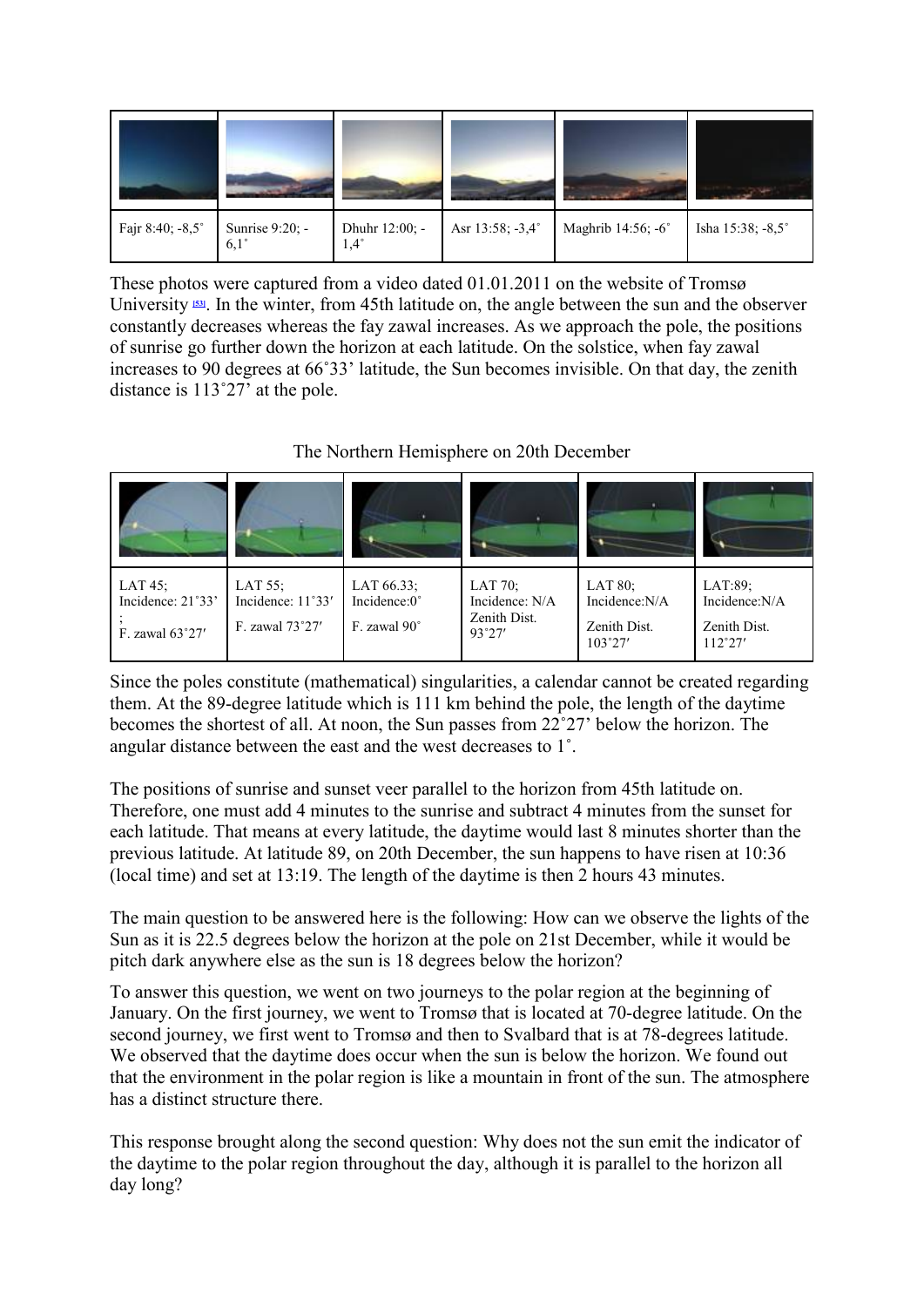| | | | | | |
|---|---|---|---|---|---|
| Fajr 8:40; -8,5˚ | Sunrise 9:20; -6,1˚ | Dhuhr 12:00; -1,4˚ | Asr 13:58; -3,4˚ | Maghrib 14:56; -6˚ | Isha 15:38; -8,5˚ |

These photos were captured from a video dated 01.01.2011 on the website of Tromsø University [53]. In the winter, from 45th latitude on, the angle between the sun and the observer constantly decreases whereas the fay zawal increases. As we approach the pole, the positions of sunrise go further down the horizon at each latitude. On the solstice, when fay zawal increases to 90 degrees at 66˚33' latitude, the Sun becomes invisible. On that day, the zenith distance is 113˚27' at the pole.

The Northern Hemisphere on 20th December

| | | | | | |
|---|---|---|---|---|---|
| LAT 45; Incidence: 21˚33' ; F. zawal 63˚27′ | LAT 55; Incidence: 11˚33′ F. zawal 73˚27′ | LAT 66.33; Incidence:0˚ F. zawal 90˚ | LAT 70; Incidence: N/A Zenith Dist. 93˚27′ | LAT 80; Incidence:N/A Zenith Dist. 103˚27′ | LAT:89; Incidence:N/A Zenith Dist. 112˚27′ |

Since the poles constitute (mathematical) singularities, a calendar cannot be created regarding them. At the 89-degree latitude which is 111 km behind the pole, the length of the daytime becomes the shortest of all. At noon, the Sun passes from 22˚27' below the horizon. The angular distance between the east and the west decreases to 1˚.

The positions of sunrise and sunset veer parallel to the horizon from 45th latitude on. Therefore, one must add 4 minutes to the sunrise and subtract 4 minutes from the sunset for each latitude. That means at every latitude, the daytime would last 8 minutes shorter than the previous latitude. At latitude 89, on 20th December, the sun happens to have risen at 10:36 (local time) and set at 13:19. The length of the daytime is then 2 hours 43 minutes.

The main question to be answered here is the following: How can we observe the lights of the Sun as it is 22.5 degrees below the horizon at the pole on 21st December, while it would be pitch dark anywhere else as the sun is 18 degrees below the horizon?

To answer this question, we went on two journeys to the polar region at the beginning of January. On the first journey, we went to Tromsø that is located at 70-degree latitude. On the second journey, we first went to Tromsø and then to Svalbard that is at 78-degrees latitude. We observed that the daytime does occur when the sun is below the horizon. We found out that the environment in the polar region is like a mountain in front of the sun. The atmosphere has a distinct structure there.

This response brought along the second question: Why does not the sun emit the indicator of the daytime to the polar region throughout the day, although it is parallel to the horizon all day long?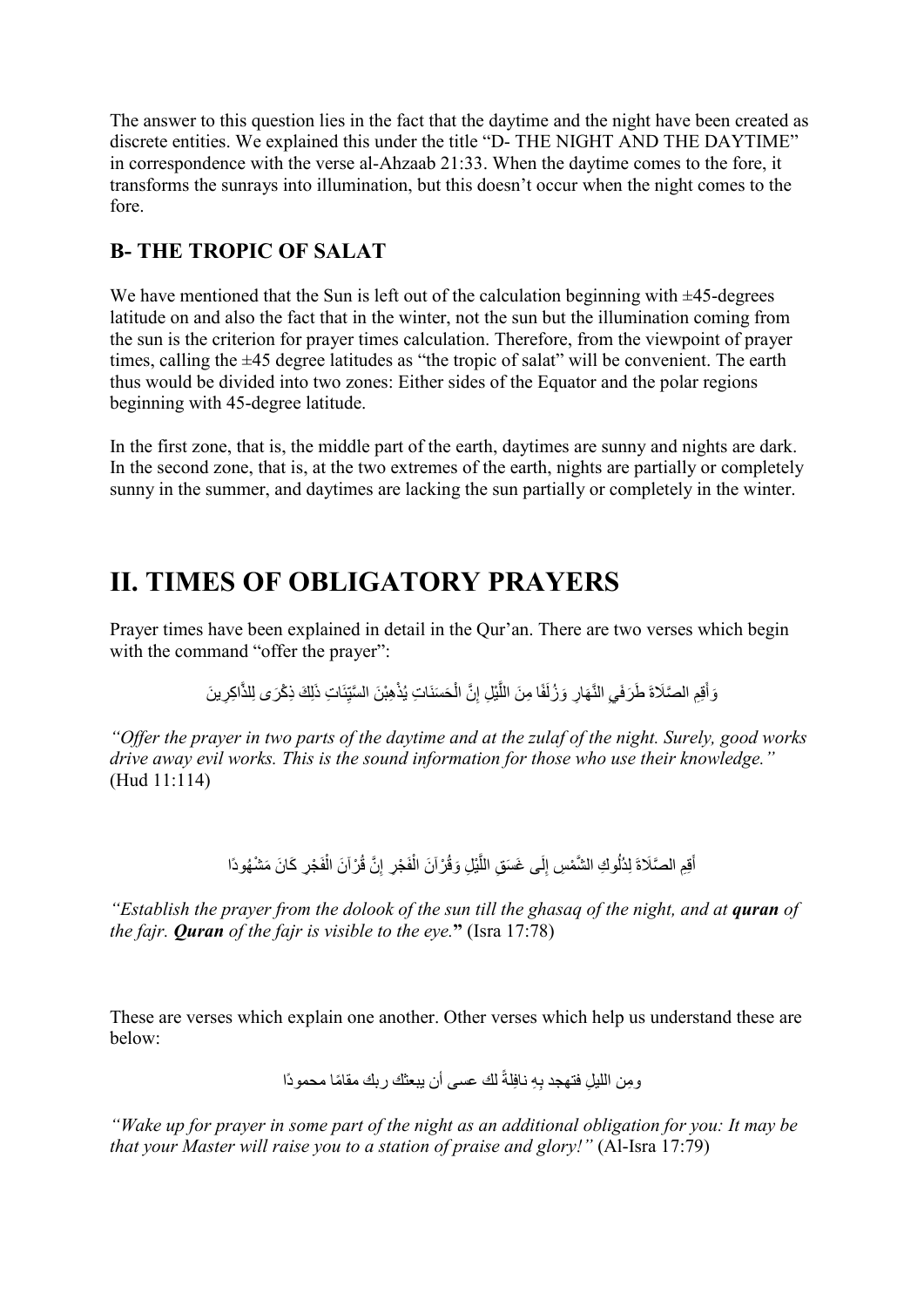The answer to this question lies in the fact that the daytime and the night have been created as discrete entities. We explained this under the title "D- THE NIGHT AND THE DAYTIME" in correspondence with the verse al-Ahzaab 21:33. When the daytime comes to the fore, it transforms the sunrays into illumination, but this doesn't occur when the night comes to the fore.

## B- THE TROPIC OF SALAT

We have mentioned that the Sun is left out of the calculation beginning with ±45-degrees latitude on and also the fact that in the winter, not the sun but the illumination coming from the sun is the criterion for prayer times calculation. Therefore, from the viewpoint of prayer times, calling the ±45 degree latitudes as "the tropic of salat" will be convenient. The earth thus would be divided into two zones: Either sides of the Equator and the polar regions beginning with 45-degree latitude.

In the first zone, that is, the middle part of the earth, daytimes are sunny and nights are dark. In the second zone, that is, at the two extremes of the earth, nights are partially or completely sunny in the summer, and daytimes are lacking the sun partially or completely in the winter.

# II. TIMES OF OBLIGATORY PRAYERS

Prayer times have been explained in detail in the Qur'an. There are two verses which begin with the command "offer the prayer":

وَأَقِمِ الصَّلَاةَ طَرَفَيِ النَّهَارِ وَزُلَفًا مِنَ اللَّيْلِ إِنَّ الْحَسَنَاتِ يُذْهِبْنَ السَّيِّئَاتِ ذَلِكَ ذِكْرَى لِلذَّاكِرِينَ

*"Offer the prayer in two parts of the daytime and at the zulaf of the night. Surely, good works drive away evil works. This is the sound information for those who use their knowledge."* (Hud 11:114)

أَقِمِ الصَّلَاةَ لِدُلُوكِ الشَّمْسِ إِلَى غَسَقِ اللَّيْلِ وَقُرْآنَ الْفَجْرِ إِنَّ قُرْآنَ الْفَجْرِ كَانَ مَشْهُودًا

*"Establish the prayer from the dolook of the sun till the ghasaq of the night, and at **quran** of the fajr. **Quran** of the fajr is visible to the eye.*" (Isra 17:78)

These are verses which explain one another. Other verses which help us understand these are below:

ومِن الليلِ فتهجد بِهِ نافِلةً لك عسى أن يبعثك ربك مقامًا محمودًا

*"Wake up for prayer in some part of the night as an additional obligation for you: It may be that your Master will raise you to a station of praise and glory!"* (Al-Isra 17:79)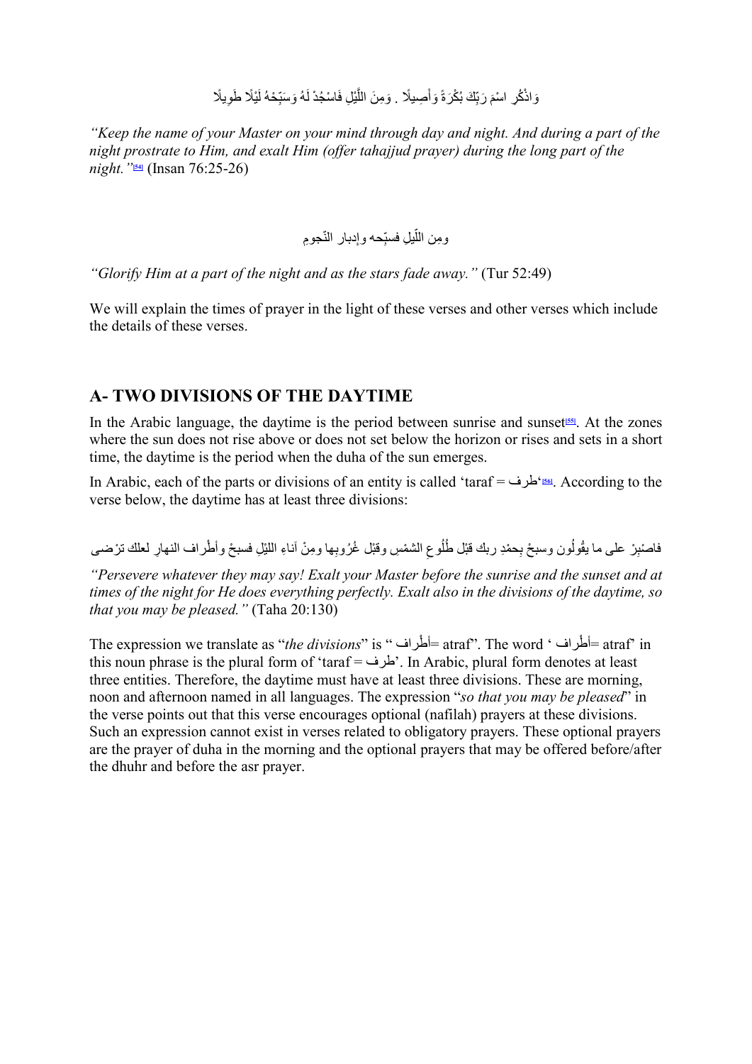وَاذْكُرِ اسْمَ رَبِّكَ بُكْرَةً وَأَصِيلًا . وَمِنَ اللَّيْلِ فَاسْجُدْ لَهُ وَسَبِّحْهُ لَيْلًا طَوِيلًا

*"Keep the name of your Master on your mind through day and night. And during a part of the night prostrate to Him, and exalt Him (offer tahajjud prayer) during the long part of the night."*[54] (Insan 76:25-26)

ومِن اللّيلِ فسبّحه وإدبار النّجومِ

*"Glorify Him at a part of the night and as the stars fade away."* (Tur 52:49)

We will explain the times of prayer in the light of these verses and other verses which include the details of these verses.

## A- TWO DIVISIONS OF THE DAYTIME

In the Arabic language, the daytime is the period between sunrise and sunset[55]. At the zones where the sun does not rise above or does not set below the horizon or rises and sets in a short time, the daytime is the period when the duha of the sun emerges.

In Arabic, each of the parts or divisions of an entity is called 'taraf = طرف'[56]. According to the verse below, the daytime has at least three divisions:

فاصْبِرْ على ما يقُولُون وسبحْ بِحمْدِ ربك قبْل طُلُوعِ الشمْسِ وقبْل غُرُوبِها ومِنْ آناءِ الليْلِ فسبحْ وأطْراف النهارِ لعلك ترْضى

*"Persevere whatever they may say! Exalt your Master before the sunrise and the sunset and at times of the night for He does everything perfectly. Exalt also in the divisions of the daytime, so that you may be pleased."* (Taha 20:130)

The expression we translate as "*the divisions*" is "أطْراف= atraf". The word 'أطْراف= atraf' in this noun phrase is the plural form of 'taraf = طرف'. In Arabic, plural form denotes at least three entities. Therefore, the daytime must have at least three divisions. These are morning, noon and afternoon named in all languages. The expression "*so that you may be pleased*" in the verse points out that this verse encourages optional (nafilah) prayers at these divisions. Such an expression cannot exist in verses related to obligatory prayers. These optional prayers are the prayer of duha in the morning and the optional prayers that may be offered before/after the dhuhr and before the asr prayer.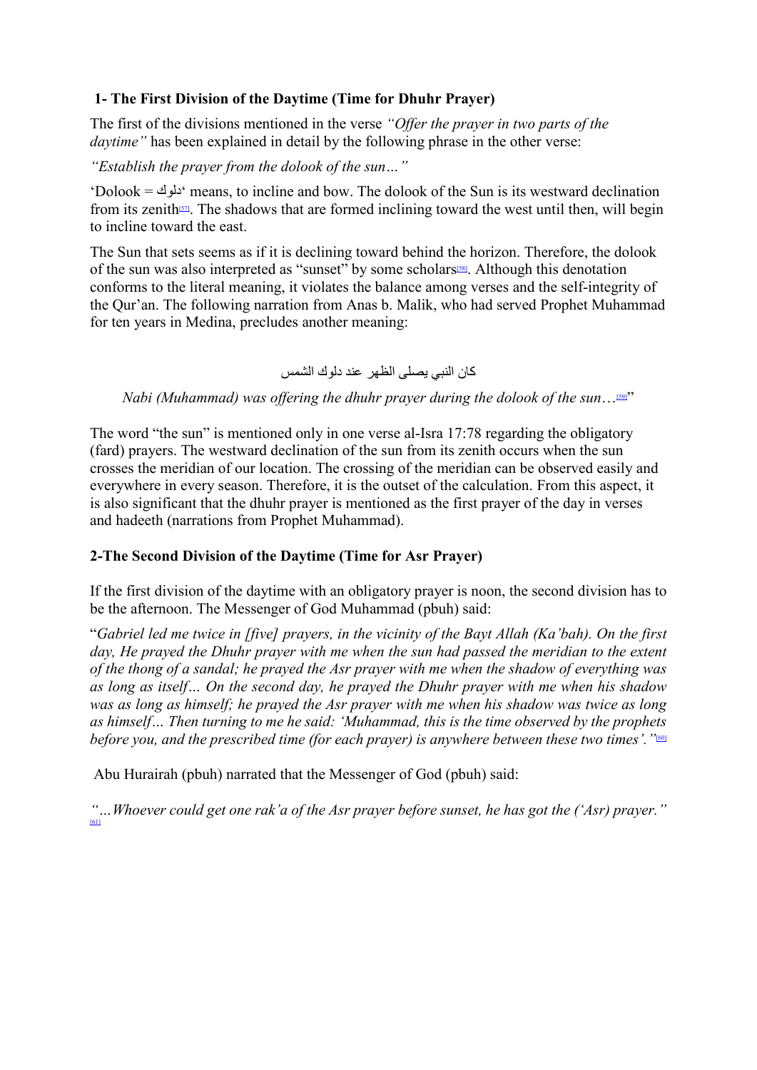### 1- The First Division of the Daytime (Time for Dhuhr Prayer)

The first of the divisions mentioned in the verse *"Offer the prayer in two parts of the daytime"* has been explained in detail by the following phrase in the other verse:

*"Establish the prayer from the dolook of the sun…"*

'Dolook = دلوك' means, to incline and bow. The dolook of the Sun is its westward declination from its zenith[57]. The shadows that are formed inclining toward the west until then, will begin to incline toward the east.

The Sun that sets seems as if it is declining toward behind the horizon. Therefore, the dolook of the sun was also interpreted as "sunset" by some scholars[58]. Although this denotation conforms to the literal meaning, it violates the balance among verses and the self-integrity of the Qur'an. The following narration from Anas b. Malik, who had served Prophet Muhammad for ten years in Medina, precludes another meaning:

كان النبي يصلى الظهر عند دلوك الشمس

*Nabi (Muhammad) was offering the dhuhr prayer during the dolook of the sun…*[59]"

The word "the sun" is mentioned only in one verse al-Isra 17:78 regarding the obligatory (fard) prayers. The westward declination of the sun from its zenith occurs when the sun crosses the meridian of our location. The crossing of the meridian can be observed easily and everywhere in every season. Therefore, it is the outset of the calculation. From this aspect, it is also significant that the dhuhr prayer is mentioned as the first prayer of the day in verses and hadeeth (narrations from Prophet Muhammad).

### 2-The Second Division of the Daytime (Time for Asr Prayer)

If the first division of the daytime with an obligatory prayer is noon, the second division has to be the afternoon. The Messenger of God Muhammad (pbuh) said:

"*Gabriel led me twice in [five] prayers, in the vicinity of the Bayt Allah (Ka'bah). On the first day, He prayed the Dhuhr prayer with me when the sun had passed the meridian to the extent of the thong of a sandal; he prayed the Asr prayer with me when the shadow of everything was as long as itself… On the second day, he prayed the Dhuhr prayer with me when his shadow was as long as himself; he prayed the Asr prayer with me when his shadow was twice as long as himself… Then turning to me he said: 'Muhammad, this is the time observed by the prophets before you, and the prescribed time (for each prayer) is anywhere between these two times'."*[60]

Abu Hurairah (pbuh) narrated that the Messenger of God (pbuh) said:

*"…Whoever could get one rak'a of the Asr prayer before sunset, he has got the ('Asr) prayer."*[61]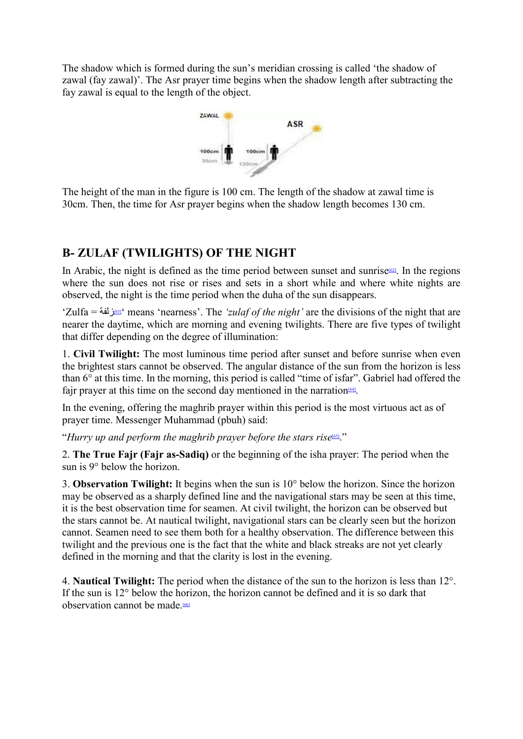The shadow which is formed during the sun's meridian crossing is called 'the shadow of zawal (fay zawal)'. The Asr prayer time begins when the shadow length after subtracting the fay zawal is equal to the length of the object.

The height of the man in the figure is 100 cm. The length of the shadow at zawal time is 30cm. Then, the time for Asr prayer begins when the shadow length becomes 130 cm.

## B- ZULAF (TWILIGHTS) OF THE NIGHT

In Arabic, the night is defined as the time period between sunset and sunrise[62]. In the regions where the sun does not rise or rises and sets in a short while and where white nights are observed, the night is the time period when the duha of the sun disappears.

'Zulfa = زلفة[63]' means 'nearness'. The *'zulaf of the night'* are the divisions of the night that are nearer the daytime, which are morning and evening twilights. There are five types of twilight that differ depending on the degree of illumination:

1. **Civil Twilight:** The most luminous time period after sunset and before sunrise when even the brightest stars cannot be observed. The angular distance of the sun from the horizon is less than 6° at this time. In the morning, this period is called "time of isfar". Gabriel had offered the fajr prayer at this time on the second day mentioned in the narration[64].

In the evening, offering the maghrib prayer within this period is the most virtuous act as of prayer time. Messenger Muhammad (pbuh) said:

"*Hurry up and perform the maghrib prayer before the stars rise*[65]."

2. **The True Fajr (Fajr as-Sadiq)** or the beginning of the isha prayer: The period when the sun is 9° below the horizon.

3. **Observation Twilight:** It begins when the sun is 10° below the horizon. Since the horizon may be observed as a sharply defined line and the navigational stars may be seen at this time, it is the best observation time for seamen. At civil twilight, the horizon can be observed but the stars cannot be. At nautical twilight, navigational stars can be clearly seen but the horizon cannot. Seamen need to see them both for a healthy observation. The difference between this twilight and the previous one is the fact that the white and black streaks are not yet clearly defined in the morning and that the clarity is lost in the evening.

4. **Nautical Twilight:** The period when the distance of the sun to the horizon is less than 12°. If the sun is 12° below the horizon, the horizon cannot be defined and it is so dark that observation cannot be made.[66]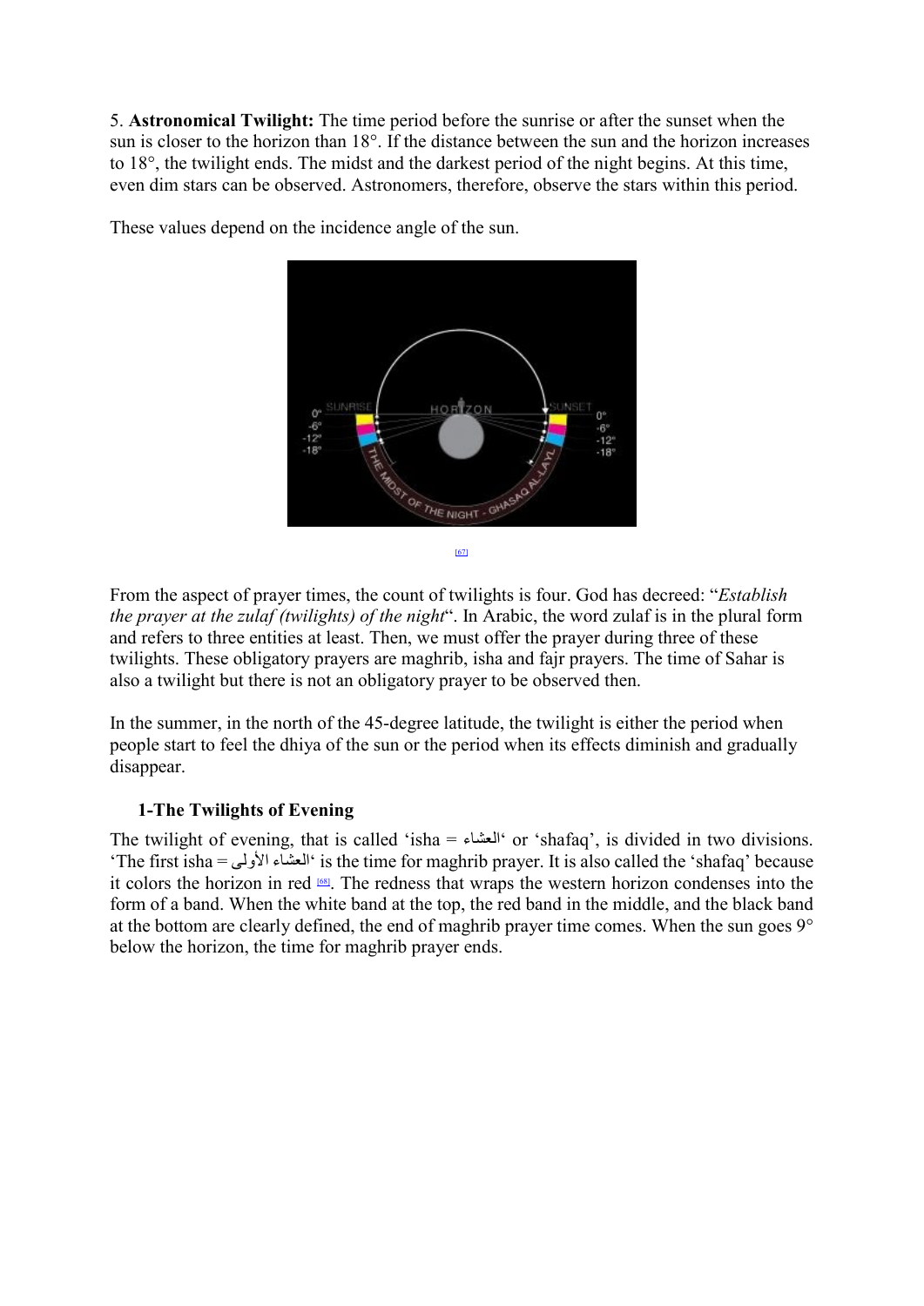5. **Astronomical Twilight:** The time period before the sunrise or after the sunset when the sun is closer to the horizon than 18°. If the distance between the sun and the horizon increases to 18°, the twilight ends. The midst and the darkest period of the night begins. At this time, even dim stars can be observed. Astronomers, therefore, observe the stars within this period.

These values depend on the incidence angle of the sun.

[67]

From the aspect of prayer times, the count of twilights is four. God has decreed: "*Establish the prayer at the zulaf (twilights) of the night*". In Arabic, the word zulaf is in the plural form and refers to three entities at least. Then, we must offer the prayer during three of these twilights. These obligatory prayers are maghrib, isha and fajr prayers. The time of Sahar is also a twilight but there is not an obligatory prayer to be observed then.

In the summer, in the north of the 45-degree latitude, the twilight is either the period when people start to feel the dhiya of the sun or the period when its effects diminish and gradually disappear.

### 1-The Twilights of Evening

The twilight of evening, that is called 'isha = العشاء' or 'shafaq', is divided in two divisions. 'The first isha = العشاء الأولى' is the time for maghrib prayer. It is also called the 'shafaq' because it colors the horizon in red [68]. The redness that wraps the western horizon condenses into the form of a band. When the white band at the top, the red band in the middle, and the black band at the bottom are clearly defined, the end of maghrib prayer time comes. When the sun goes 9° below the horizon, the time for maghrib prayer ends.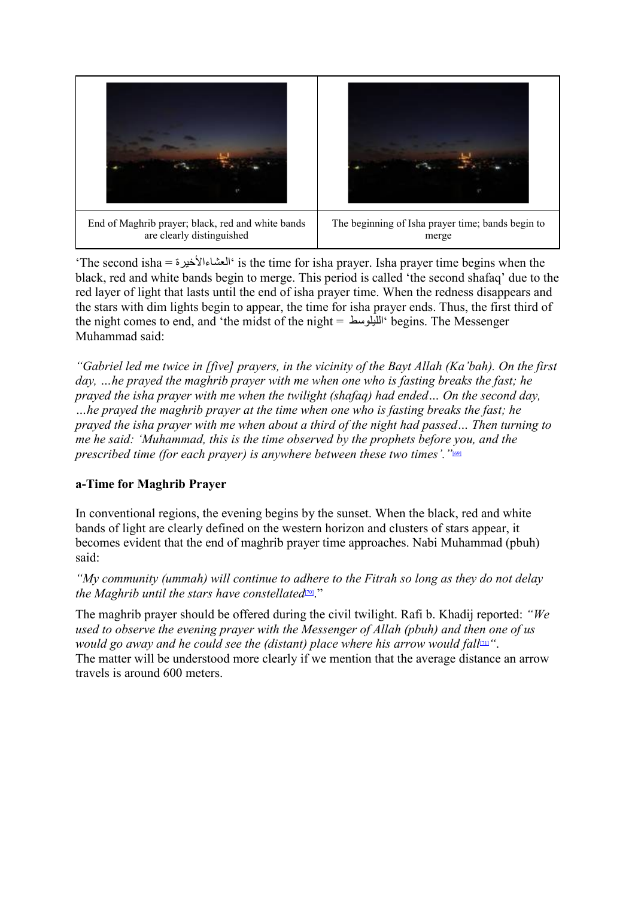| End of Maghrib prayer; black, red and white bands are clearly distinguished | The beginning of Isha prayer time; bands begin to merge |
|---|---|

‘The second isha = العشاءالأخيرة‘ is the time for isha prayer. Isha prayer time begins when the black, red and white bands begin to merge. This period is called ‘the second shafaq’ due to the red layer of light that lasts until the end of isha prayer time. When the redness disappears and the stars with dim lights begin to appear, the time for isha prayer ends. Thus, the first third of the night comes to end, and ‘the midst of the night = الليلوسط‘ begins. The Messenger Muhammad said:

*“Gabriel led me twice in [five] prayers, in the vicinity of the Bayt Allah (Ka’bah). On the first day, …he prayed the maghrib prayer with me when one who is fasting breaks the fast; he prayed the isha prayer with me when the twilight (shafaq) had ended… On the second day, …he prayed the maghrib prayer at the time when one who is fasting breaks the fast; he prayed the isha prayer with me when about a third of the night had passed… Then turning to me he said: ‘Muhammad, this is the time observed by the prophets before you, and the prescribed time (for each prayer) is anywhere between these two times’.”*[69]

**a-Time for Maghrib Prayer**

In conventional regions, the evening begins by the sunset. When the black, red and white bands of light are clearly defined on the western horizon and clusters of stars appear, it becomes evident that the end of maghrib prayer time approaches. Nabi Muhammad (pbuh) said:

*“My community (ummah) will continue to adhere to the Fitrah so long as they do not delay the Maghrib until the stars have constellated*[70]*.”*

The maghrib prayer should be offered during the civil twilight. Rafi b. Khadij reported: *“We used to observe the evening prayer with the Messenger of Allah (pbuh) and then one of us would go away and he could see the (distant) place where his arrow would fall*[71]*“.*
The matter will be understood more clearly if we mention that the average distance an arrow travels is around 600 meters.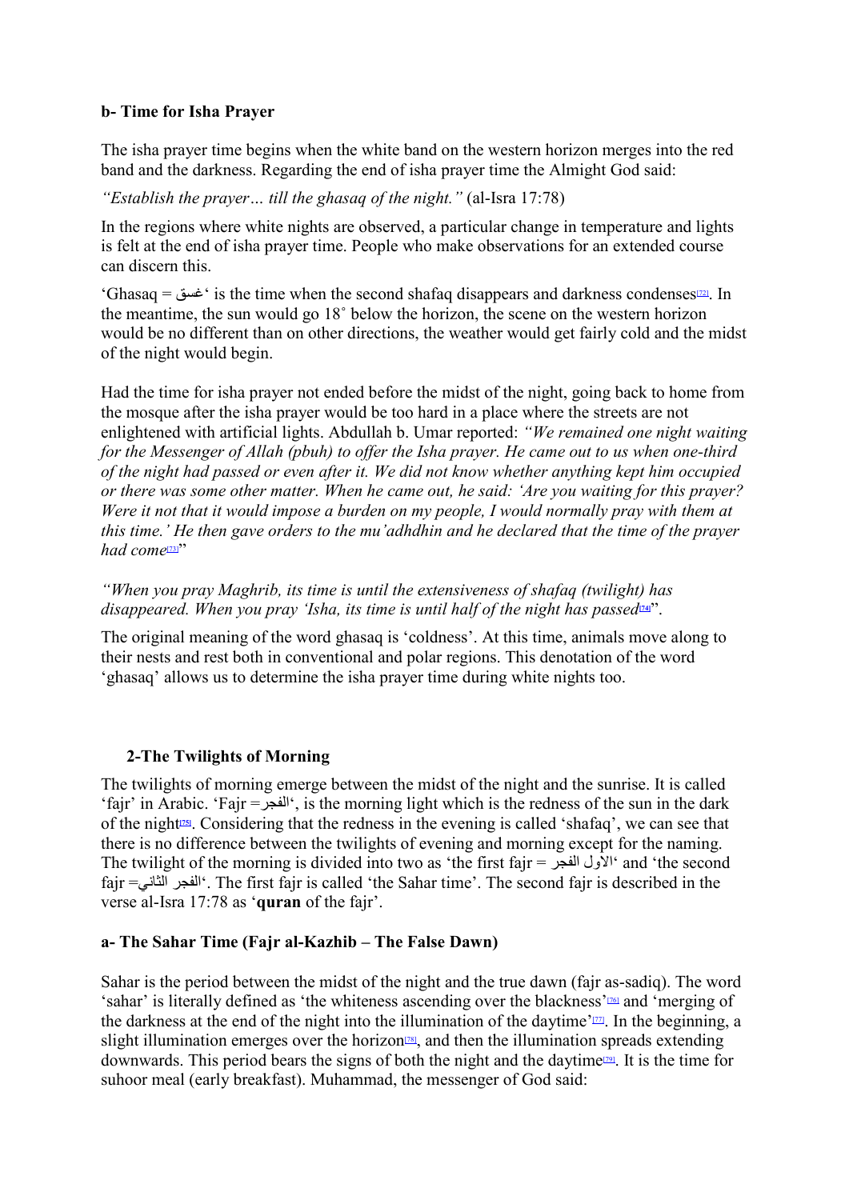**b- Time for Isha Prayer**

The isha prayer time begins when the white band on the western horizon merges into the red band and the darkness. Regarding the end of isha prayer time the Almight God said:

*“Establish the prayer… till the ghasaq of the night.”* (al-Isra 17:78)

In the regions where white nights are observed, a particular change in temperature and lights is felt at the end of isha prayer time. People who make observations for an extended course can discern this.

‘Ghasaq = غسق‘ is the time when the second shafaq disappears and darkness condenses[72]. In the meantime, the sun would go 18˚ below the horizon, the scene on the western horizon would be no different than on other directions, the weather would get fairly cold and the midst of the night would begin.

Had the time for isha prayer not ended before the midst of the night, going back to home from the mosque after the isha prayer would be too hard in a place where the streets are not enlightened with artificial lights. Abdullah b. Umar reported: *“We remained one night waiting for the Messenger of Allah (pbuh) to offer the Isha prayer. He came out to us when one-third of the night had passed or even after it. We did not know whether anything kept him occupied or there was some other matter. When he came out, he said: ‘Are you waiting for this prayer? Were it not that it would impose a burden on my people, I would normally pray with them at this time.’ He then gave orders to the mu’adhdhin and he declared that the time of the prayer had come*[73]”

*“When you pray Maghrib, its time is until the extensiveness of shafaq (twilight) has disappeared. When you pray ‘Isha, its time is until half of the night has passed*[74]”.

The original meaning of the word ghasaq is ‘coldness’. At this time, animals move along to their nests and rest both in conventional and polar regions. This denotation of the word ‘ghasaq’ allows us to determine the isha prayer time during white nights too.

## 2-The Twilights of Morning

The twilights of morning emerge between the midst of the night and the sunrise. It is called ‘fajr’ in Arabic. ‘Fajr =الفجر‘, is the morning light which is the redness of the sun in the dark of the night[75]. Considering that the redness in the evening is called ‘shafaq’, we can see that there is no difference between the twilights of evening and morning except for the naming. The twilight of the morning is divided into two as ‘the first fajr = الفجر الاول‘ and ‘the second fajr =الفجر الثاني‘. The first fajr is called ‘the Sahar time’. The second fajr is described in the verse al-Isra 17:78 as ‘**quran** of the fajr’.

**a- The Sahar Time (Fajr al-Kazhib – The False Dawn)**

Sahar is the period between the midst of the night and the true dawn (fajr as-sadiq). The word ‘sahar’ is literally defined as ‘the whiteness ascending over the blackness’[76] and ‘merging of the darkness at the end of the night into the illumination of the daytime’[77]. In the beginning, a slight illumination emerges over the horizon[78], and then the illumination spreads extending downwards. This period bears the signs of both the night and the daytime[79]. It is the time for suhoor meal (early breakfast). Muhammad, the messenger of God said: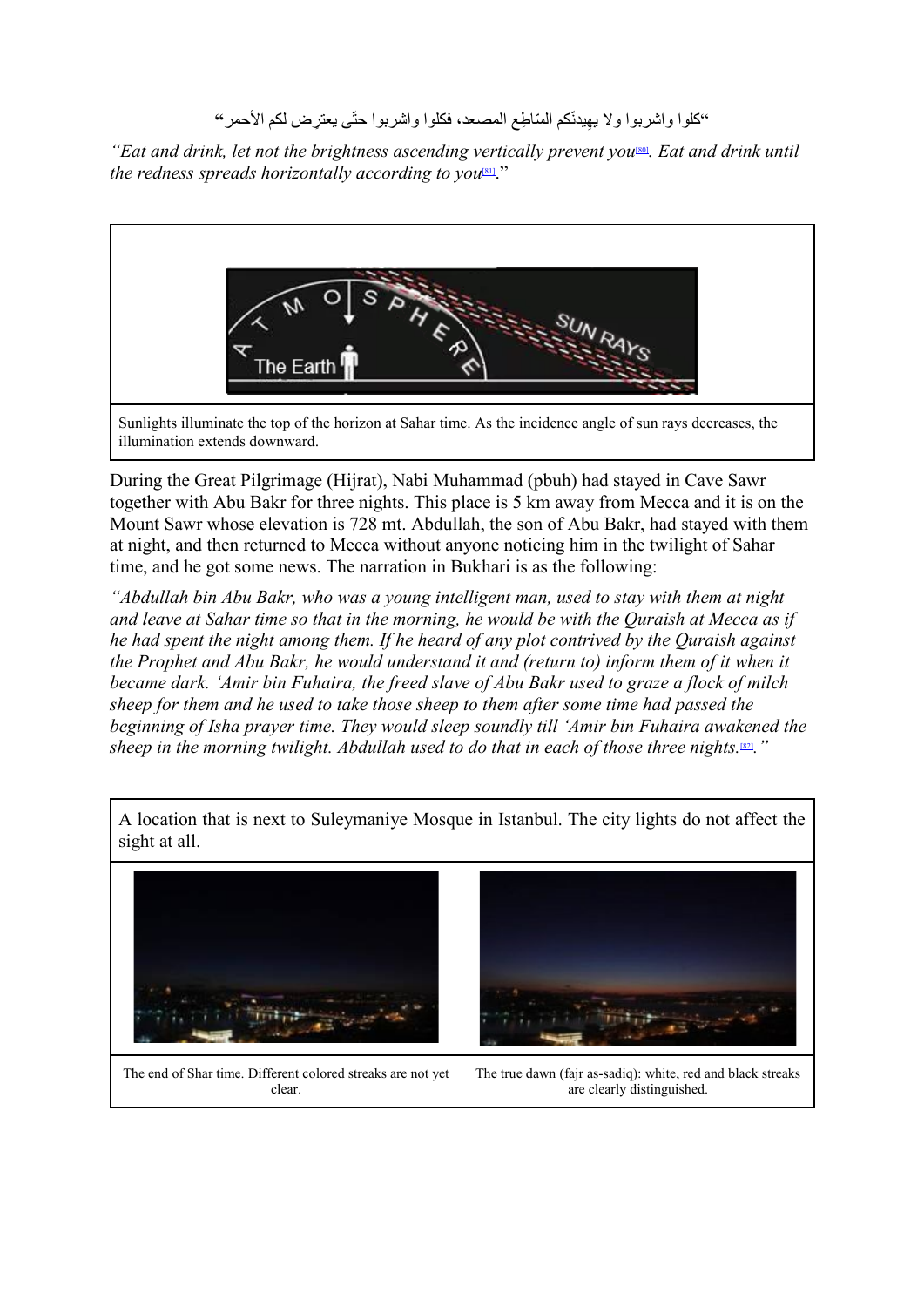“كلوا واشربوا ولا يهيدنّكم السّاطِع المصعد، فكلوا واشربوا حتّى يعترض لكم الأحمر”

*“Eat and drink, let not the brightness ascending vertically prevent you[80]. Eat and drink until the redness spreads horizontally according to you[81].”*

| |
|---|
| |
| Sunlights illuminate the top of the horizon at Sahar time. As the incidence angle of sun rays decreases, the illumination extends downward. |

During the Great Pilgrimage (Hijrat), Nabi Muhammad (pbuh) had stayed in Cave Sawr together with Abu Bakr for three nights. This place is 5 km away from Mecca and it is on the Mount Sawr whose elevation is 728 mt. Abdullah, the son of Abu Bakr, had stayed with them at night, and then returned to Mecca without anyone noticing him in the twilight of Sahar time, and he got some news. The narration in Bukhari is as the following:

*“Abdullah bin Abu Bakr, who was a young intelligent man, used to stay with them at night and leave at Sahar time so that in the morning, he would be with the Quraish at Mecca as if he had spent the night among them. If he heard of any plot contrived by the Quraish against the Prophet and Abu Bakr, he would understand it and (return to) inform them of it when it became dark. ‘Amir bin Fuhaira, the freed slave of Abu Bakr used to graze a flock of milch sheep for them and he used to take those sheep to them after some time had passed the beginning of Isha prayer time. They would sleep soundly till ‘Amir bin Fuhaira awakened the sheep in the morning twilight. Abdullah used to do that in each of those three nights.[82].”*

| A location that is next to Suleymaniye Mosque in Istanbul. The city lights do not affect the sight at all. | |
|---|---|
| | |
| The end of Shar time. Different colored streaks are not yet clear. | The true dawn (fajr as-sadiq): white, red and black streaks are clearly distinguished. |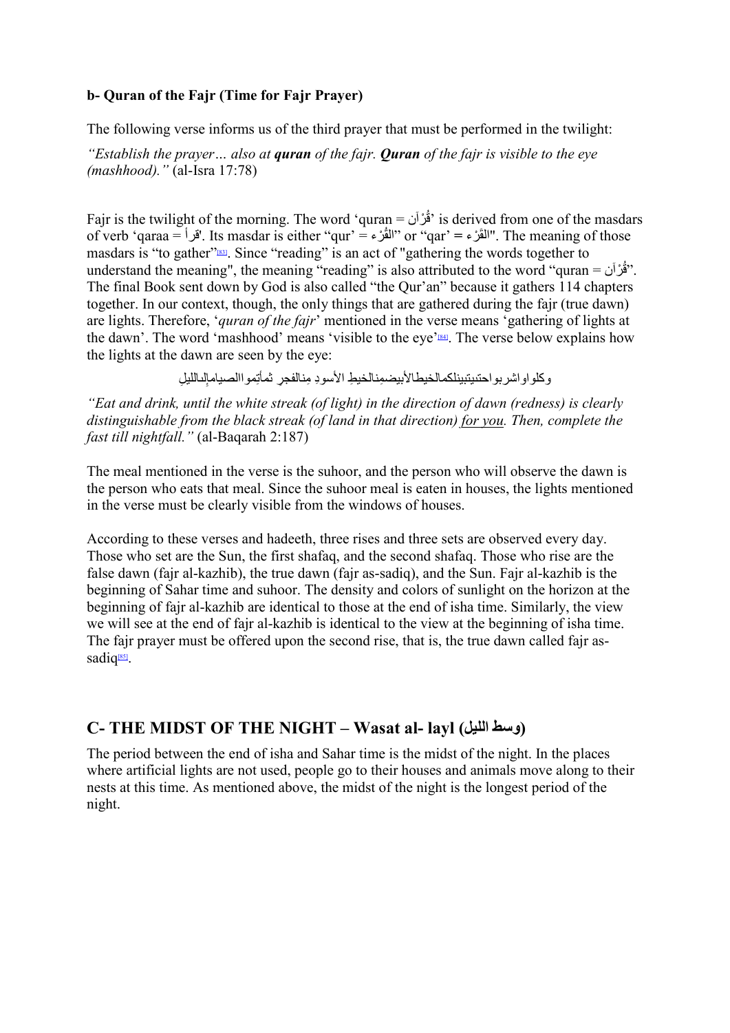**b- Quran of the Fajr (Time for Fajr Prayer)**

The following verse informs us of the third prayer that must be performed in the twilight:

*"Establish the prayer… also at **quran** of the fajr. **Quran** of the fajr is visible to the eye (mashhood)."* (al-Isra 17:78)

Fajr is the twilight of the morning. The word 'quran = قُرْآن' is derived from one of the masdars of verb 'qaraa = قرأ'. Its masdar is either "qur' = القُرْء" or "qar' = القَرْء". The meaning of those masdars is "to gather"[83]. Since "reading" is an act of "gathering the words together to understand the meaning", the meaning "reading" is also attributed to the word "quran = قُرْآن". The final Book sent down by God is also called "the Qur'an" because it gathers 114 chapters together. In our context, though, the only things that are gathered during the fajr (true dawn) are lights. Therefore, '*quran of the fajr*' mentioned in the verse means 'gathering of lights at the dawn'. The word 'mashhood' means 'visible to the eye'[84]. The verse below explains how the lights at the dawn are seen by the eye:

وكلواواشربواحتىيتبينلكمالخيطالأبيضمِنالخيطِ الأسودِ مِنالفجر ثمأتِموا الصيامإلىالليلِ

*"Eat and drink, until the white streak (of light) in the direction of dawn (redness) is clearly distinguishable from the black streak (of land in that direction) for you. Then, complete the fast till nightfall."* (al-Baqarah 2:187)

The meal mentioned in the verse is the suhoor, and the person who will observe the dawn is the person who eats that meal. Since the suhoor meal is eaten in houses, the lights mentioned in the verse must be clearly visible from the windows of houses.

According to these verses and hadeeth, three rises and three sets are observed every day. Those who set are the Sun, the first shafaq, and the second shafaq. Those who rise are the false dawn (fajr al-kazhib), the true dawn (fajr as-sadiq), and the Sun. Fajr al-kazhib is the beginning of Sahar time and suhoor. The density and colors of sunlight on the horizon at the beginning of fajr al-kazhib are identical to those at the end of isha time. Similarly, the view we will see at the end of fajr al-kazhib is identical to the view at the beginning of isha time. The fajr prayer must be offered upon the second rise, that is, the true dawn called fajr as-sadiq[85].

## C- THE MIDST OF THE NIGHT – Wasat al- layl (وسط الليل)

The period between the end of isha and Sahar time is the midst of the night. In the places where artificial lights are not used, people go to their houses and animals move along to their nests at this time. As mentioned above, the midst of the night is the longest period of the night.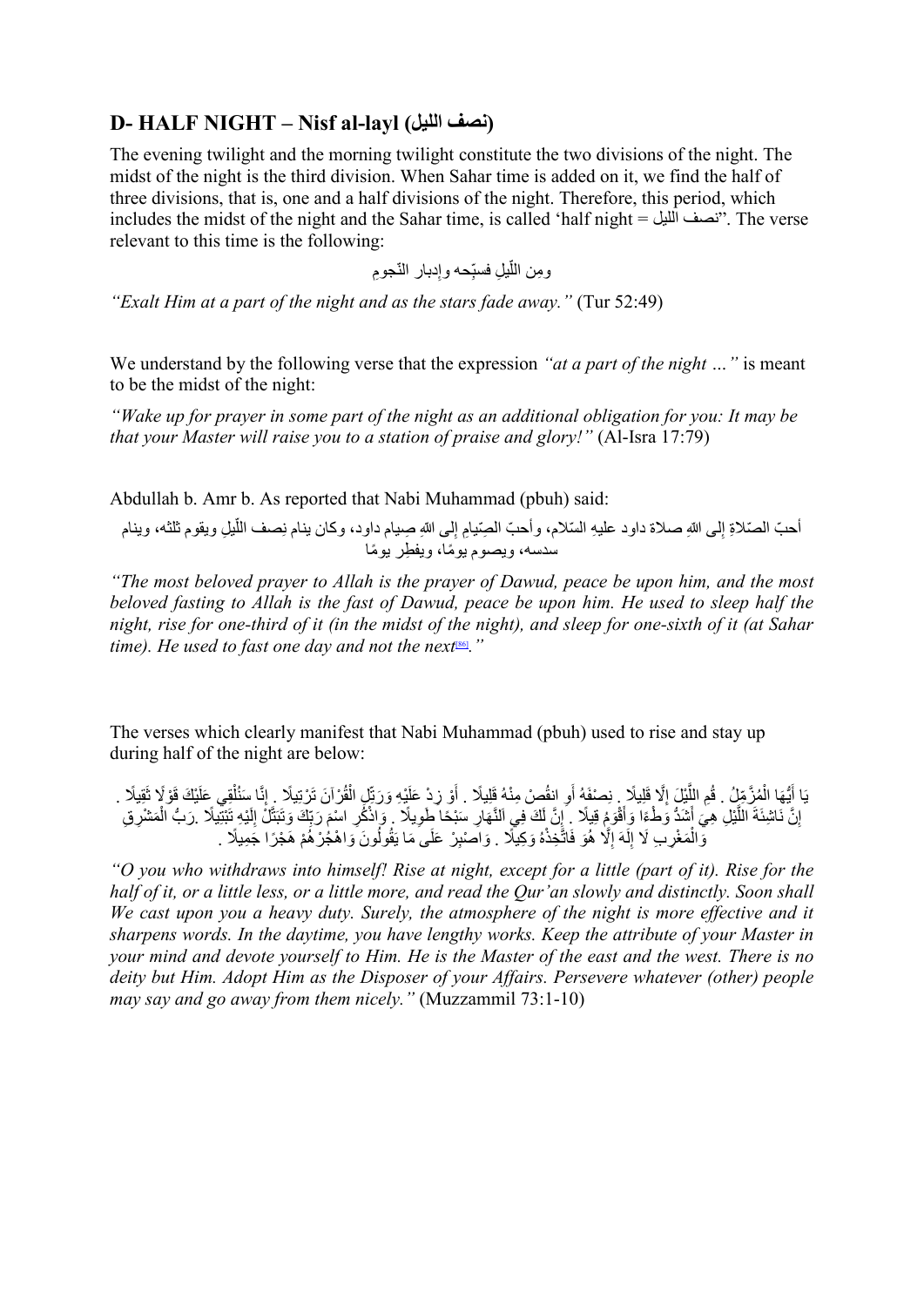## D- HALF NIGHT – Nisf al-layl (نصف الليل)

The evening twilight and the morning twilight constitute the two divisions of the night. The midst of the night is the third division. When Sahar time is added on it, we find the half of three divisions, that is, one and a half divisions of the night. Therefore, this period, which includes the midst of the night and the Sahar time, is called 'half night = نصف الليل". The verse relevant to this time is the following:

ومِن اللّيلِ فسبّحه وإدبار النّجومِ

*"Exalt Him at a part of the night and as the stars fade away."* (Tur 52:49)

We understand by the following verse that the expression *"at a part of the night …"* is meant to be the midst of the night:

*"Wake up for prayer in some part of the night as an additional obligation for you: It may be that your Master will raise you to a station of praise and glory!"* (Al-Isra 17:79)

Abdullah b. Amr b. As reported that Nabi Muhammad (pbuh) said:

أحبّ الصّلاةِ إلى اللهِ صلاة داود عليهِ السّلام، وأحبّ الصِيامِ إلى اللهِ صِيام داود، وكان ينام نِصف اللّيلِ ويقوم ثلثه، وينام سدسه، ويصوم يومًا، ويفطِر يومًا

*"The most beloved prayer to Allah is the prayer of Dawud, peace be upon him, and the most beloved fasting to Allah is the fast of Dawud, peace be upon him. He used to sleep half the night, rise for one-third of it (in the midst of the night), and sleep for one-sixth of it (at Sahar time). He used to fast one day and not the next*[86]*."*

The verses which clearly manifest that Nabi Muhammad (pbuh) used to rise and stay up during half of the night are below:

يَا أَيُّهَا الْمُزَّمِّلُ . قُمِ اللَّيْلَ إِلَّا قَلِيلًا . نِصْفَهُ أَوِ انقُصْ مِنْهُ قَلِيلًا . أَوْ زِدْ عَلَيْهِ وَرَتِّلِ الْقُرْآنَ تَرْتِيلًا . إِنَّا سَنُلْقِي عَلَيْكَ قَوْلًا ثَقِيلًا . إِنَّ نَاشِئَةَ اللَّيْلِ هِيَ أَشَدُّ وَطْءًا وَأَقْوَمُ قِيلًا . إِنَّ لَكَ فِي اَلنَّهَارِ سَبْحًا طَوِيلًا . وَاذْكُرِ اسْمَ رَبِّكَ وَتَبَتَّلْ إِلَيْهِ تَبْتِيلًا . رَبُّ الْمَشْرِقِ وَالْمَغْرِبِ لَا إِلَهَ إِلَّا هُوَ فَاتَّخِذْهُ وَكِيلًا . وَاصْبِرْ عَلَى مَا يَقُولُونَ وَاهْجُرْهُمْ هَجْرًا جَمِيلًا .

*"O you who withdraws into himself! Rise at night, except for a little (part of it). Rise for the half of it, or a little less, or a little more, and read the Qur'an slowly and distinctly. Soon shall We cast upon you a heavy duty. Surely, the atmosphere of the night is more effective and it sharpens words. In the daytime, you have lengthy works. Keep the attribute of your Master in your mind and devote yourself to Him. He is the Master of the east and the west. There is no deity but Him. Adopt Him as the Disposer of your Affairs. Persevere whatever (other) people may say and go away from them nicely."* (Muzzammil 73:1-10)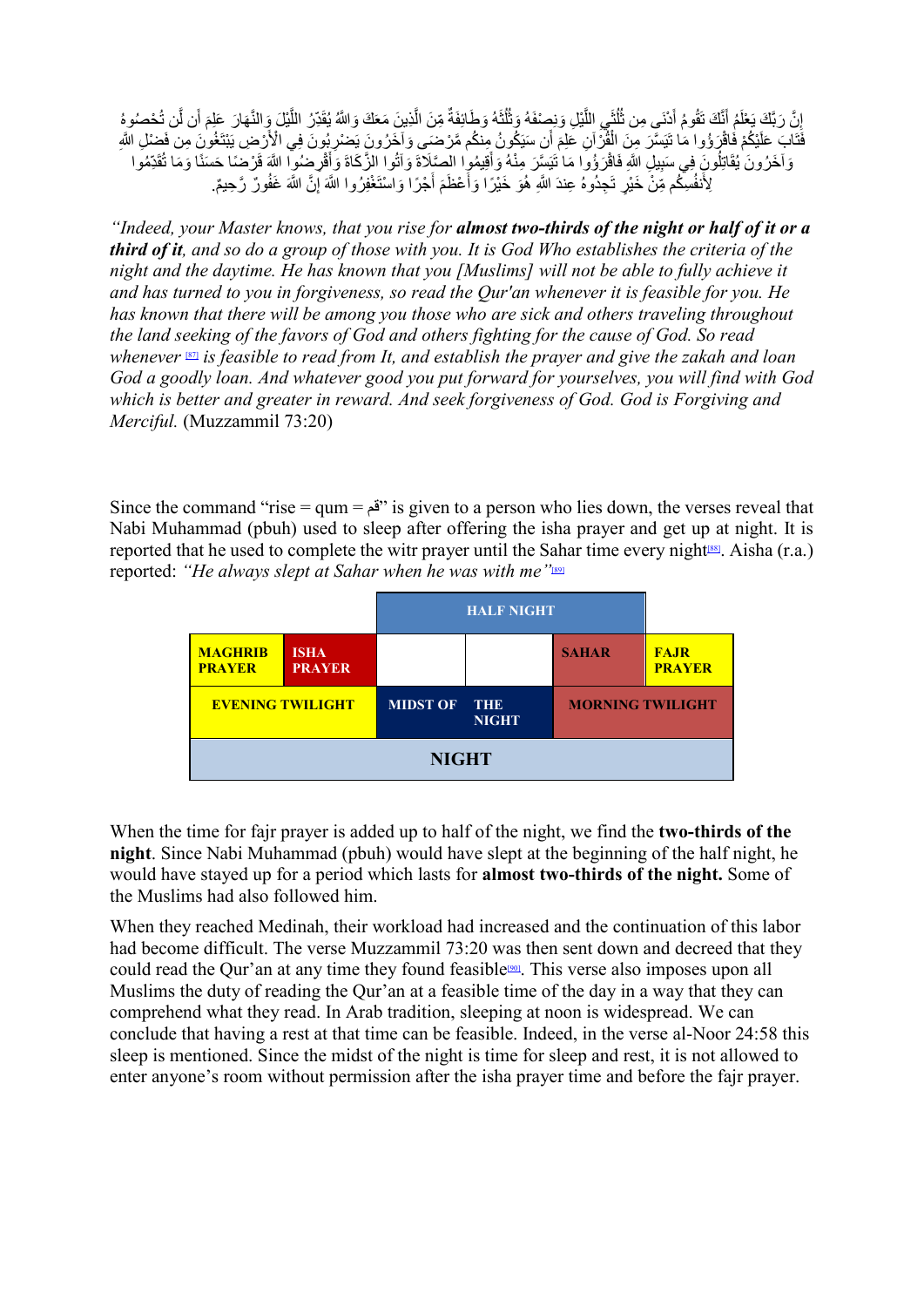إِنَّ رَبَّكَ يَعْلَمُ أَنَّكَ تَقُومُ أَدْنَى مِن ثُلُثَيِ اللَّيْلِ وَنِصْفَهُ وَثُلُثَهُ وَطَائِفَةٌ مِّنَ الَّذِينَ مَعَكَ وَاللَّهُ يُقَدِّرُ اللَّيْلَ وَالنَّهَارَ عَلِمَ أَن لَّن تُحْصُوهُ فَتَابَ عَلَيْكُمْ فَاقْرَؤُوا مَا تَيَسَّرَ مِنَ الْقُرْآنِ عَلِمَ أَن سَيَكُونُ مِنكُم مَّرْضَى وَآخَرُونَ يَضْرِبُونَ فِي الْأَرْضِ يَبْتَغُونَ مِن فَضْلِ اللَّهِ وَآخَرُونَ يُقَاتِلُونَ فِي سَبِيلِ اللَّهِ فَاقْرَؤُوا مَا تَيَسَّرَ مِنْهُ وَأَقِيمُوا الصَّلَاةَ وَآتُوا الزَّكَاةَ وَأَقْرِضُوا اللَّهَ قَرْضًا حَسَنًا وَمَا تُقَدِّمُوا لِأَنفُسِكُم مِّنْ خَيْرٍ تَجِدُوهُ عِندَ اللَّهِ هُوَ خَيْرًا وَأَعْظَمَ أَجْرًا وَاسْتَغْفِرُوا اللَّهَ إِنَّ اللَّهَ غَفُورٌ رَّحِيمٌ.

*"Indeed, your Master knows, that you rise for **almost two-thirds of the night or half of it or a third of it**, and so do a group of those with you. It is God Who establishes the criteria of the night and the daytime. He has known that you [Muslims] will not be able to fully achieve it and has turned to you in forgiveness, so read the Qur'an whenever it is feasible for you. He has known that there will be among you those who are sick and others traveling throughout the land seeking of the favors of God and others fighting for the cause of God. So read whenever* [87] *is feasible to read from It, and establish the prayer and give the zakah and loan God a goodly loan. And whatever good you put forward for yourselves, you will find with God which is better and greater in reward. And seek forgiveness of God. God is Forgiving and Merciful.* (Muzzammil 73:20)

Since the command "rise = qum = قم" is given to a person who lies down, the verses reveal that Nabi Muhammad (pbuh) used to sleep after offering the isha prayer and get up at night. It is reported that he used to complete the witr prayer until the Sahar time every night[88]. Aisha (r.a.) reported: *"He always slept at Sahar when he was with me"*[89]

| | | HALF NIGHT | | | |
|---|---|---|---|---|---|
| MAGHRIB PRAYER | ISHA PRAYER | | | SAHAR | FAJR PRAYER |
| EVENING TWILIGHT | | MIDST OF | THE NIGHT | MORNING TWILIGHT | |
| NIGHT | | | | | |

When the time for fajr prayer is added up to half of the night, we find the **two-thirds of the night**. Since Nabi Muhammad (pbuh) would have slept at the beginning of the half night, he would have stayed up for a period which lasts for **almost two-thirds of the night.** Some of the Muslims had also followed him.

When they reached Medinah, their workload had increased and the continuation of this labor had become difficult. The verse Muzzammil 73:20 was then sent down and decreed that they could read the Qur'an at any time they found feasible[90]. This verse also imposes upon all Muslims the duty of reading the Qur'an at a feasible time of the day in a way that they can comprehend what they read. In Arab tradition, sleeping at noon is widespread. We can conclude that having a rest at that time can be feasible. Indeed, in the verse al-Noor 24:58 this sleep is mentioned. Since the midst of the night is time for sleep and rest, it is not allowed to enter anyone's room without permission after the isha prayer time and before the fajr prayer.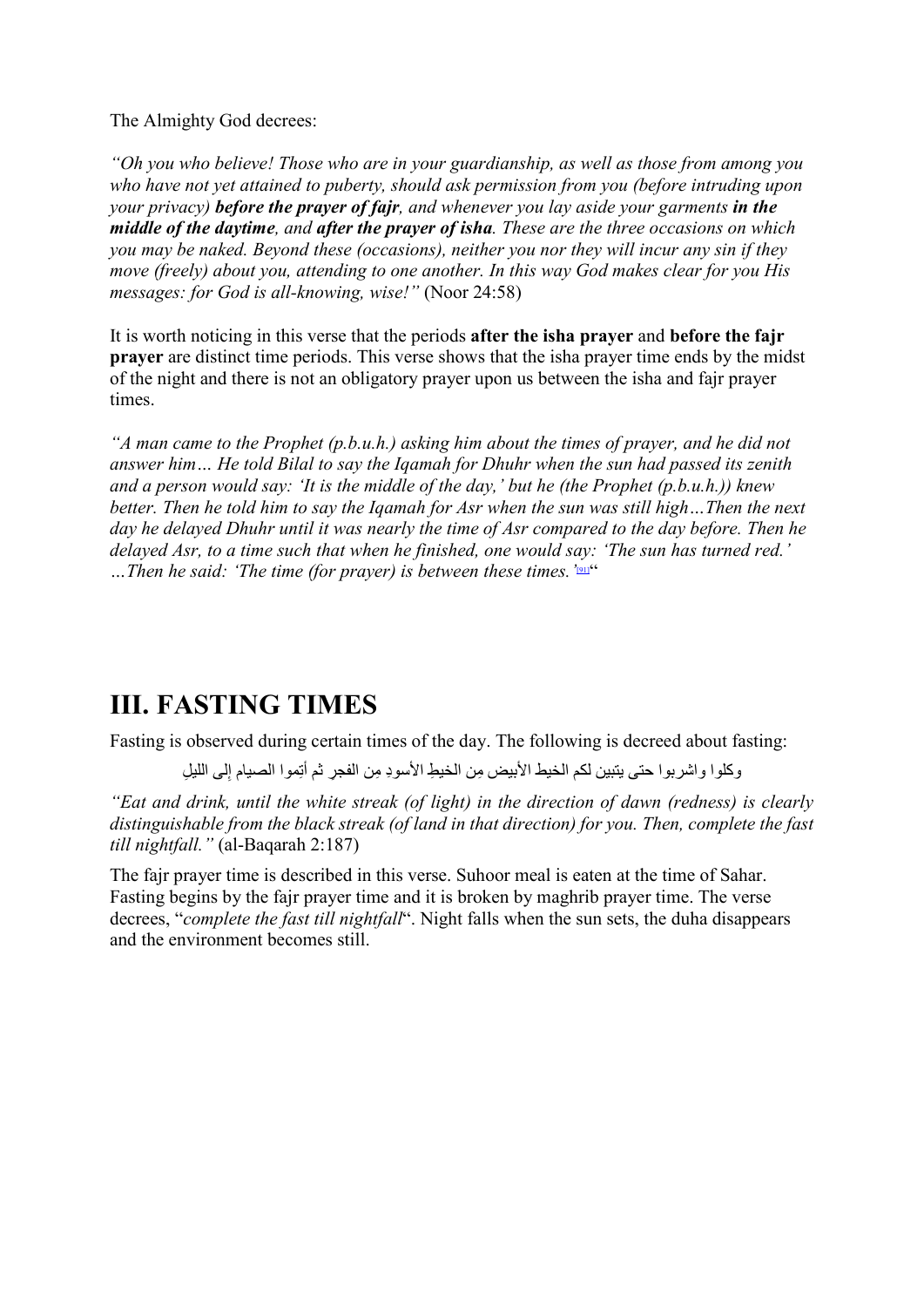The Almighty God decrees:

*"Oh you who believe! Those who are in your guardianship, as well as those from among you who have not yet attained to puberty, should ask permission from you (before intruding upon your privacy)* ***before the prayer of fajr****, and whenever you lay aside your garments* ***in the middle of the daytime****, and* ***after the prayer of isha****. These are the three occasions on which you may be naked. Beyond these (occasions), neither you nor they will incur any sin if they move (freely) about you, attending to one another. In this way God makes clear for you His messages: for God is all-knowing, wise!"* (Noor 24:58)

It is worth noticing in this verse that the periods **after the isha prayer** and **before the fajr prayer** are distinct time periods. This verse shows that the isha prayer time ends by the midst of the night and there is not an obligatory prayer upon us between the isha and fajr prayer times.

*"A man came to the Prophet (p.b.u.h.) asking him about the times of prayer, and he did not answer him… He told Bilal to say the Iqamah for Dhuhr when the sun had passed its zenith and a person would say: 'It is the middle of the day,' but he (the Prophet (p.b.u.h.)) knew better. Then he told him to say the Iqamah for Asr when the sun was still high…Then the next day he delayed Dhuhr until it was nearly the time of Asr compared to the day before. Then he delayed Asr, to a time such that when he finished, one would say: 'The sun has turned red.' …Then he said: 'The time (for prayer) is between these times.'*[91]"

## III. FASTING TIMES

Fasting is observed during certain times of the day. The following is decreed about fasting:

وكلوا واشربوا حتى يتبين لكم الخيط الأبيض مِن الخيطِ الأسودِ مِن الفجرِ ثم أتِموا الصيام إلى الليلِ

*"Eat and drink, until the white streak (of light) in the direction of dawn (redness) is clearly distinguishable from the black streak (of land in that direction) for you. Then, complete the fast till nightfall."* (al-Baqarah 2:187)

The fajr prayer time is described in this verse. Suhoor meal is eaten at the time of Sahar. Fasting begins by the fajr prayer time and it is broken by maghrib prayer time. The verse decrees, "*complete the fast till nightfall*". Night falls when the sun sets, the duha disappears and the environment becomes still.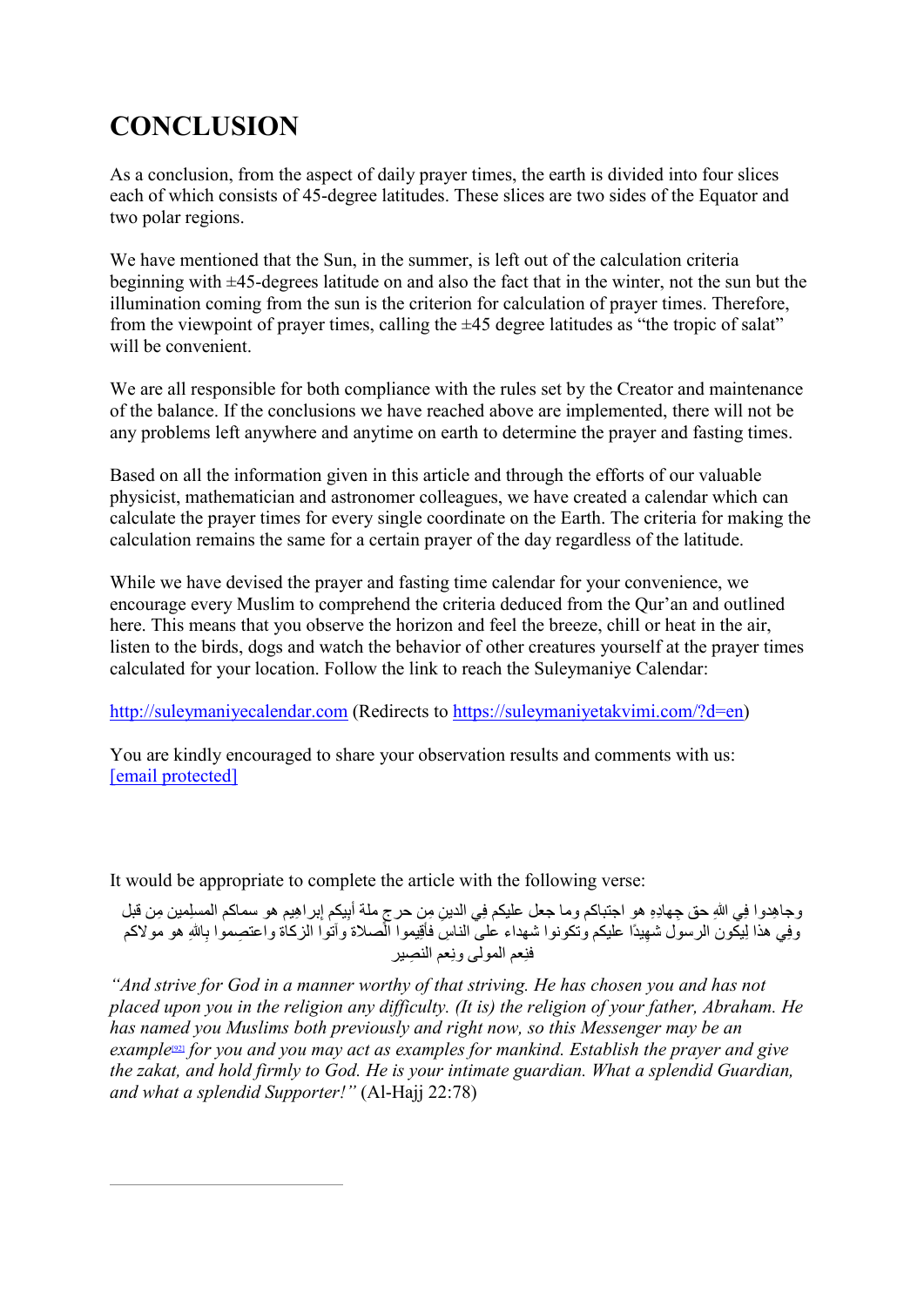# CONCLUSION

As a conclusion, from the aspect of daily prayer times, the earth is divided into four slices each of which consists of 45-degree latitudes. These slices are two sides of the Equator and two polar regions.

We have mentioned that the Sun, in the summer, is left out of the calculation criteria beginning with ±45-degrees latitude on and also the fact that in the winter, not the sun but the illumination coming from the sun is the criterion for calculation of prayer times. Therefore, from the viewpoint of prayer times, calling the ±45 degree latitudes as "the tropic of salat" will be convenient.

We are all responsible for both compliance with the rules set by the Creator and maintenance of the balance. If the conclusions we have reached above are implemented, there will not be any problems left anywhere and anytime on earth to determine the prayer and fasting times.

Based on all the information given in this article and through the efforts of our valuable physicist, mathematician and astronomer colleagues, we have created a calendar which can calculate the prayer times for every single coordinate on the Earth. The criteria for making the calculation remains the same for a certain prayer of the day regardless of the latitude.

While we have devised the prayer and fasting time calendar for your convenience, we encourage every Muslim to comprehend the criteria deduced from the Qur'an and outlined here. This means that you observe the horizon and feel the breeze, chill or heat in the air, listen to the birds, dogs and watch the behavior of other creatures yourself at the prayer times calculated for your location. Follow the link to reach the Suleymaniye Calendar:

http://suleymaniyecalendar.com (Redirects to https://suleymaniyetakvimi.com/?d=en)

You are kindly encouraged to share your observation results and comments with us: [email protected]

It would be appropriate to complete the article with the following verse:

وجاهِدوا فِي اللهِ حق جِهادِهِ هو اجتباكم وما جعل عليكم فِي الدينِ مِن حرجٍ ملة أبِيكم إبراهِيم هو سماكم المسلِمِين مِن قبل وفِي هذا لِيكون الرسول شهِيدًا عليكم وتكونوا شهداء على الناسِ فأقِيموا الصلاة وآتوا الزكاة واعتصِموا بِاللهِ هو مولاكم فنِعم المولى ونعم النصِير

*"And strive for God in a manner worthy of that striving. He has chosen you and has not placed upon you in the religion any difficulty. (It is) the religion of your father, Abraham. He has named you Muslims both previously and right now, so this Messenger may be an example*[92] *for you and you may act as examples for mankind. Establish the prayer and give the zakat, and hold firmly to God. He is your intimate guardian. What a splendid Guardian, and what a splendid Supporter!"* (Al-Hajj 22:78)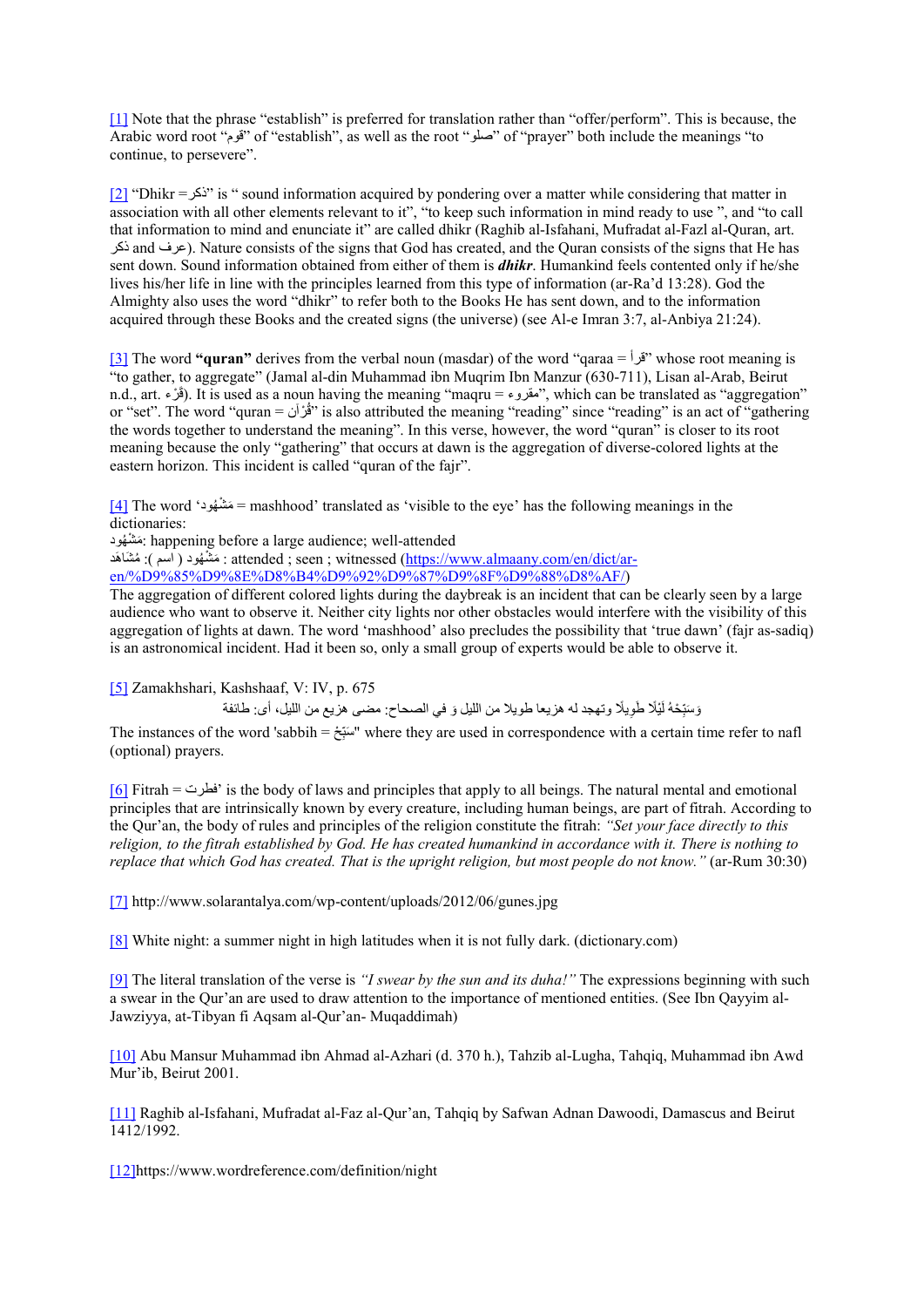[1] Note that the phrase “establish” is preferred for translation rather than “offer/perform”. This is because, the Arabic word root “قوم” of “establish”, as well as the root “صلو” of “prayer” both include the meanings “to continue, to persevere”.

[2] “Dhikr = ذكر” is “ sound information acquired by pondering over a matter while considering that matter in association with all other elements relevant to it”, “to keep such information in mind ready to use ”, and “to call that information to mind and enunciate it” are called dhikr (Raghib al-Isfahani, Mufradat al-Fazl al-Quran, art. ذكر and عرف). Nature consists of the signs that God has created, and the Quran consists of the signs that He has sent down. Sound information obtained from either of them is ***dhikr***. Humankind feels contented only if he/she lives his/her life in line with the principles learned from this type of information (ar-Ra’d 13:28). God the Almighty also uses the word “dhikr” to refer both to the Books He has sent down, and to the information acquired through these Books and the created signs (the universe) (see Al-e Imran 3:7, al-Anbiya 21:24).

[3] The word **“quran”** derives from the verbal noun (masdar) of the word “qaraa = قرأ” whose root meaning is “to gather, to aggregate” (Jamal al-din Muhammad ibn Muqrim Ibn Manzur (630-711), Lisan al-Arab, Beirut n.d., art. قَرْء). It is used as a noun having the meaning “maqru = مقروء”, which can be translated as “aggregation” or “set”. The word “quran = قُرْآن” is also attributed the meaning “reading” since “reading” is an act of “gathering the words together to understand the meaning”. In this verse, however, the word “quran” is closer to its root meaning because the only “gathering” that occurs at dawn is the aggregation of diverse-colored lights at the eastern horizon. This incident is called “quran of the fajr”.

[4] The word ‘مَشْهُود = mashhood’ translated as ‘visible to the eye’ has the following meanings in the dictionaries:

مَشْهُود: happening before a large audience; well-attended

مَشْهُود ( اسم ): مُشَاهَد : attended ; seen ; witnessed (https://www.almaany.com/en/dict/ar-en/%D9%85%D9%8E%D8%B4%D9%92%D9%87%D9%8F%D9%88%D8%AF/)

The aggregation of different colored lights during the daybreak is an incident that can be clearly seen by a large audience who want to observe it. Neither city lights nor other obstacles would interfere with the visibility of this aggregation of lights at dawn. The word ‘mashhood’ also precludes the possibility that ‘true dawn’ (fajr as-sadiq) is an astronomical incident. Had it been so, only a small group of experts would be able to observe it.

[5] Zamakhshari, Kashshaaf, V: IV, p. 675

وَسَبِّحْهُ لَيْلًا طَوِيلًا وتهجد له هزيعا طويلا من الليل و في الصحاح: مضى هزيع من الليل، أى: طائفة

The instances of the word 'sabbih = سَبِّحْ" where they are used in correspondence with a certain time refer to nafl (optional) prayers.

[6] Fitrah = فطرت’ is the body of laws and principles that apply to all beings. The natural mental and emotional principles that are intrinsically known by every creature, including human beings, are part of fitrah. According to the Qur’an, the body of rules and principles of the religion constitute the fitrah: *“Set your face directly to this religion, to the fitrah established by God. He has created humankind in accordance with it. There is nothing to replace that which God has created. That is the upright religion, but most people do not know.”* (ar-Rum 30:30)

[7] http://www.solarantalya.com/wp-content/uploads/2012/06/gunes.jpg

[8] White night: a summer night in high latitudes when it is not fully dark. (dictionary.com)

[9] The literal translation of the verse is *“I swear by the sun and its duha!”* The expressions beginning with such a swear in the Qur’an are used to draw attention to the importance of mentioned entities. (See Ibn Qayyim al-Jawziyya, at-Tibyan fi Aqsam al-Qur’an- Muqaddimah)

[10] Abu Mansur Muhammad ibn Ahmad al-Azhari (d. 370 h.), Tahzib al-Lugha, Tahqiq, Muhammad ibn Awd Mur’ib, Beirut 2001.

[11] Raghib al-Isfahani, Mufradat al-Faz al-Qur’an, Tahqiq by Safwan Adnan Dawoodi, Damascus and Beirut 1412/1992.

[12]https://www.wordreference.com/definition/night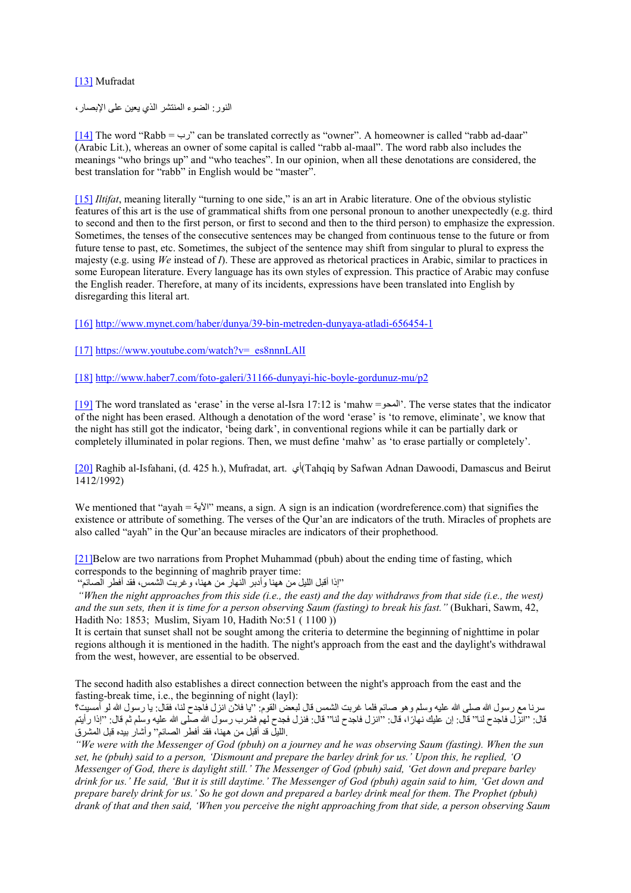[13] Mufradat

النور: الضوء المنتشر الذي يعين على الإبصار،

[14] The word "Rabb = رب" can be translated correctly as "owner". A homeowner is called "rabb ad-daar" (Arabic Lit.), whereas an owner of some capital is called "rabb al-maal". The word rabb also includes the meanings "who brings up" and "who teaches". In our opinion, when all these denotations are considered, the best translation for "rabb" in English would be "master".

[15] *Iltifat*, meaning literally "turning to one side," is an art in Arabic literature. One of the obvious stylistic features of this art is the use of grammatical shifts from one personal pronoun to another unexpectedly (e.g. third to second and then to the first person, or first to second and then to the third person) to emphasize the expression. Sometimes, the tenses of the consecutive sentences may be changed from continuous tense to the future or from future tense to past, etc. Sometimes, the subject of the sentence may shift from singular to plural to express the majesty (e.g. using *We* instead of *I*). These are approved as rhetorical practices in Arabic, similar to practices in some European literature. Every language has its own styles of expression. This practice of Arabic may confuse the English reader. Therefore, at many of its incidents, expressions have been translated into English by disregarding this literal art.

[16] http://www.mynet.com/haber/dunya/39-bin-metreden-dunyaya-atladi-656454-1

[17] https://www.youtube.com/watch?v=_es8nnnLAlI

[18] http://www.haber7.com/foto-galeri/31166-dunyayi-hic-boyle-gordunuz-mu/p2

[19] The word translated as 'erase' in the verse al-Isra 17:12 is 'mahw =المحو'. The verse states that the indicator of the night has been erased. Although a denotation of the word 'erase' is 'to remove, eliminate', we know that the night has still got the indicator, 'being dark', in conventional regions while it can be partially dark or completely illuminated in polar regions. Then, we must define 'mahw' as 'to erase partially or completely'.

[20] Raghib al-Isfahani, (d. 425 h.), Mufradat, art. أي(Tahqiq by Safwan Adnan Dawoodi, Damascus and Beirut 1412/1992)

We mentioned that "ayah = الآية" means, a sign. A sign is an indication (wordreference.com) that signifies the existence or attribute of something. The verses of the Qur'an are indicators of the truth. Miracles of prophets are also called "ayah" in the Qur'an because miracles are indicators of their prophethood.

[21]Below are two narrations from Prophet Muhammad (pbuh) about the ending time of fasting, which corresponds to the beginning of maghrib prayer time:

"إذا أقبل الليل من ههنا وأدبر النهار من ههنا، وغربت الشمس، فقد أفطر الصائم"

*"When the night approaches from this side (i.e., the east) and the day withdraws from that side (i.e., the west) and the sun sets, then it is time for a person observing Saum (fasting) to break his fast."* (Bukhari, Sawm, 42, Hadith No: 1853; Muslim, Siyam 10, Hadith No:51 ( 1100 ))

It is certain that sunset shall not be sought among the criteria to determine the beginning of nighttime in polar regions although it is mentioned in the hadith. The night's approach from the east and the daylight's withdrawal from the west, however, are essential to be observed.

The second hadith also establishes a direct connection between the night's approach from the east and the fasting-break time, i.e., the beginning of night (layl):

سرنا مع رسول الله صلى الله عليه وسلم وهو صائم فلما غربت الشمس قال لبعض القوم: "يا فلان انزل فاجدح لنا، فقال: يا رسول الله لو أمسيت؟ قال: "انزل فاجدح لنا" قال: إن عليك نهارًا، قال: "انزل فاجدح لنا" قال: فنزل فجدح لهم فشرب رسول الله صلى الله عليه وسلم ثم قال: "إذا رأيتم الليل قد أقبل من ههنا، فقد أفطر الصائم" وأشار بيده قبل المشرق.

*"We were with the Messenger of God (pbuh) on a journey and he was observing Saum (fasting). When the sun set, he (pbuh) said to a person, 'Dismount and prepare the barley drink for us.' Upon this, he replied, 'O Messenger of God, there is daylight still.' The Messenger of God (pbuh) said, 'Get down and prepare barley drink for us.' He said, 'But it is still daytime.' The Messenger of God (pbuh) again said to him, 'Get down and prepare barely drink for us.' So he got down and prepared a barley drink meal for them. The Prophet (pbuh) drank of that and then said, 'When you perceive the night approaching from that side, a person observing Saum*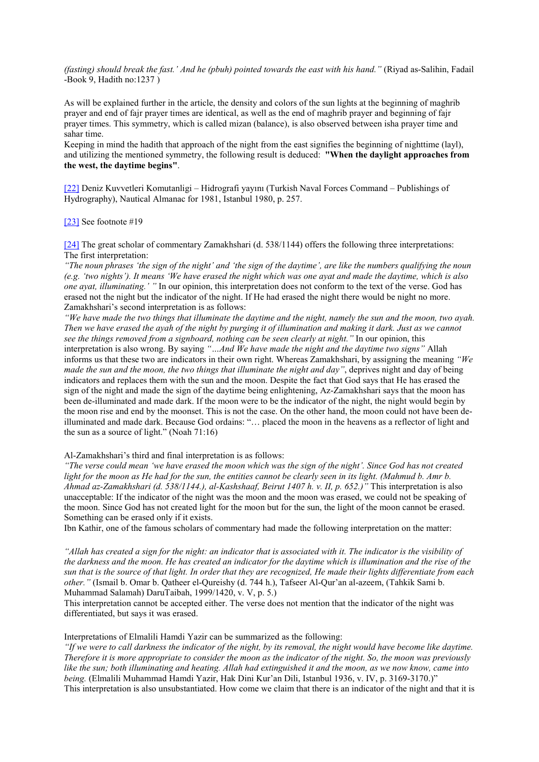*(fasting) should break the fast.' And he (pbuh) pointed towards the east with his hand."* (Riyad as-Salihin, Fadail -Book 9, Hadith no:1237 )

As will be explained further in the article, the density and colors of the sun lights at the beginning of maghrib prayer and end of fajr prayer times are identical, as well as the end of maghrib prayer and beginning of fajr prayer times. This symmetry, which is called mizan (balance), is also observed between isha prayer time and sahar time.
Keeping in mind the hadith that approach of the night from the east signifies the beginning of nighttime (layl), and utilizing the mentioned symmetry, the following result is deduced: **"When the daylight approaches from the west, the daytime begins"**.

[22] Deniz Kuvvetleri Komutanligi – Hidrografi yayını (Turkish Naval Forces Command – Publishings of Hydrography), Nautical Almanac for 1981, Istanbul 1980, p. 257.

[23] See footnote #19

[24] The great scholar of commentary Zamakhshari (d. 538/1144) offers the following three interpretations:
The first interpretation:
*"The noun phrases 'the sign of the night' and 'the sign of the daytime', are like the numbers qualifying the noun (e.g. 'two nights'). It means 'We have erased the night which was one ayat and made the daytime, which is also one ayat, illuminating.' "* In our opinion, this interpretation does not conform to the text of the verse. God has erased not the night but the indicator of the night. If He had erased the night there would be night no more.
Zamakhshari's second interpretation is as follows:
*"We have made the two things that illuminate the daytime and the night, namely the sun and the moon, two ayah. Then we have erased the ayah of the night by purging it of illumination and making it dark. Just as we cannot see the things removed from a signboard, nothing can be seen clearly at night."* In our opinion, this interpretation is also wrong. By saying *"…And We have made the night and the daytime two signs"* Allah informs us that these two are indicators in their own right. Whereas Zamakhshari, by assigning the meaning *"We made the sun and the moon, the two things that illuminate the night and day"*, deprives night and day of being indicators and replaces them with the sun and the moon. Despite the fact that God says that He has erased the sign of the night and made the sign of the daytime being enlightening, Az-Zamakhshari says that the moon has been de-illuminated and made dark. If the moon were to be the indicator of the night, the night would begin by the moon rise and end by the moonset. This is not the case. On the other hand, the moon could not have been de-illuminated and made dark. Because God ordains: "… placed the moon in the heavens as a reflector of light and the sun as a source of light." (Noah 71:16)

Al-Zamakhshari's third and final interpretation is as follows:
*"The verse could mean 'we have erased the moon which was the sign of the night'. Since God has not created light for the moon as He had for the sun, the entities cannot be clearly seen in its light. (Mahmud b. Amr b. Ahmad az-Zamakhshari (d. 538/1144.), al-Kashshaaf, Beirut 1407 h. v. II, p. 652.)"* This interpretation is also unacceptable: If the indicator of the night was the moon and the moon was erased, we could not be speaking of the moon. Since God has not created light for the moon but for the sun, the light of the moon cannot be erased. Something can be erased only if it exists.
Ibn Kathir, one of the famous scholars of commentary had made the following interpretation on the matter:

*"Allah has created a sign for the night: an indicator that is associated with it. The indicator is the visibility of the darkness and the moon. He has created an indicator for the daytime which is illumination and the rise of the sun that is the source of that light. In order that they are recognized, He made their lights differentiate from each other."* (Ismail b. Omar b. Qatheer el-Qureishy (d. 744 h.), Tafseer Al-Qur'an al-azeem, (Tahkik Sami b. Muhammad Salamah) DaruTaibah, 1999/1420, v. V, p. 5.)
This interpretation cannot be accepted either. The verse does not mention that the indicator of the night was differentiated, but says it was erased.

Interpretations of Elmalili Hamdi Yazir can be summarized as the following:
*"If we were to call darkness the indicator of the night, by its removal, the night would have become like daytime. Therefore it is more appropriate to consider the moon as the indicator of the night. So, the moon was previously like the sun; both illuminating and heating. Allah had extinguished it and the moon, as we now know, came into being.* (Elmalili Muhammad Hamdi Yazir, Hak Dini Kur'an Dili, Istanbul 1936, v. IV, p. 3169-3170.)"
This interpretation is also unsubstantiated. How come we claim that there is an indicator of the night and that it is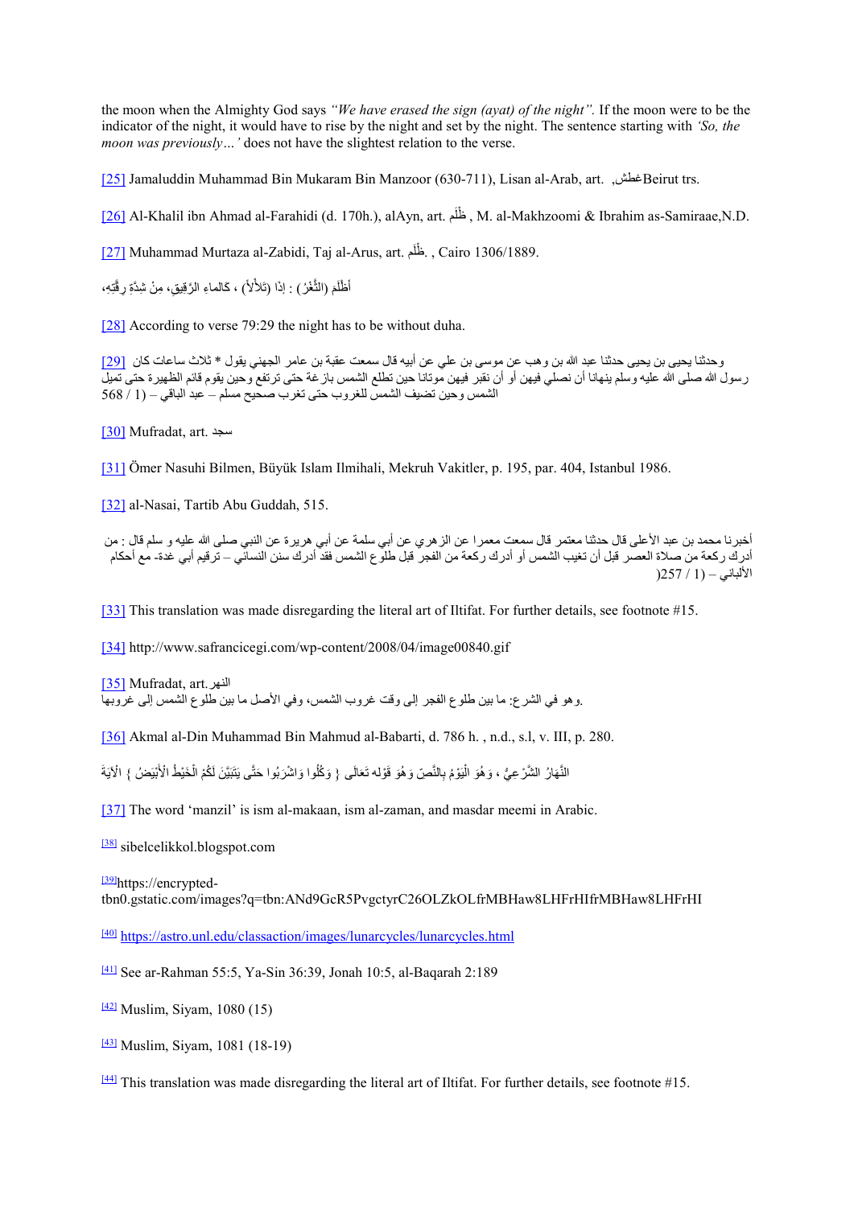the moon when the Almighty God says *"We have erased the sign (ayat) of the night"*. If the moon were to be the indicator of the night, it would have to rise by the night and set by the night. The sentence starting with *'So, the moon was previously…'* does not have the slightest relation to the verse.

[25] Jamaluddin Muhammad Bin Mukaram Bin Manzoor (630-711), Lisan al-Arab, art. غطش, Beirut trs.

[26] Al-Khalil ibn Ahmad al-Farahidi (d. 170h.), alAyn, art. ظَلَم , M. al-Makhzoomi & Ibrahim as-Samiraae,N.D.

[27] Muhammad Murtaza al-Zabidi, Taj al-Arus, art. ظَلَم. , Cairo 1306/1889.

أَظْلَمَ (الثَّغْرُ) : إذَا (تَلأْلأَ) ، كَالماءِ الرَّقِيقِ، مِنْ شِدَّةِ رِقَّتِه،

[28] According to verse 79:29 the night has to be without duha.

[29] وحدثنا يحيى بن يحيى حدثنا عبد الله بن وهب عن موسى بن علي عن أبيه قال سمعت عقبة بن عامر الجهني يقول * ثلاث ساعات كان رسول الله صلى الله عليه وسلم ينهانا أن نصلي فيهن أو أن نقبر فيهن موتانا حين تطلع الشمس بازغة حتى ترتفع وحين يقوم قائم الظهيرة حتى تميل الشمس وحين تضيف الشمس للغروب حتى تغرب صحيح مسلم – عبد الباقي – (1 / 568

[30] Mufradat, art. سجد

[31] Ömer Nasuhi Bilmen, Büyük Islam Ilmihali, Mekruh Vakitler, p. 195, par. 404, Istanbul 1986.

[32] al-Nasai, Tartib Abu Guddah, 515.

أخبرنا محمد بن عبد الأعلى قال حدثنا معتمر قال سمعت معمرا عن الزهري عن أبي سلمة عن أبي هريرة عن النبي صلى الله عليه و سلم قال : من أدرك ركعة من صلاة العصر قبل أن تغيب الشمس أو أدرك ركعة من الفجر قبل طلوع الشمس فقد أدرك سنن النسائي – ترقيم أبي غدة- مع أحكام الألباني – (1 / 257)

[33] This translation was made disregarding the literal art of Iltifat. For further details, see footnote #15.

[34] http://www.safrancicegi.com/wp-content/2008/04/image00840.gif

[35] Mufradat, art. النهر

وهو في الشرع: ما بين طلوع الفجر إلى وقت غروب الشمس، وفي الأصل ما بين طلوع الشمس إلى غروبها.

[36] Akmal al-Din Muhammad Bin Mahmud al-Babarti, d. 786 h. , n.d., s.l, v. III, p. 280.

النَّهَارُ الشَّرْعِيُّ ، وَهُوَ الْيَوْمُ بِالنَّصِّ وَهُوَ قَوْله تَعَالَى { وَكُلُوا وَاشْرَبُوا حَتَّى يَتَبَيَّنَ لَكُمْ الْخَيْطُ الأَبْيَضُ } الآيَةَ

[37] The word 'manzil' is ism al-makaan, ism al-zaman, and masdar meemi in Arabic.

[38] sibelcelikkol.blogspot.com

[39] https://encrypted-tbn0.gstatic.com/images?q=tbn:ANd9GcR5PvgctyrC26OLZkOLfrMBHaw8LHFrHIfrMBHaw8LHFrHI

[40] https://astro.unl.edu/classaction/images/lunarcycles/lunarcycles.html

[41] See ar-Rahman 55:5, Ya-Sin 36:39, Jonah 10:5, al-Baqarah 2:189

[42] Muslim, Siyam, 1080 (15)

[43] Muslim, Siyam, 1081 (18-19)

[44] This translation was made disregarding the literal art of Iltifat. For further details, see footnote #15.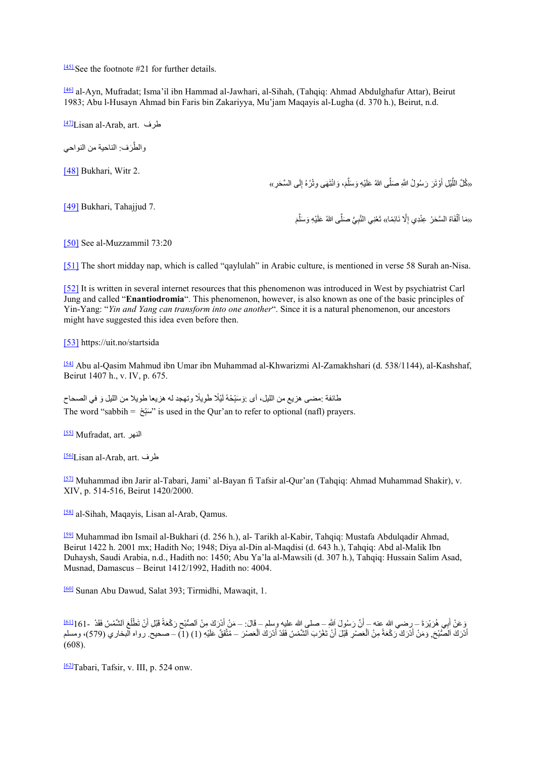[45]See the footnote #21 for further details.

[46] al-Ayn, Mufradat; Isma'il ibn Hammad al-Jawhari, al-Sihah, (Tahqiq: Ahmad Abdulghafur Attar), Beirut 1983; Abu l-Husayn Ahmad bin Faris bin Zakariyya, Mu'jam Maqayis al-Lugha (d. 370 h.), Beirut, n.d.

[47]Lisan al-Arab, art. طرف

والطَّرَف: الناحية من النواحي

[48] Bukhari, Witr 2.

«كُلَّ اللَّيْلِ أَوْتَرَ رَسُولُ اللَّهِ صَلَّى اللهُ عَلَيْهِ وَسَلَّمَ، وَانْتَهَى وِتْرُهُ إِلَى السَّحَرِ»

[49] Bukhari, Tahajjud 7.

«مَا أَلْفَاهُ السَّحَرُ عِنْدِي إِلَّا نَائِمًا» تَعْنِي النَّبِيَّ صَلَّى اللهُ عَلَيْهِ وَسَلَّمَ

[50] See al-Muzzammil 73:20

[51] The short midday nap, which is called "qaylulah" in Arabic culture, is mentioned in verse 58 Surah an-Nisa.

[52] It is written in several internet resources that this phenomenon was introduced in West by psychiatrist Carl Jung and called "**Enantiodromia**". This phenomenon, however, is also known as one of the basic principles of Yin-Yang: "*Yin and Yang can transform into one another*". Since it is a natural phenomenon, our ancestors might have suggested this idea even before then.

[53] https://uit.no/startsida

[54] Abu al-Qasim Mahmud ibn Umar ibn Muhammad al-Khwarizmi Al-Zamakhshari (d. 538/1144), al-Kashshaf, Beirut 1407 h., v. IV, p. 675.

طائفة :مضى هزيع من الليل، أى :وَسَبِّحْهُ لَيْلًا طَوِيلًا وتهجد له هزيعا طويلا من الليل وَ في الصحاح

The word "sabbih = سَبِّحْ" is used in the Qur'an to refer to optional (nafl) prayers.

[55] Mufradat, art. النهر

[56]Lisan al-Arab, art. طرف

[57] Muhammad ibn Jarir al-Tabari, Jami' al-Bayan fi Tafsir al-Qur'an (Tahqiq: Ahmad Muhammad Shakir), v. XIV, p. 514-516, Beirut 1420/2000.

[58] al-Sihah, Maqayis, Lisan al-Arab, Qamus.

[59] Muhammad ibn Ismail al-Bukhari (d. 256 h.), al- Tarikh al-Kabir, Tahqiq: Mustafa Abdulqadir Ahmad, Beirut 1422 h. 2001 mx; Hadith No; 1948; Diya al-Din al-Maqdisi (d. 643 h.), Tahqiq: Abd al-Malik Ibn Duhaysh, Saudi Arabia, n.d., Hadith no: 1450; Abu Ya'la al-Mawsili (d. 307 h.), Tahqiq: Hussain Salim Asad, Musnad, Damascus – Beirut 1412/1992, Hadith no: 4004.

[60] Sunan Abu Dawud, Salat 393; Tirmidhi, Mawaqit, 1.

[61] 161- وَعَنْ أَبِي هُرَيْرَةَ – رضي الله عنه – أَنَّ رَسُولَ اَللَّهِ – صلى الله عليه وسلم – قَالَ: – مَنْ أَدْرَكَ مِنْ اَلصُّبْحِ رَكْعَةً قَبْلَ أَنْ تَطْلُعَ اَلشَّمْسُ فَقَدْ أَدْرَكَ اَلصُّبْحَ, وَمَنْ أَدْرَكَ رَكْعَةً مِنْ اَلْعَصْرِ قَبْلَ أَنْ تَغْرُبَ اَلشَّمْسُ فَقَدْ أَدْرَكَ اَلْعَصْرَ – مُتَّفَقٌ عَلَيْهِ (1) – صحيح. رواه البخاري (579)، ومسلم (608).

[62]Tabari, Tafsir, v. III, p. 524 onw.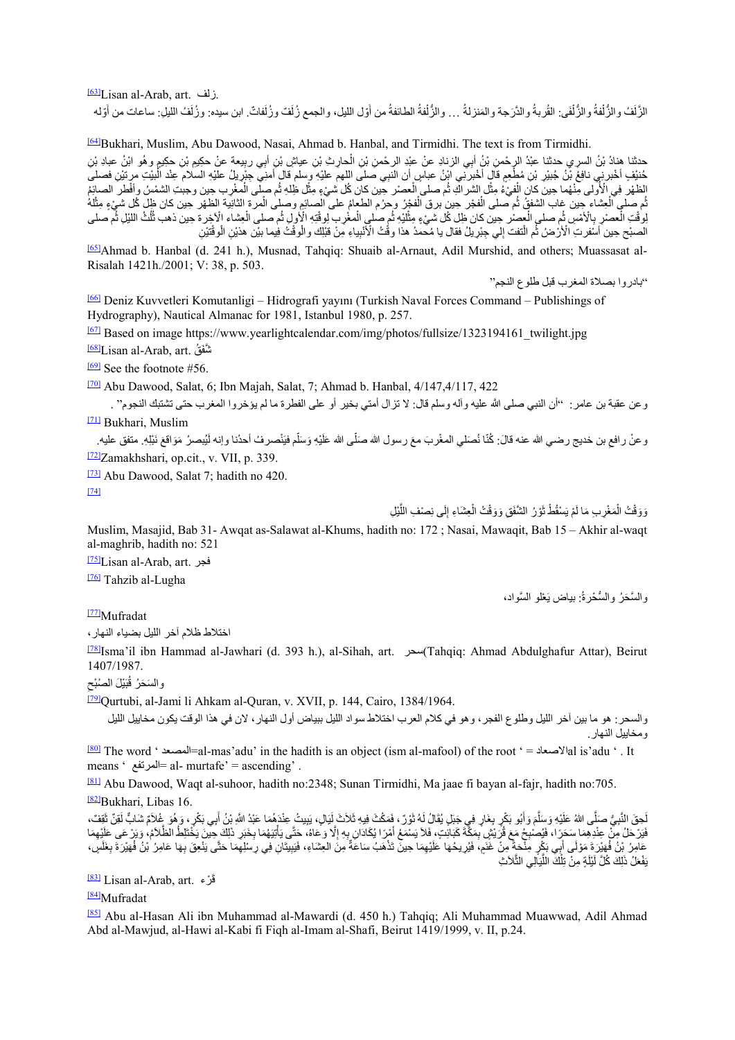[63]Lisan al-Arab, art. زلف.

الزَّلَفُ والزُّلْفةُ والزُّلْفَى: القُربةُ والدَّرجة والمَنزلةُ … والزُّلْفةُ الطائفةُ من أَوّل الليل، والجمع زُلَفٌ وزُلَفاتٌ. ابن سيده: وزُلَفُ الليلِ: ساعات من أَوّله

[64]Bukhari, Muslim, Abu Dawood, Nasai, Ahmad b. Hanbal, and Tirmidhi. The text is from Tirmidhi.

حدثنا هنادُ بْنُ السري حدثنا عبْدُ الرحْمنِ بْنُ أبِي الزنادِ عنْ عبْدِ الرحْمنِ بْنِ الْحارِثِ بْنِ عياشِ بْنِ أبِي ربِيعة عنْ حكِيمِ بْنِ حكِيمٍ وهُو ابْنُ عبادِ بْنِ حُنيْفٍ أخْبرنِي نافِعُ بْنُ جُبيْرِ بْنِ مُطْعِمٍ قال أخْبرنِي ابْنُ عباسٍ أن النبِي صلى اللهم عليْهِ وسلم قال أمنِي جِبْرِيلُ عليْهِ السلام عِنْد الْبيْتِ مرتيْنِ فصلى الظهْر فِي الْأُولى مِنْهُما حِين كان الْفيْءُ مِثْل الشراكِ ثُم صلى الْعصْر حِين كان كُل شيْءٍ مِثْل ظِلهِ ثُم صلى الْمغْرِب حِين وجبتِ الشمْسُ وأفْطر الصائِمُ ثُم صلى الْعِشاء حِين غاب الشفقُ ثُم صلى الْفجْر حِين برق الْفجْرُ وحرُم الطعامُ على الصائِمِ وصلى الْمرة الثانِية الظهْر حِين كان ظِل كُل شيْءٍ مِثْلهُ لِوقْتِ الْعصْرِ بِالْأمْسِ ثُم صلى الْعصْر حِين كان ظِل كُل شيْءٍ مِثْليْهِ ثُم صلى الْمغْرِب لِوقْتِهِ الْأولِ ثُم صلى الْعِشاء الْآخِرة حِين ذهب ثُلُثُ الليْلِ ثُم صلى الصبْح حِين أسْفرتِ الْأرْضُ ثُم الْتفت إلي جِبْرِيلُ فقال يا مُحمدُ هذا وقْتُ الْأنْبِياءِ مِنْ قبْلِك والْوقْتُ فِيما بيْن هذيْنِ الْوقْتيْنِ

[65]Ahmad b. Hanbal (d. 241 h.), Musnad, Tahqiq: Shuaib al-Arnaut, Adil Murshid, and others; Muassasat al-Risalah 1421h./2001; V: 38, p. 503.

"بادروا بصلاة المغرب قبل طلوع النجم"

[66] Deniz Kuvvetleri Komutanligi – Hidrografi yayını (Turkish Naval Forces Command – Publishings of Hydrography), Nautical Almanac for 1981, Istanbul 1980, p. 257.

[67] Based on image https://www.yearlightcalendar.com/img/photos/fullsize/1323194161_twilight.jpg

[68]Lisan al-Arab, art. شَفَقُ.

[69] See the footnote #56.

[70] Abu Dawood, Salat, 6; Ibn Majah, Salat, 7; Ahmad b. Hanbal, 4/147,4/117, 422

وعن عقبة بن عامر: "أن النبي صلى الله عليه واله وسلم قال: لا تزال أمتي بخير أو على الفطرة ما لم يؤخروا المغرب حتى تشتبك النجوم".

[71] Bukhari, Muslim

وعنْ رافِعِ بن خديج رضي الله عنه قالَ: كُنَّا نُصَلي المغْربَ معَ رسول الله صَلَّى الله عَلَيْهِ وَسَلَّم فينْصرفُ أحدُنا وإنه لَيُبصرُ مَوَاقعَ نَبْلِهِ. متفق عليه.

[72]Zamakhshari, op.cit., v. VII, p. 339.

[73] Abu Dawood, Salat 7; hadith no 420.

[74]

وَوَقْتُ الْمَغْرِبِ مَا لَمْ يَسْقُطْ ثَوْرُ الشَّفَقِ وَوَقْتُ الْعِشَاءِ إِلَى نِصْفِ اللَّيْلِ

Muslim, Masajid, Bab 31- Awqat as-Salawat al-Khums, hadith no: 172 ; Nasai, Mawaqit, Bab 15 – Akhir al-waqt al-maghrib, hadith no: 521

[75]Lisan al-Arab, art. فجر

[76] Tahzib al-Lugha

والسَّحَرُ والسُّحْرةُ: بياض يَعْلو السَّواد،

[77]Mufradat

اختلاط ظلام آخر الليل بضياء النهار،

[78]Isma'il ibn Hammad al-Jawhari (d. 393 h.), al-Sihah, art. سحر(Tahqiq: Ahmad Abdulghafur Attar), Beirut 1407/1987.

والسَحَرُ قُبَيْلَ الصُبْح

[79]Qurtubi, al-Jami li Ahkam al-Quran, v. XVII, p. 144, Cairo, 1384/1964.

والسحر: هو ما بين آخر الليل وطلوع الفجر، وهو في كلام العرب اختلاط سواد الليل ببياض أول النهار، لان في هذا الوقت يكون مخاييل الليل ومخاييل النهار.

[80] The word ' المصعد=al-mas'adu' in the hadith is an object (ism al-mafool) of the root ' = الاصعادal is'adu ' . It means ' المرتفع= al- murtafe' = ascending' .

[81] Abu Dawood, Waqt al-suhoor, hadith no:2348; Sunan Tirmidhi, Ma jaae fi bayan al-fajr, hadith no:705.

[82]Bukhari, Libas 16.

لَحِقَ النَّبِيُّ صَلَّى اللهُ عَلَيْهِ وَسَلَّمَ وَأَبُو بَكْرٍ بِغَارٍ فِي جَبَلٍ يُقَالُ لَهُ ثَوْرٌ، فَمَكَثَ فِيهِ ثَلَاثَ لَيَالٍ، يَبِيتُ عِنْدَهُمَا عَبْدُ اللَّهِ بْنُ أَبِي بَكْرٍ، وَهُوَ غُلَامٌ شَابٌّ لَقِنٌ ثَقِفٌ، فَيَرْحَلُ مِنْ عِنْدِهِمَا سَحَرًا، فَيُصْبِحُ مَعَ قُرَيْشٍ بِمَكَّةَ كَبَائِتٍ، فَلاَ يَسْمَعُ أَمْرًا يُكَادَانِ بِهِ إِلَّا وَعَاهُ، حَتَّى يَأْتِيَهُمَا بِخَبَرِ ذَلِكَ حِينَ يَخْتَلِطُ الظَّلَامُ، وَيَرْعَى عَلَيْهِمَا عَامِرُ بْنُ فُهَيْرَةَ مَوْلَى أَبِي بَكْرٍ مِنْحَةً مِنْ غَنَمٍ، فَيُرِيحُهَا عَلَيْهِمَا حِينَ تَذْهَبُ سَاعَةٌ مِنَ العِشَاءِ، فَيَبِيتَانِ فِي رِسْلِهِمَا حَتَّى يَنْعِقَ بِهَا عَامِرُ بْنُ فُهَيْرَةَ بِغَلَسٍ، يَفْعَلُ ذَلِكَ كُلَّ لَيْلَةٍ مِنْ تِلْكَ اللَّيَالِي الثَّلاَثِ

[83] Lisan al-Arab, art. قَرْء

[84]Mufradat

[85] Abu al-Hasan Ali ibn Muhammad al-Mawardi (d. 450 h.) Tahqiq; Ali Muhammad Muawwad, Adil Ahmad Abd al-Mawjud, al-Hawi al-Kabi fi Fiqh al-Imam al-Shafi, Beirut 1419/1999, v. II, p.24.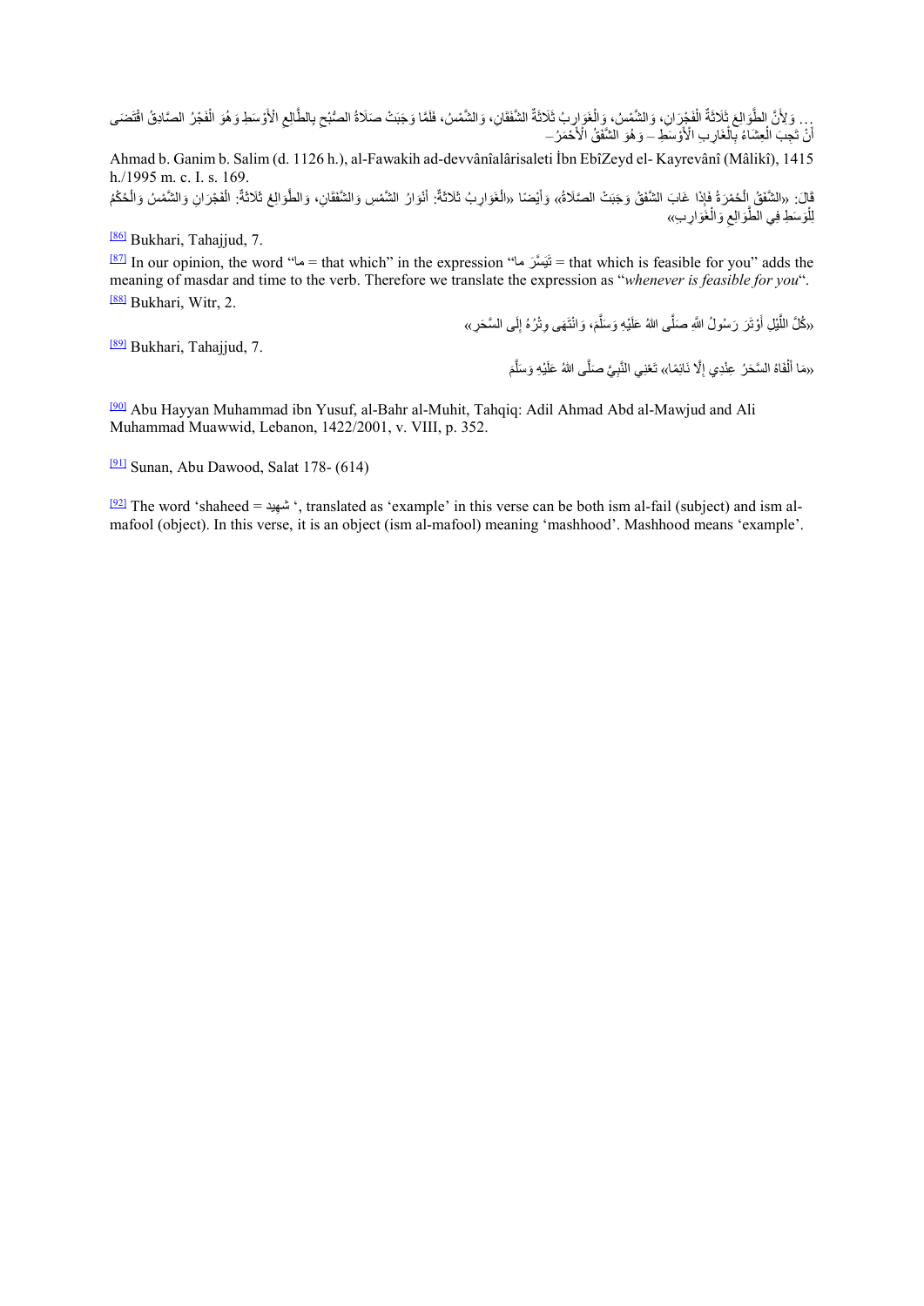... وَلِأَنَّ الطَّوَالِعَ ثَلَاثَةٌ الْفَجْرَانِ، وَالشَّمْسُ، وَالْغَوَارِبُ ثَلَاثَةٌ الشَّفَقَانِ، وَالشَّمْسُ، فَلَمَّا وَجَبَتْ صَلَاةُ الصُّبْحِ بِالطَّالِعِ الْأَوْسَطِ وَهُوَ الْفَجْرُ الصَّادِقُ اقْتَضَى أَنْ تَجِبَ الْعِشَاءُ بِالْغَارِبِ الْأَوْسَطِ – وَهُوَ الشَّفَقُ الْأَحْمَرُ–

Ahmad b. Ganim b. Salim (d. 1126 h.), al-Fawakih ad-devvânîalârisaleti İbn EbîZeyd el- Kayrevânî (Mâlikî), 1415 h./1995 m. c. I. s. 169.

قَالَ: «الشَّفَقُ الْحُمْرَةُ فَإِذَا غَابَ الشَّفَقُ وَجَبَتْ الصَّلَاةُ» وَأَيْضًا «الْغَوَارِبُ ثَلَاثَةٌ: أَنْوَارُ الشَّمْسِ وَالشَّفَقَانِ، وَالطَّوَالِعُ ثَلَاثَةٌ: الْفَجْرَانِ وَالشَّمْسُ وَالْحُكْمُ لِلْوَسَطِ فِي الطَّوَالِعِ وَالْغَوَارِبِ»

[86] Bukhari, Tahajjud, 7.

[87] In our opinion, the word "ما = that which" in the expression "تَيَسَّرَ ما = that which is feasible for you" adds the meaning of masdar and time to the verb. Therefore we translate the expression as "*whenever is feasible for you*".

[88] Bukhari, Witr, 2.

«كُلَّ اللَّيْلِ أَوْتَرَ رَسُولُ اللَّهِ صَلَّى اللهُ عَلَيْهِ وَسَلَّمَ، وَانْتَهَى وِتْرُهُ إِلَى السَّحَرِ»

[89] Bukhari, Tahajjud, 7.

«مَا أَلْفَاهُ السَّحَرُ عِنْدِي إِلَّا نَائِمًا» تَعْنِي النَّبِيَّ صَلَّى اللهُ عَلَيْهِ وَسَلَّمَ

[90] Abu Hayyan Muhammad ibn Yusuf, al-Bahr al-Muhit, Tahqiq: Adil Ahmad Abd al-Mawjud and Ali Muhammad Muawwid, Lebanon, 1422/2001, v. VIII, p. 352.

[91] Sunan, Abu Dawood, Salat 178- (614)

[92] The word 'shaheed = شهيد', translated as 'example' in this verse can be both ism al-fail (subject) and ism al-mafool (object). In this verse, it is an object (ism al-mafool) meaning 'mashhood'. Mashhood means 'example'.